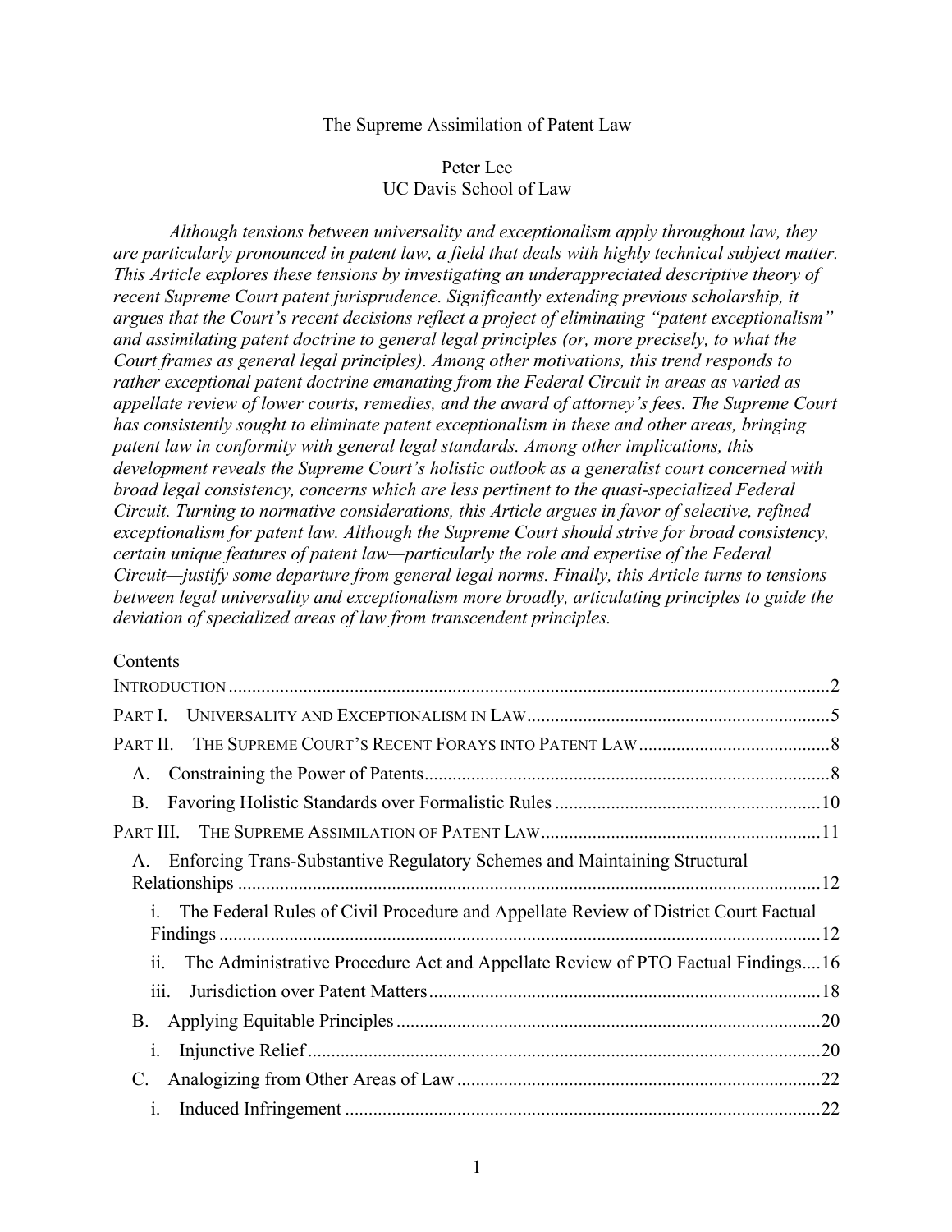# The Supreme Assimilation of Patent Law

Peter Lee
UC Davis School of Law

*Although tensions between universality and exceptionalism apply throughout law, they are particularly pronounced in patent law, a field that deals with highly technical subject matter. This Article explores these tensions by investigating an underappreciated descriptive theory of recent Supreme Court patent jurisprudence. Significantly extending previous scholarship, it argues that the Court's recent decisions reflect a project of eliminating "patent exceptionalism" and assimilating patent doctrine to general legal principles (or, more precisely, to what the Court frames as general legal principles). Among other motivations, this trend responds to rather exceptional patent doctrine emanating from the Federal Circuit in areas as varied as appellate review of lower courts, remedies, and the award of attorney's fees. The Supreme Court has consistently sought to eliminate patent exceptionalism in these and other areas, bringing patent law in conformity with general legal standards. Among other implications, this development reveals the Supreme Court's holistic outlook as a generalist court concerned with broad legal consistency, concerns which are less pertinent to the quasi-specialized Federal Circuit. Turning to normative considerations, this Article argues in favor of selective, refined exceptionalism for patent law. Although the Supreme Court should strive for broad consistency, certain unique features of patent law—particularly the role and expertise of the Federal Circuit—justify some departure from general legal norms. Finally, this Article turns to tensions between legal universality and exceptionalism more broadly, articulating principles to guide the deviation of specialized areas of law from transcendent principles.*

Contents

- INTRODUCTION ..... 2
- PART I. UNIVERSALITY AND EXCEPTIONALISM IN LAW ..... 5
- PART II. THE SUPREME COURT'S RECENT FORAYS INTO PATENT LAW ..... 8
  - A. Constraining the Power of Patents ..... 8
  - B. Favoring Holistic Standards over Formalistic Rules ..... 10
- PART III. THE SUPREME ASSIMILATION OF PATENT LAW ..... 11
  - A. Enforcing Trans-Substantive Regulatory Schemes and Maintaining Structural Relationships ..... 12
    - i. The Federal Rules of Civil Procedure and Appellate Review of District Court Factual Findings ..... 12
    - ii. The Administrative Procedure Act and Appellate Review of PTO Factual Findings ..... 16
    - iii. Jurisdiction over Patent Matters ..... 18
  - B. Applying Equitable Principles ..... 20
    - i. Injunctive Relief ..... 20
  - C. Analogizing from Other Areas of Law ..... 22
    - i. Induced Infringement ..... 22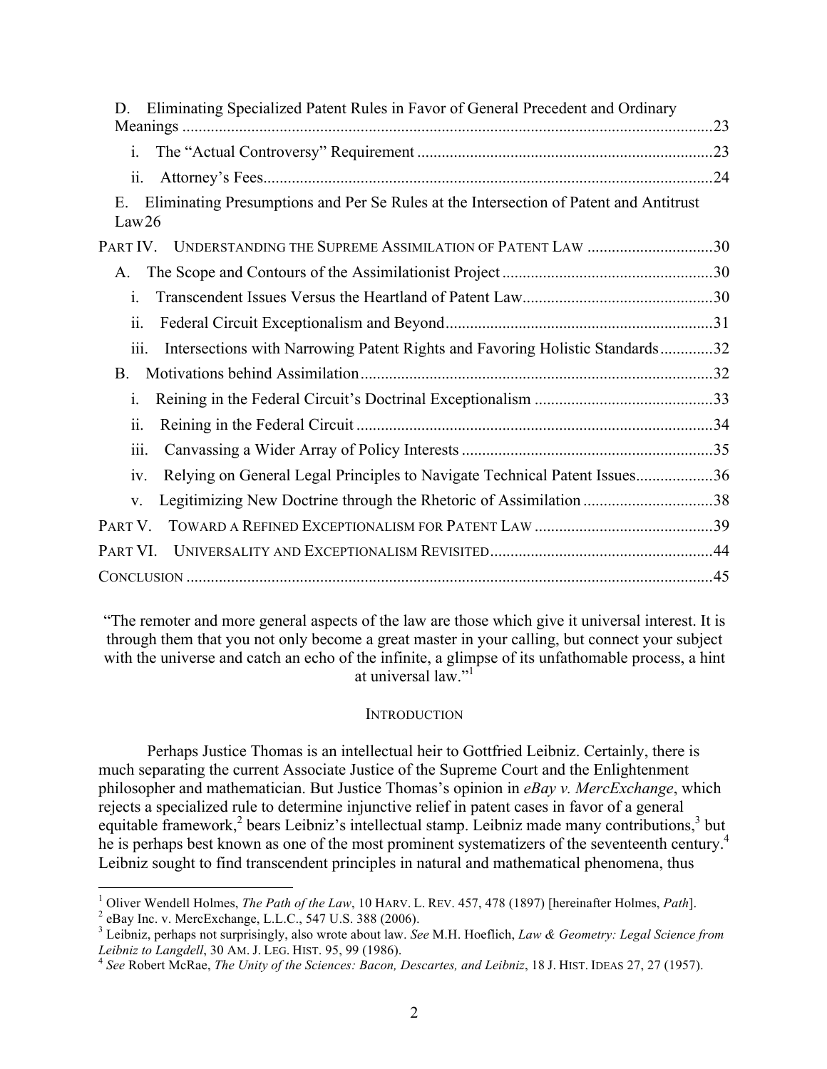D. Eliminating Specialized Patent Rules in Favor of General Precedent and Ordinary Meanings .....23

i. The "Actual Controversy" Requirement .....23

ii. Attorney's Fees.....24

E. Eliminating Presumptions and Per Se Rules at the Intersection of Patent and Antitrust Law 26

PART IV. UNDERSTANDING THE SUPREME ASSIMILATION OF PATENT LAW .....30

A. The Scope and Contours of the Assimilationist Project .....30

i. Transcendent Issues Versus the Heartland of Patent Law.....30

ii. Federal Circuit Exceptionalism and Beyond.....31

iii. Intersections with Narrowing Patent Rights and Favoring Holistic Standards.....32

B. Motivations behind Assimilation.....32

i. Reining in the Federal Circuit's Doctrinal Exceptionalism .....33

ii. Reining in the Federal Circuit .....34

iii. Canvassing a Wider Array of Policy Interests .....35

iv. Relying on General Legal Principles to Navigate Technical Patent Issues.....36

v. Legitimizing New Doctrine through the Rhetoric of Assimilation .....38

PART V. TOWARD A REFINED EXCEPTIONALISM FOR PATENT LAW .....39

PART VI. UNIVERSALITY AND EXCEPTIONALISM REVISITED.....44

CONCLUSION .....45

"The remoter and more general aspects of the law are those which give it universal interest. It is through them that you not only become a great master in your calling, but connect your subject with the universe and catch an echo of the infinite, a glimpse of its unfathomable process, a hint at universal law."[1]

## INTRODUCTION

Perhaps Justice Thomas is an intellectual heir to Gottfried Leibniz. Certainly, there is much separating the current Associate Justice of the Supreme Court and the Enlightenment philosopher and mathematician. But Justice Thomas's opinion in *eBay v. MercExchange*, which rejects a specialized rule to determine injunctive relief in patent cases in favor of a general equitable framework,[2] bears Leibniz's intellectual stamp. Leibniz made many contributions,[3] but he is perhaps best known as one of the most prominent systematizers of the seventeenth century.[4] Leibniz sought to find transcendent principles in natural and mathematical phenomena, thus

[1] Oliver Wendell Holmes, *The Path of the Law*, 10 HARV. L. REV. 457, 478 (1897) [hereinafter Holmes, *Path*].

[2] eBay Inc. v. MercExchange, L.L.C., 547 U.S. 388 (2006).

[3] Leibniz, perhaps not surprisingly, also wrote about law. *See* M.H. Hoeflich, *Law & Geometry: Legal Science from Leibniz to Langdell*, 30 AM. J. LEG. HIST. 95, 99 (1986).

[4] *See* Robert McRae, *The Unity of the Sciences: Bacon, Descartes, and Leibniz*, 18 J. HIST. IDEAS 27, 27 (1957).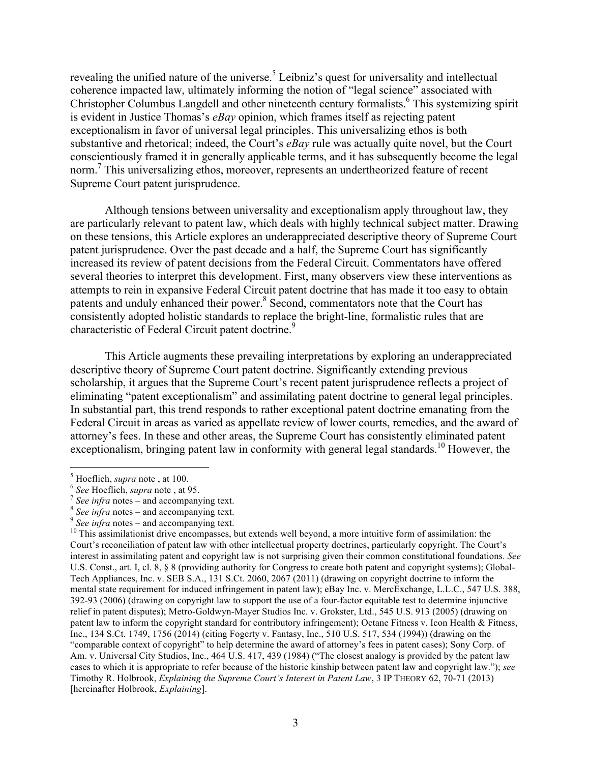revealing the unified nature of the universe.[5] Leibniz's quest for universality and intellectual coherence impacted law, ultimately informing the notion of "legal science" associated with Christopher Columbus Langdell and other nineteenth century formalists.[6] This systemizing spirit is evident in Justice Thomas's *eBay* opinion, which frames itself as rejecting patent exceptionalism in favor of universal legal principles. This universalizing ethos is both substantive and rhetorical; indeed, the Court's *eBay* rule was actually quite novel, but the Court conscientiously framed it in generally applicable terms, and it has subsequently become the legal norm.[7] This universalizing ethos, moreover, represents an undertheorized feature of recent Supreme Court patent jurisprudence.

Although tensions between universality and exceptionalism apply throughout law, they are particularly relevant to patent law, which deals with highly technical subject matter. Drawing on these tensions, this Article explores an underappreciated descriptive theory of Supreme Court patent jurisprudence. Over the past decade and a half, the Supreme Court has significantly increased its review of patent decisions from the Federal Circuit. Commentators have offered several theories to interpret this development. First, many observers view these interventions as attempts to rein in expansive Federal Circuit patent doctrine that has made it too easy to obtain patents and unduly enhanced their power.[8] Second, commentators note that the Court has consistently adopted holistic standards to replace the bright-line, formalistic rules that are characteristic of Federal Circuit patent doctrine.[9]

This Article augments these prevailing interpretations by exploring an underappreciated descriptive theory of Supreme Court patent doctrine. Significantly extending previous scholarship, it argues that the Supreme Court's recent patent jurisprudence reflects a project of eliminating "patent exceptionalism" and assimilating patent doctrine to general legal principles. In substantial part, this trend responds to rather exceptional patent doctrine emanating from the Federal Circuit in areas as varied as appellate review of lower courts, remedies, and the award of attorney's fees. In these and other areas, the Supreme Court has consistently eliminated patent exceptionalism, bringing patent law in conformity with general legal standards.[10] However, the

---

[5] Hoeflich, *supra* note , at 100.

[6] *See* Hoeflich, *supra* note , at 95.

[7] *See infra* notes – and accompanying text.

[8] *See infra* notes – and accompanying text.

[9] *See infra* notes – and accompanying text.

[10] This assimilationist drive encompasses, but extends well beyond, a more intuitive form of assimilation: the Court's reconciliation of patent law with other intellectual property doctrines, particularly copyright. The Court's interest in assimilating patent and copyright law is not surprising given their common constitutional foundations. *See* U.S. Const., art. I, cl. 8, § 8 (providing authority for Congress to create both patent and copyright systems); Global-Tech Appliances, Inc. v. SEB S.A., 131 S.Ct. 2060, 2067 (2011) (drawing on copyright doctrine to inform the mental state requirement for induced infringement in patent law); eBay Inc. v. MercExchange, L.L.C., 547 U.S. 388, 392-93 (2006) (drawing on copyright law to support the use of a four-factor equitable test to determine injunctive relief in patent disputes); Metro-Goldwyn-Mayer Studios Inc. v. Grokster, Ltd., 545 U.S. 913 (2005) (drawing on patent law to inform the copyright standard for contributory infringement); Octane Fitness v. Icon Health & Fitness, Inc., 134 S.Ct. 1749, 1756 (2014) (citing Fogerty v. Fantasy, Inc., 510 U.S. 517, 534 (1994)) (drawing on the "comparable context of copyright" to help determine the award of attorney's fees in patent cases); Sony Corp. of Am. v. Universal City Studios, Inc., 464 U.S. 417, 439 (1984) ("The closest analogy is provided by the patent law cases to which it is appropriate to refer because of the historic kinship between patent law and copyright law."); *see* Timothy R. Holbrook, *Explaining the Supreme Court's Interest in Patent Law*, 3 IP THEORY 62, 70-71 (2013) [hereinafter Holbrook, *Explaining*].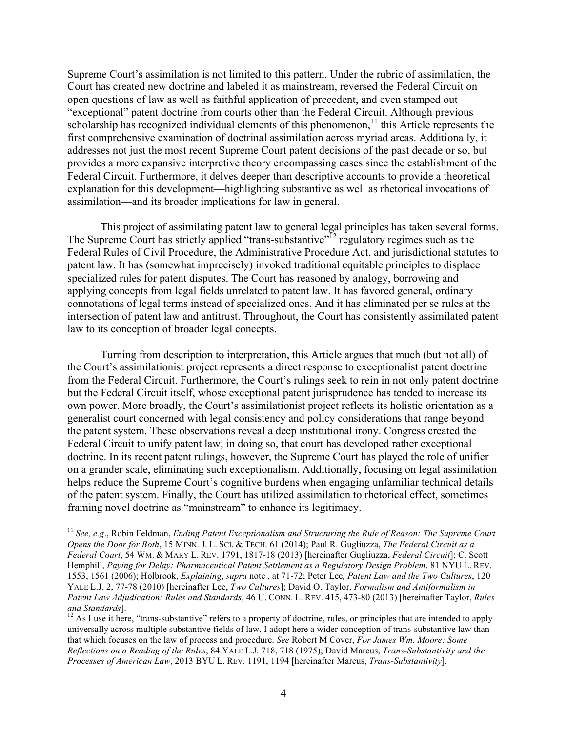Supreme Court's assimilation is not limited to this pattern. Under the rubric of assimilation, the Court has created new doctrine and labeled it as mainstream, reversed the Federal Circuit on open questions of law as well as faithful application of precedent, and even stamped out "exceptional" patent doctrine from courts other than the Federal Circuit. Although previous scholarship has recognized individual elements of this phenomenon,[11] this Article represents the first comprehensive examination of doctrinal assimilation across myriad areas. Additionally, it addresses not just the most recent Supreme Court patent decisions of the past decade or so, but provides a more expansive interpretive theory encompassing cases since the establishment of the Federal Circuit. Furthermore, it delves deeper than descriptive accounts to provide a theoretical explanation for this development—highlighting substantive as well as rhetorical invocations of assimilation—and its broader implications for law in general.

This project of assimilating patent law to general legal principles has taken several forms. The Supreme Court has strictly applied "trans-substantive"[12] regulatory regimes such as the Federal Rules of Civil Procedure, the Administrative Procedure Act, and jurisdictional statutes to patent law. It has (somewhat imprecisely) invoked traditional equitable principles to displace specialized rules for patent disputes. The Court has reasoned by analogy, borrowing and applying concepts from legal fields unrelated to patent law. It has favored general, ordinary connotations of legal terms instead of specialized ones. And it has eliminated per se rules at the intersection of patent law and antitrust. Throughout, the Court has consistently assimilated patent law to its conception of broader legal concepts.

Turning from description to interpretation, this Article argues that much (but not all) of the Court's assimilationist project represents a direct response to exceptionalist patent doctrine from the Federal Circuit. Furthermore, the Court's rulings seek to rein in not only patent doctrine but the Federal Circuit itself, whose exceptional patent jurisprudence has tended to increase its own power. More broadly, the Court's assimilationist project reflects its holistic orientation as a generalist court concerned with legal consistency and policy considerations that range beyond the patent system. These observations reveal a deep institutional irony. Congress created the Federal Circuit to unify patent law; in doing so, that court has developed rather exceptional doctrine. In its recent patent rulings, however, the Supreme Court has played the role of unifier on a grander scale, eliminating such exceptionalism. Additionally, focusing on legal assimilation helps reduce the Supreme Court's cognitive burdens when engaging unfamiliar technical details of the patent system. Finally, the Court has utilized assimilation to rhetorical effect, sometimes framing novel doctrine as "mainstream" to enhance its legitimacy.

---

[11] *See, e.g.*, Robin Feldman, *Ending Patent Exceptionalism and Structuring the Rule of Reason: The Supreme Court Opens the Door for Both*, 15 MINN. J. L. SCI. & TECH. 61 (2014); Paul R. Gugliuzza, *The Federal Circuit as a Federal Court*, 54 WM. & MARY L. REV. 1791, 1817-18 (2013) [hereinafter Gugliuzza, *Federal Circuit*]; C. Scott Hemphill, *Paying for Delay: Pharmaceutical Patent Settlement as a Regulatory Design Problem*, 81 NYU L. REV. 1553, 1561 (2006); Holbrook, *Explaining*, *supra* note , at 71-72; Peter Lee*, Patent Law and the Two Cultures*, 120 YALE L.J. 2, 77-78 (2010) [hereinafter Lee, *Two Cultures*]; David O. Taylor, *Formalism and Antiformalism in Patent Law Adjudication: Rules and Standards*, 46 U. CONN. L. REV. 415, 473-80 (2013) [hereinafter Taylor, *Rules and Standards*].

[12] As I use it here, "trans-substantive" refers to a property of doctrine, rules, or principles that are intended to apply universally across multiple substantive fields of law. I adopt here a wider conception of trans-substantive law than that which focuses on the law of process and procedure. *See* Robert M Cover, *For James Wm. Moore: Some Reflections on a Reading of the Rules*, 84 YALE L.J. 718, 718 (1975); David Marcus, *Trans-Substantivity and the Processes of American Law*, 2013 BYU L. REV. 1191, 1194 [hereinafter Marcus, *Trans-Substantivity*].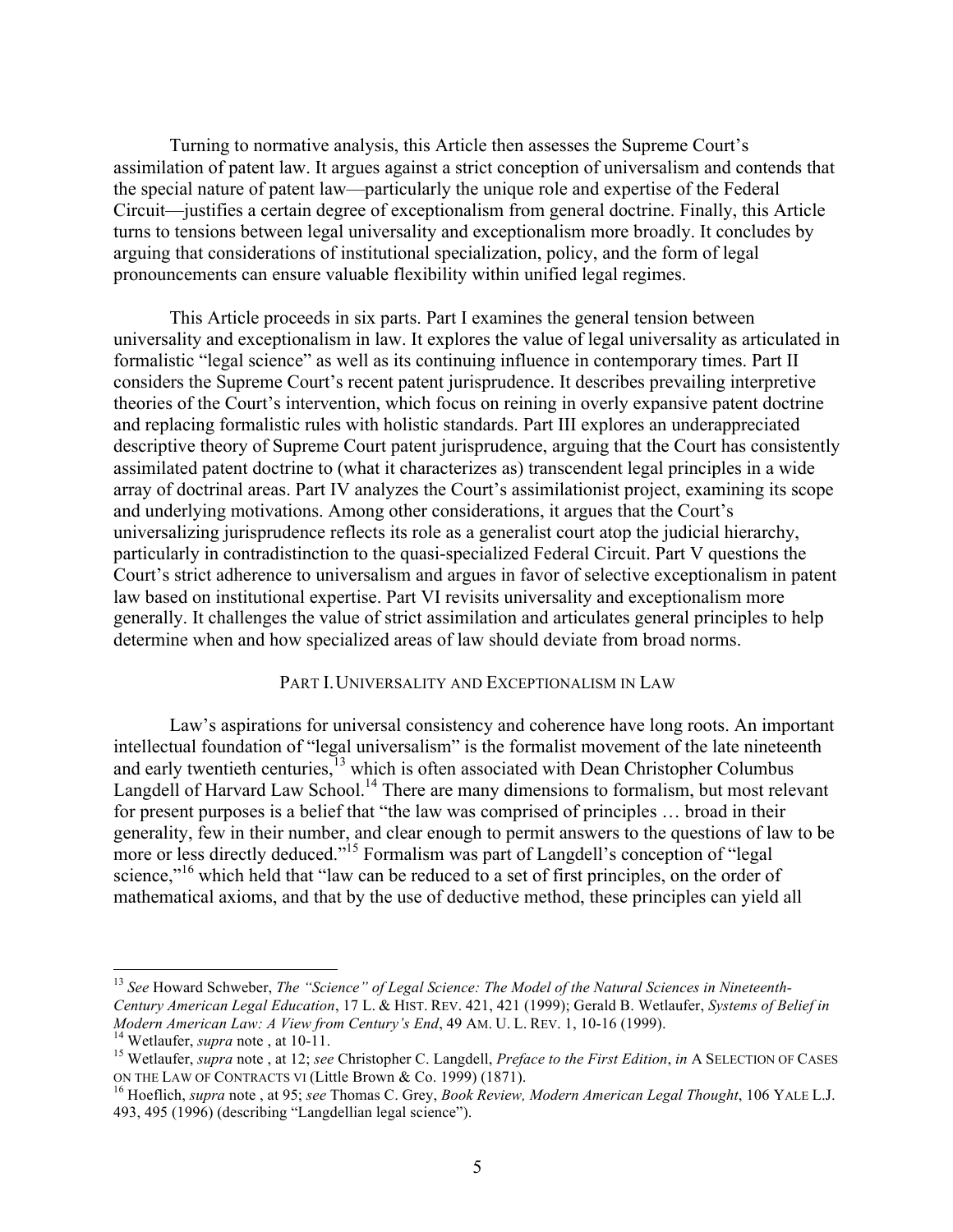Turning to normative analysis, this Article then assesses the Supreme Court's assimilation of patent law. It argues against a strict conception of universalism and contends that the special nature of patent law—particularly the unique role and expertise of the Federal Circuit—justifies a certain degree of exceptionalism from general doctrine. Finally, this Article turns to tensions between legal universality and exceptionalism more broadly. It concludes by arguing that considerations of institutional specialization, policy, and the form of legal pronouncements can ensure valuable flexibility within unified legal regimes.

This Article proceeds in six parts. Part I examines the general tension between universality and exceptionalism in law. It explores the value of legal universality as articulated in formalistic "legal science" as well as its continuing influence in contemporary times. Part II considers the Supreme Court's recent patent jurisprudence. It describes prevailing interpretive theories of the Court's intervention, which focus on reining in overly expansive patent doctrine and replacing formalistic rules with holistic standards. Part III explores an underappreciated descriptive theory of Supreme Court patent jurisprudence, arguing that the Court has consistently assimilated patent doctrine to (what it characterizes as) transcendent legal principles in a wide array of doctrinal areas. Part IV analyzes the Court's assimilationist project, examining its scope and underlying motivations. Among other considerations, it argues that the Court's universalizing jurisprudence reflects its role as a generalist court atop the judicial hierarchy, particularly in contradistinction to the quasi-specialized Federal Circuit. Part V questions the Court's strict adherence to universalism and argues in favor of selective exceptionalism in patent law based on institutional expertise. Part VI revisits universality and exceptionalism more generally. It challenges the value of strict assimilation and articulates general principles to help determine when and how specialized areas of law should deviate from broad norms.

## PART I. UNIVERSALITY AND EXCEPTIONALISM IN LAW

Law's aspirations for universal consistency and coherence have long roots. An important intellectual foundation of "legal universalism" is the formalist movement of the late nineteenth and early twentieth centuries,[13] which is often associated with Dean Christopher Columbus Langdell of Harvard Law School.[14] There are many dimensions to formalism, but most relevant for present purposes is a belief that "the law was comprised of principles … broad in their generality, few in their number, and clear enough to permit answers to the questions of law to be more or less directly deduced."[15] Formalism was part of Langdell's conception of "legal science,"[16] which held that "law can be reduced to a set of first principles, on the order of mathematical axioms, and that by the use of deductive method, these principles can yield all

---

[13] *See* Howard Schweber, *The "Science" of Legal Science: The Model of the Natural Sciences in Nineteenth-Century American Legal Education*, 17 L. & HIST. REV. 421, 421 (1999); Gerald B. Wetlaufer, *Systems of Belief in Modern American Law: A View from Century's End*, 49 AM. U. L. REV. 1, 10-16 (1999).

[14] Wetlaufer, *supra* note , at 10-11.

[15] Wetlaufer, *supra* note , at 12; *see* Christopher C. Langdell, *Preface to the First Edition*, *in* A SELECTION OF CASES ON THE LAW OF CONTRACTS VI (Little Brown & Co. 1999) (1871).

[16] Hoeflich, *supra* note , at 95; *see* Thomas C. Grey, *Book Review, Modern American Legal Thought*, 106 YALE L.J. 493, 495 (1996) (describing "Langdellian legal science").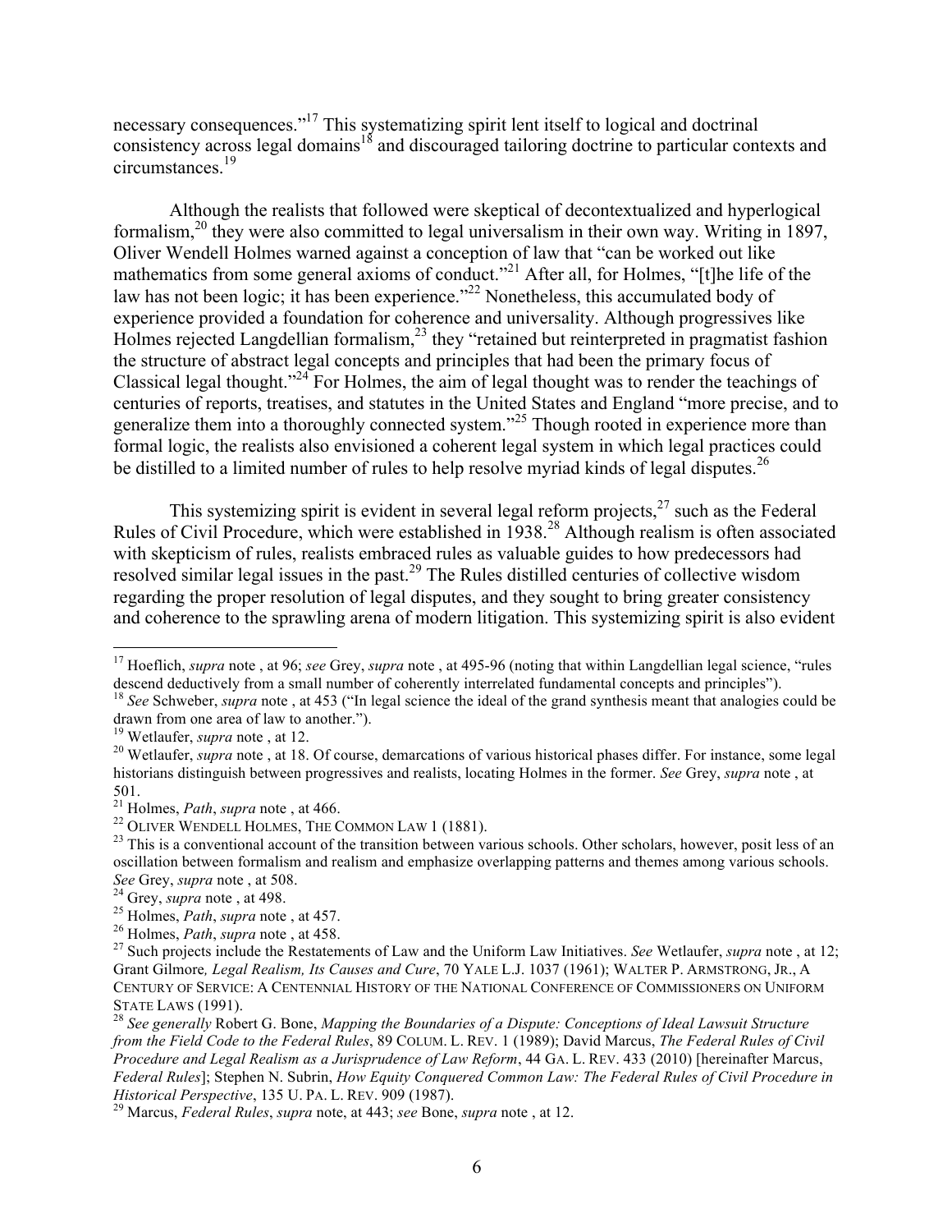necessary consequences."[17] This systematizing spirit lent itself to logical and doctrinal consistency across legal domains[18] and discouraged tailoring doctrine to particular contexts and circumstances.[19]

Although the realists that followed were skeptical of decontextualized and hyperlogical formalism,[20] they were also committed to legal universalism in their own way. Writing in 1897, Oliver Wendell Holmes warned against a conception of law that "can be worked out like mathematics from some general axioms of conduct."[21] After all, for Holmes, "[t]he life of the law has not been logic; it has been experience."[22] Nonetheless, this accumulated body of experience provided a foundation for coherence and universality. Although progressives like Holmes rejected Langdellian formalism,[23] they "retained but reinterpreted in pragmatist fashion the structure of abstract legal concepts and principles that had been the primary focus of Classical legal thought."[24] For Holmes, the aim of legal thought was to render the teachings of centuries of reports, treatises, and statutes in the United States and England "more precise, and to generalize them into a thoroughly connected system."[25] Though rooted in experience more than formal logic, the realists also envisioned a coherent legal system in which legal practices could be distilled to a limited number of rules to help resolve myriad kinds of legal disputes.[26]

This systemizing spirit is evident in several legal reform projects,[27] such as the Federal Rules of Civil Procedure, which were established in 1938.[28] Although realism is often associated with skepticism of rules, realists embraced rules as valuable guides to how predecessors had resolved similar legal issues in the past.[29] The Rules distilled centuries of collective wisdom regarding the proper resolution of legal disputes, and they sought to bring greater consistency and coherence to the sprawling arena of modern litigation. This systemizing spirit is also evident

---

[17] Hoeflich, *supra* note , at 96; *see* Grey, *supra* note , at 495-96 (noting that within Langdellian legal science, "rules descend deductively from a small number of coherently interrelated fundamental concepts and principles").

[18] *See* Schweber, *supra* note , at 453 ("In legal science the ideal of the grand synthesis meant that analogies could be drawn from one area of law to another.").

[19] Wetlaufer, *supra* note , at 12.

[20] Wetlaufer, *supra* note , at 18. Of course, demarcations of various historical phases differ. For instance, some legal historians distinguish between progressives and realists, locating Holmes in the former. *See* Grey, *supra* note , at 501.

[21] Holmes, *Path*, *supra* note , at 466.

[22] OLIVER WENDELL HOLMES, THE COMMON LAW 1 (1881).

[23] This is a conventional account of the transition between various schools. Other scholars, however, posit less of an oscillation between formalism and realism and emphasize overlapping patterns and themes among various schools. *See* Grey, *supra* note , at 508.

[24] Grey, *supra* note , at 498.

[25] Holmes, *Path*, *supra* note , at 457.

[26] Holmes, *Path*, *supra* note , at 458.

[27] Such projects include the Restatements of Law and the Uniform Law Initiatives. *See* Wetlaufer, *supra* note , at 12; Grant Gilmore*, Legal Realism, Its Causes and Cure*, 70 YALE L.J. 1037 (1961); WALTER P. ARMSTRONG, JR., A CENTURY OF SERVICE: A CENTENNIAL HISTORY OF THE NATIONAL CONFERENCE OF COMMISSIONERS ON UNIFORM STATE LAWS (1991).

[28] *See generally* Robert G. Bone, *Mapping the Boundaries of a Dispute: Conceptions of Ideal Lawsuit Structure from the Field Code to the Federal Rules*, 89 COLUM. L. REV. 1 (1989); David Marcus, *The Federal Rules of Civil Procedure and Legal Realism as a Jurisprudence of Law Reform*, 44 GA. L. REV. 433 (2010) [hereinafter Marcus, *Federal Rules*]; Stephen N. Subrin, *How Equity Conquered Common Law: The Federal Rules of Civil Procedure in Historical Perspective*, 135 U. PA. L. REV. 909 (1987).

[29] Marcus, *Federal Rules*, *supra* note, at 443; *see* Bone, *supra* note , at 12.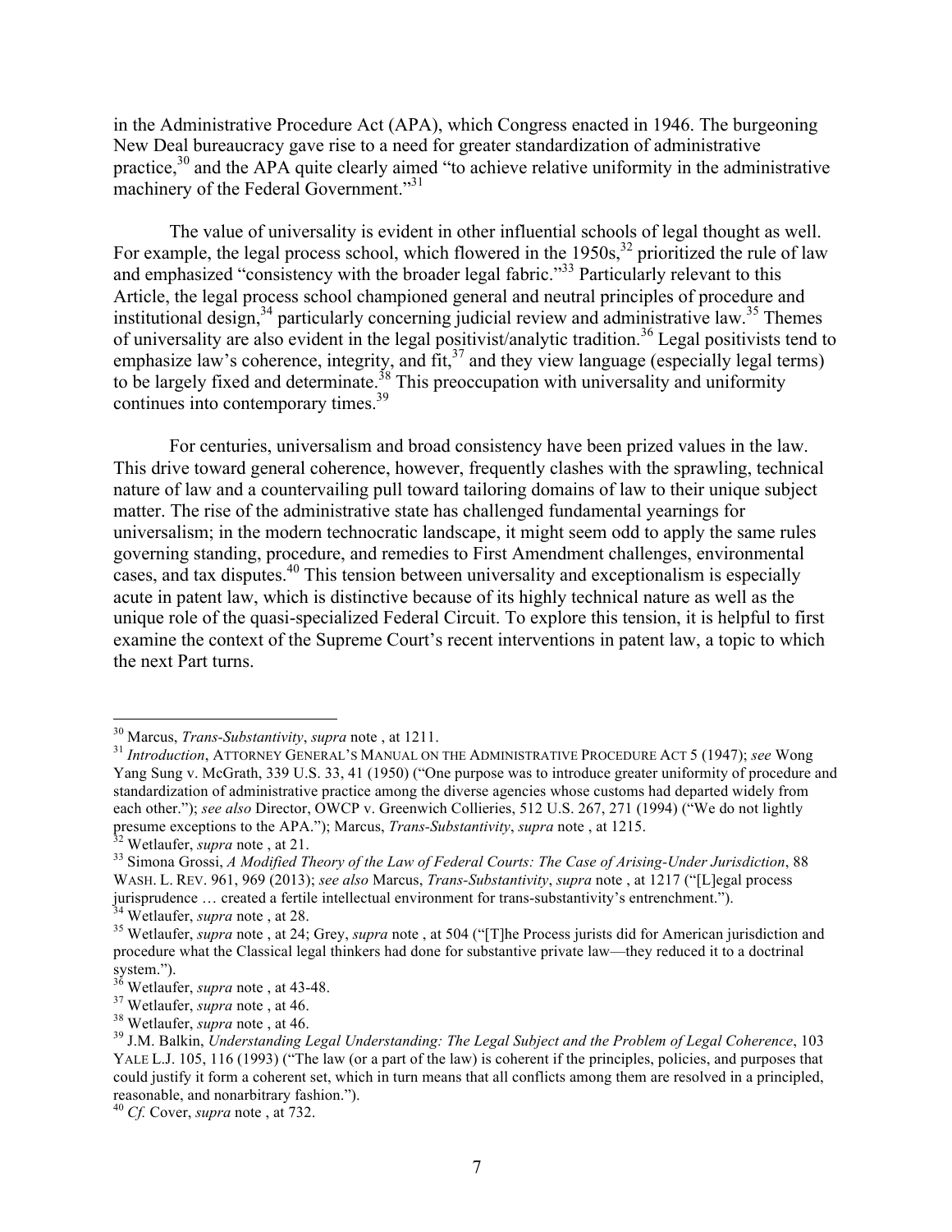in the Administrative Procedure Act (APA), which Congress enacted in 1946. The burgeoning New Deal bureaucracy gave rise to a need for greater standardization of administrative practice,[30] and the APA quite clearly aimed "to achieve relative uniformity in the administrative machinery of the Federal Government."[31]

The value of universality is evident in other influential schools of legal thought as well. For example, the legal process school, which flowered in the 1950s,[32] prioritized the rule of law and emphasized "consistency with the broader legal fabric."[33] Particularly relevant to this Article, the legal process school championed general and neutral principles of procedure and institutional design,[34] particularly concerning judicial review and administrative law.[35] Themes of universality are also evident in the legal positivist/analytic tradition.[36] Legal positivists tend to emphasize law's coherence, integrity, and fit,[37] and they view language (especially legal terms) to be largely fixed and determinate.[38] This preoccupation with universality and uniformity continues into contemporary times.[39]

For centuries, universalism and broad consistency have been prized values in the law. This drive toward general coherence, however, frequently clashes with the sprawling, technical nature of law and a countervailing pull toward tailoring domains of law to their unique subject matter. The rise of the administrative state has challenged fundamental yearnings for universalism; in the modern technocratic landscape, it might seem odd to apply the same rules governing standing, procedure, and remedies to First Amendment challenges, environmental cases, and tax disputes.[40] This tension between universality and exceptionalism is especially acute in patent law, which is distinctive because of its highly technical nature as well as the unique role of the quasi-specialized Federal Circuit. To explore this tension, it is helpful to first examine the context of the Supreme Court's recent interventions in patent law, a topic to which the next Part turns.

---

[30] Marcus, *Trans-Substantivity*, *supra* note , at 1211.

[31] *Introduction*, ATTORNEY GENERAL'S MANUAL ON THE ADMINISTRATIVE PROCEDURE ACT 5 (1947); *see* Wong Yang Sung v. McGrath, 339 U.S. 33, 41 (1950) ("One purpose was to introduce greater uniformity of procedure and standardization of administrative practice among the diverse agencies whose customs had departed widely from each other."); *see also* Director, OWCP v. Greenwich Collieries, 512 U.S. 267, 271 (1994) ("We do not lightly presume exceptions to the APA."); Marcus, *Trans-Substantivity*, *supra* note , at 1215.

[32] Wetlaufer, *supra* note , at 21.

[33] Simona Grossi, *A Modified Theory of the Law of Federal Courts: The Case of Arising-Under Jurisdiction*, 88 WASH. L. REV. 961, 969 (2013); *see also* Marcus, *Trans-Substantivity*, *supra* note , at 1217 ("[L]egal process jurisprudence … created a fertile intellectual environment for trans-substantivity's entrenchment.").

[34] Wetlaufer, *supra* note , at 28.

[35] Wetlaufer, *supra* note , at 24; Grey, *supra* note , at 504 ("[T]he Process jurists did for American jurisdiction and procedure what the Classical legal thinkers had done for substantive private law—they reduced it to a doctrinal system.").

[36] Wetlaufer, *supra* note , at 43-48.

[37] Wetlaufer, *supra* note , at 46.

[38] Wetlaufer, *supra* note , at 46.

[39] J.M. Balkin, *Understanding Legal Understanding: The Legal Subject and the Problem of Legal Coherence*, 103 YALE L.J. 105, 116 (1993) ("The law (or a part of the law) is coherent if the principles, policies, and purposes that could justify it form a coherent set, which in turn means that all conflicts among them are resolved in a principled, reasonable, and nonarbitrary fashion.").

[40] *Cf.* Cover, *supra* note , at 732.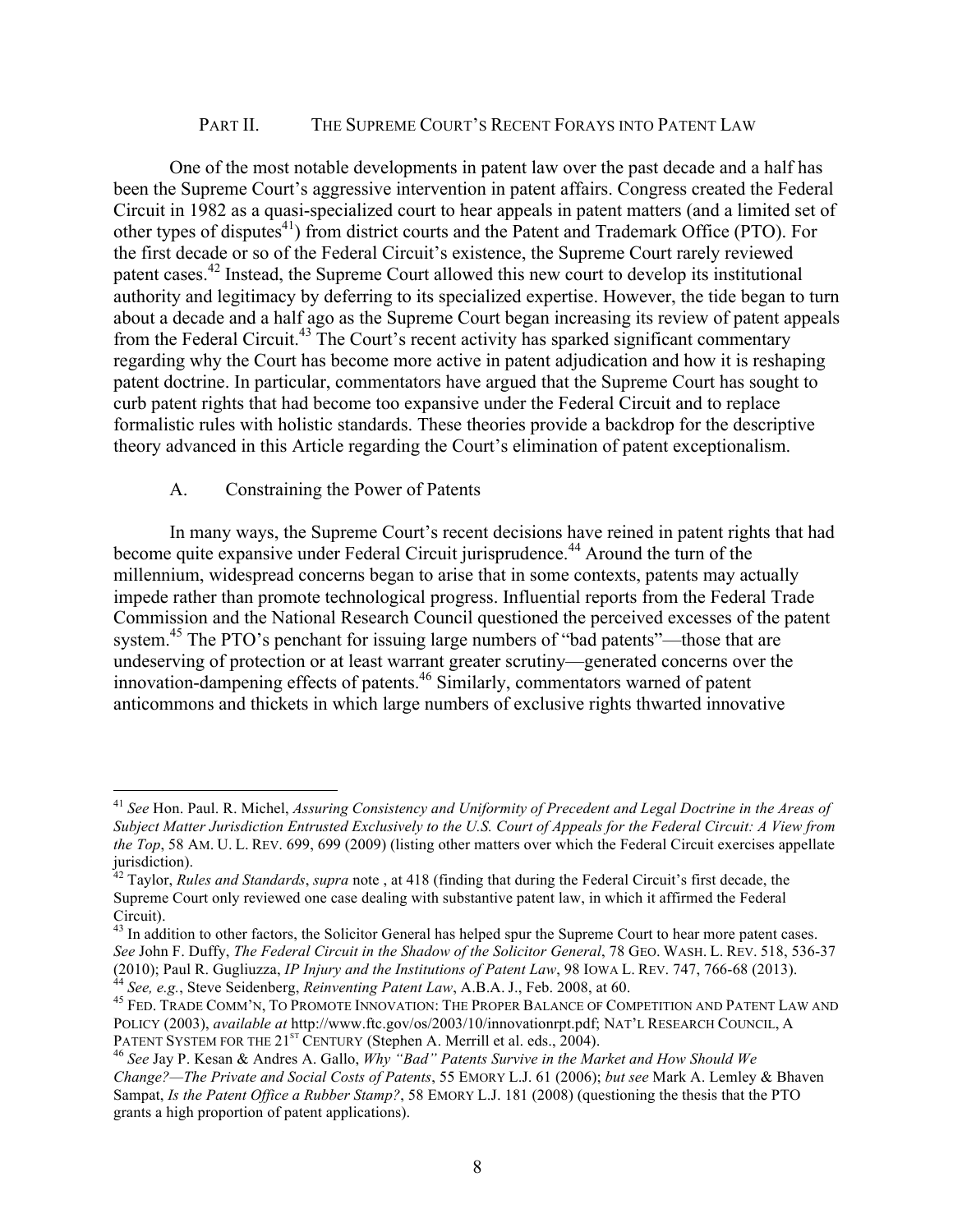## PART II. THE SUPREME COURT'S RECENT FORAYS INTO PATENT LAW

One of the most notable developments in patent law over the past decade and a half has been the Supreme Court's aggressive intervention in patent affairs. Congress created the Federal Circuit in 1982 as a quasi-specialized court to hear appeals in patent matters (and a limited set of other types of disputes[41]) from district courts and the Patent and Trademark Office (PTO). For the first decade or so of the Federal Circuit's existence, the Supreme Court rarely reviewed patent cases.[42] Instead, the Supreme Court allowed this new court to develop its institutional authority and legitimacy by deferring to its specialized expertise. However, the tide began to turn about a decade and a half ago as the Supreme Court began increasing its review of patent appeals from the Federal Circuit.[43] The Court's recent activity has sparked significant commentary regarding why the Court has become more active in patent adjudication and how it is reshaping patent doctrine. In particular, commentators have argued that the Supreme Court has sought to curb patent rights that had become too expansive under the Federal Circuit and to replace formalistic rules with holistic standards. These theories provide a backdrop for the descriptive theory advanced in this Article regarding the Court's elimination of patent exceptionalism.

### A. Constraining the Power of Patents

In many ways, the Supreme Court's recent decisions have reined in patent rights that had become quite expansive under Federal Circuit jurisprudence.[44] Around the turn of the millennium, widespread concerns began to arise that in some contexts, patents may actually impede rather than promote technological progress. Influential reports from the Federal Trade Commission and the National Research Council questioned the perceived excesses of the patent system.[45] The PTO's penchant for issuing large numbers of "bad patents"—those that are undeserving of protection or at least warrant greater scrutiny—generated concerns over the innovation-dampening effects of patents.[46] Similarly, commentators warned of patent anticommons and thickets in which large numbers of exclusive rights thwarted innovative

---

[41] *See* Hon. Paul. R. Michel, *Assuring Consistency and Uniformity of Precedent and Legal Doctrine in the Areas of Subject Matter Jurisdiction Entrusted Exclusively to the U.S. Court of Appeals for the Federal Circuit: A View from the Top*, 58 AM. U. L. REV. 699, 699 (2009) (listing other matters over which the Federal Circuit exercises appellate jurisdiction).

[42] Taylor, *Rules and Standards*, *supra* note , at 418 (finding that during the Federal Circuit's first decade, the Supreme Court only reviewed one case dealing with substantive patent law, in which it affirmed the Federal Circuit).

[43] In addition to other factors, the Solicitor General has helped spur the Supreme Court to hear more patent cases. *See* John F. Duffy, *The Federal Circuit in the Shadow of the Solicitor General*, 78 GEO. WASH. L. REV. 518, 536-37 (2010); Paul R. Gugliuzza, *IP Injury and the Institutions of Patent Law*, 98 IOWA L. REV. 747, 766-68 (2013).

[44] *See, e.g.*, Steve Seidenberg, *Reinventing Patent Law*, A.B.A. J., Feb. 2008, at 60.

[45] FED. TRADE COMM'N, TO PROMOTE INNOVATION: THE PROPER BALANCE OF COMPETITION AND PATENT LAW AND POLICY (2003), *available at* http://www.ftc.gov/os/2003/10/innovationrpt.pdf; NAT'L RESEARCH COUNCIL, A PATENT SYSTEM FOR THE 21ST CENTURY (Stephen A. Merrill et al. eds., 2004).

[46] *See* Jay P. Kesan & Andres A. Gallo, *Why "Bad" Patents Survive in the Market and How Should We Change?—The Private and Social Costs of Patents*, 55 EMORY L.J. 61 (2006); *but see* Mark A. Lemley & Bhaven Sampat, *Is the Patent Office a Rubber Stamp?*, 58 EMORY L.J. 181 (2008) (questioning the thesis that the PTO grants a high proportion of patent applications).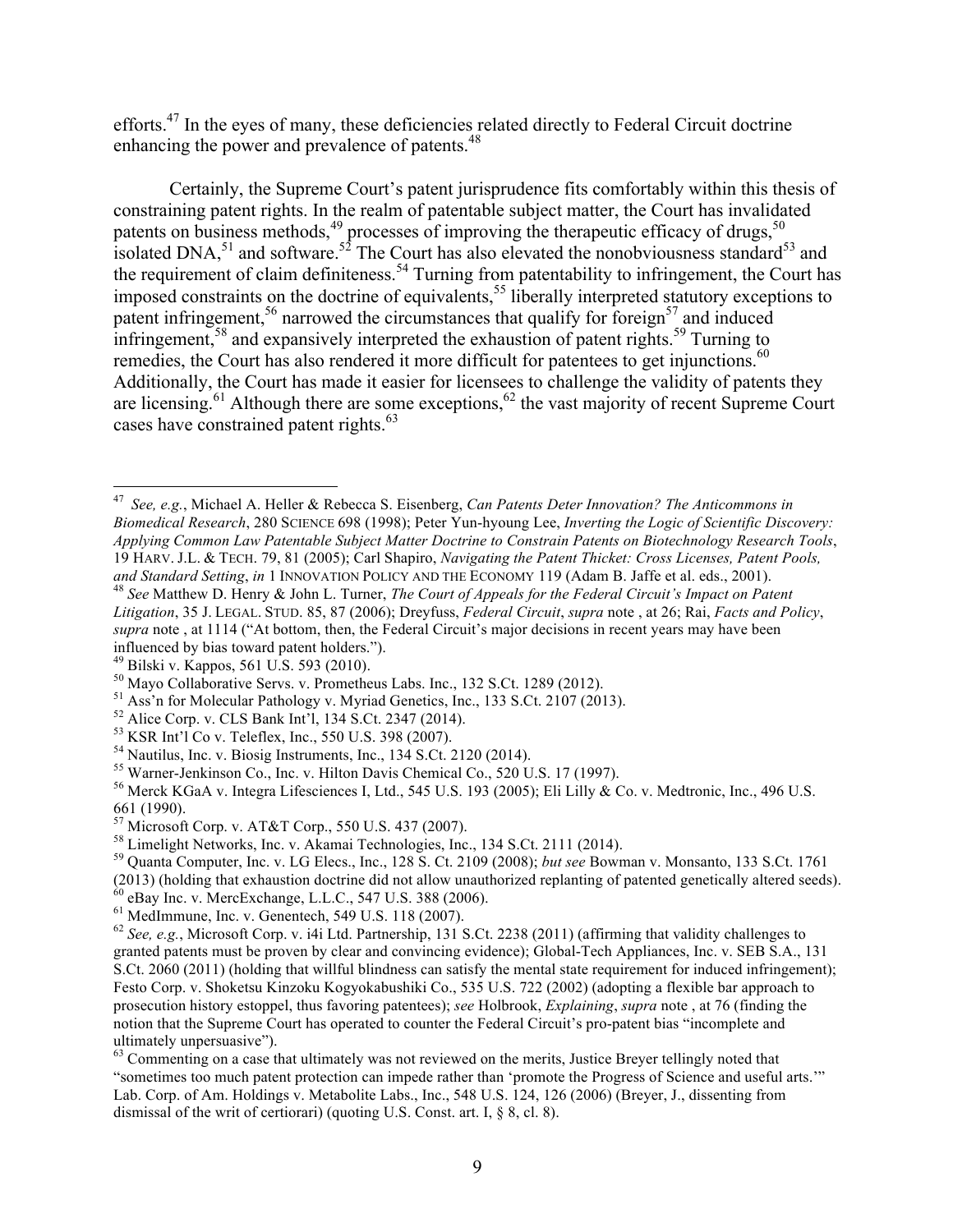efforts.[47] In the eyes of many, these deficiencies related directly to Federal Circuit doctrine enhancing the power and prevalence of patents.[48]

Certainly, the Supreme Court's patent jurisprudence fits comfortably within this thesis of constraining patent rights. In the realm of patentable subject matter, the Court has invalidated patents on business methods,[49] processes of improving the therapeutic efficacy of drugs,[50] isolated DNA,[51] and software.[52] The Court has also elevated the nonobviousness standard[53] and the requirement of claim definiteness.[54] Turning from patentability to infringement, the Court has imposed constraints on the doctrine of equivalents,[55] liberally interpreted statutory exceptions to patent infringement,[56] narrowed the circumstances that qualify for foreign[57] and induced infringement,[58] and expansively interpreted the exhaustion of patent rights.[59] Turning to remedies, the Court has also rendered it more difficult for patentees to get injunctions.[60] Additionally, the Court has made it easier for licensees to challenge the validity of patents they are licensing.[61] Although there are some exceptions,[62] the vast majority of recent Supreme Court cases have constrained patent rights.[63]

---

[47] *See, e.g.*, Michael A. Heller & Rebecca S. Eisenberg, *Can Patents Deter Innovation? The Anticommons in Biomedical Research*, 280 SCIENCE 698 (1998); Peter Yun-hyoung Lee, *Inverting the Logic of Scientific Discovery: Applying Common Law Patentable Subject Matter Doctrine to Constrain Patents on Biotechnology Research Tools*, 19 HARV. J.L. & TECH. 79, 81 (2005); Carl Shapiro, *Navigating the Patent Thicket: Cross Licenses, Patent Pools, and Standard Setting*, *in* 1 INNOVATION POLICY AND THE ECONOMY 119 (Adam B. Jaffe et al. eds., 2001).

[48] *See* Matthew D. Henry & John L. Turner, *The Court of Appeals for the Federal Circuit's Impact on Patent Litigation*, 35 J. LEGAL. STUD. 85, 87 (2006); Dreyfuss, *Federal Circuit*, *supra* note , at 26; Rai, *Facts and Policy*, *supra* note , at 1114 ("At bottom, then, the Federal Circuit's major decisions in recent years may have been influenced by bias toward patent holders.").

[49] Bilski v. Kappos, 561 U.S. 593 (2010).

[50] Mayo Collaborative Servs. v. Prometheus Labs. Inc., 132 S.Ct. 1289 (2012).

[51] Ass'n for Molecular Pathology v. Myriad Genetics, Inc., 133 S.Ct. 2107 (2013).

[52] Alice Corp. v. CLS Bank Int'l, 134 S.Ct. 2347 (2014).

[53] KSR Int'l Co v. Teleflex, Inc., 550 U.S. 398 (2007).

[54] Nautilus, Inc. v. Biosig Instruments, Inc., 134 S.Ct. 2120 (2014).

[55] Warner-Jenkinson Co., Inc. v. Hilton Davis Chemical Co., 520 U.S. 17 (1997).

[56] Merck KGaA v. Integra Lifesciences I, Ltd., 545 U.S. 193 (2005); Eli Lilly & Co. v. Medtronic, Inc., 496 U.S. 661 (1990).

[57] Microsoft Corp. v. AT&T Corp., 550 U.S. 437 (2007).

[58] Limelight Networks, Inc. v. Akamai Technologies, Inc., 134 S.Ct. 2111 (2014).

[59] Quanta Computer, Inc. v. LG Elecs., Inc., 128 S. Ct. 2109 (2008); *but see* Bowman v. Monsanto, 133 S.Ct. 1761 (2013) (holding that exhaustion doctrine did not allow unauthorized replanting of patented genetically altered seeds).

[60] eBay Inc. v. MercExchange, L.L.C., 547 U.S. 388 (2006).

[61] MedImmune, Inc. v. Genentech, 549 U.S. 118 (2007).

[62] *See, e.g.*, Microsoft Corp. v. i4i Ltd. Partnership, 131 S.Ct. 2238 (2011) (affirming that validity challenges to granted patents must be proven by clear and convincing evidence); Global-Tech Appliances, Inc. v. SEB S.A., 131 S.Ct. 2060 (2011) (holding that willful blindness can satisfy the mental state requirement for induced infringement); Festo Corp. v. Shoketsu Kinzoku Kogyokabushiki Co., 535 U.S. 722 (2002) (adopting a flexible bar approach to prosecution history estoppel, thus favoring patentees); *see* Holbrook, *Explaining*, *supra* note , at 76 (finding the notion that the Supreme Court has operated to counter the Federal Circuit's pro-patent bias "incomplete and ultimately unpersuasive").

[63] Commenting on a case that ultimately was not reviewed on the merits, Justice Breyer tellingly noted that "sometimes too much patent protection can impede rather than 'promote the Progress of Science and useful arts.'" Lab. Corp. of Am. Holdings v. Metabolite Labs., Inc., 548 U.S. 124, 126 (2006) (Breyer, J., dissenting from dismissal of the writ of certiorari) (quoting U.S. Const. art. I, § 8, cl. 8).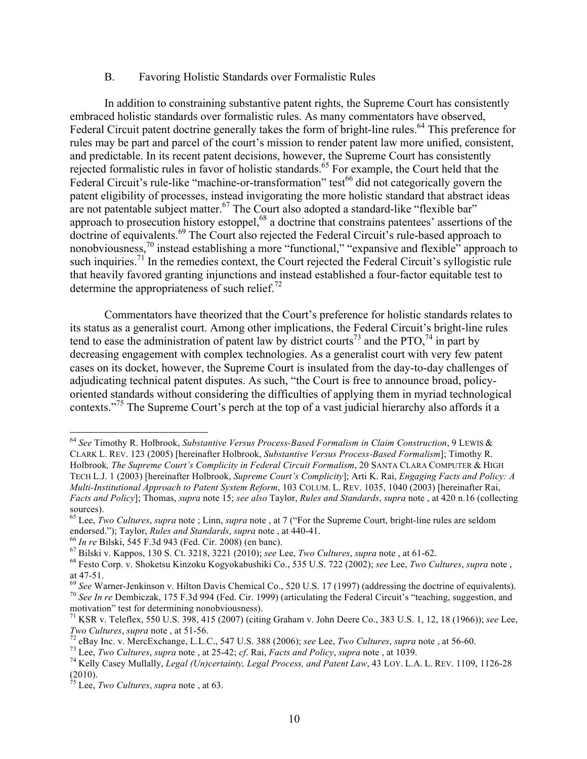### B. Favoring Holistic Standards over Formalistic Rules

In addition to constraining substantive patent rights, the Supreme Court has consistently embraced holistic standards over formalistic rules. As many commentators have observed, Federal Circuit patent doctrine generally takes the form of bright-line rules.[64] This preference for rules may be part and parcel of the court's mission to render patent law more unified, consistent, and predictable. In its recent patent decisions, however, the Supreme Court has consistently rejected formalistic rules in favor of holistic standards.[65] For example, the Court held that the Federal Circuit's rule-like "machine-or-transformation" test[66] did not categorically govern the patent eligibility of processes, instead invigorating the more holistic standard that abstract ideas are not patentable subject matter.[67] The Court also adopted a standard-like "flexible bar" approach to prosecution history estoppel,[68] a doctrine that constrains patentees' assertions of the doctrine of equivalents.[69] The Court also rejected the Federal Circuit's rule-based approach to nonobviousness,[70] instead establishing a more "functional," "expansive and flexible" approach to such inquiries.[71] In the remedies context, the Court rejected the Federal Circuit's syllogistic rule that heavily favored granting injunctions and instead established a four-factor equitable test to determine the appropriateness of such relief.[72]

Commentators have theorized that the Court's preference for holistic standards relates to its status as a generalist court. Among other implications, the Federal Circuit's bright-line rules tend to ease the administration of patent law by district courts[73] and the PTO,[74] in part by decreasing engagement with complex technologies. As a generalist court with very few patent cases on its docket, however, the Supreme Court is insulated from the day-to-day challenges of adjudicating technical patent disputes. As such, "the Court is free to announce broad, policy-oriented standards without considering the difficulties of applying them in myriad technological contexts."[75] The Supreme Court's perch at the top of a vast judicial hierarchy also affords it a

---

[64] *See* Timothy R. Holbrook, *Substantive Versus Process-Based Formalism in Claim Construction*, 9 LEWIS & CLARK L. REV. 123 (2005) [hereinafter Holbrook, *Substantive Versus Process-Based Formalism*]; Timothy R. Holbrook, *The Supreme Court's Complicity in Federal Circuit Formalism*, 20 SANTA CLARA COMPUTER & HIGH TECH L.J. 1 (2003) [hereinafter Holbrook, *Supreme Court's Complicity*]; Arti K. Rai, *Engaging Facts and Policy: A Multi-Institutional Approach to Patent System Reform*, 103 COLUM. L. REV. 1035, 1040 (2003) [hereinafter Rai, *Facts and Policy*]; Thomas, *supra* note 15; *see also* Taylor, *Rules and Standards*, *supra* note , at 420 n.16 (collecting sources).

[65] Lee, *Two Cultures*, *supra* note ; Linn, *supra* note , at 7 ("For the Supreme Court, bright-line rules are seldom endorsed."); Taylor, *Rules and Standards*, *supra* note , at 440-41.

[66] *In re* Bilski, 545 F.3d 943 (Fed. Cir. 2008) (en banc).

[67] Bilski v. Kappos, 130 S. Ct. 3218, 3221 (2010); *see* Lee, *Two Cultures*, *supra* note , at 61-62.

[68] Festo Corp. v. Shoketsu Kinzoku Kogyokabushiki Co., 535 U.S. 722 (2002); *see* Lee, *Two Cultures*, *supra* note , at 47-51.

[69] *See* Warner-Jenkinson v. Hilton Davis Chemical Co., 520 U.S. 17 (1997) (addressing the doctrine of equivalents).

[70] *See In re* Dembiczak, 175 F.3d 994 (Fed. Cir. 1999) (articulating the Federal Circuit's "teaching, suggestion, and motivation" test for determining nonobviousness).

[71] KSR v. Teleflex, 550 U.S. 398, 415 (2007) (citing Graham v. John Deere Co., 383 U.S. 1, 12, 18 (1966)); *see* Lee, *Two Cultures*, *supra* note , at 51-56.

[72] eBay Inc. v. MercExchange, L.L.C., 547 U.S. 388 (2006); *see* Lee, *Two Cultures*, *supra* note , at 56-60.

[73] Lee, *Two Cultures*, *supra* note , at 25-42; *cf*. Rai, *Facts and Policy*, *supra* note , at 1039.

[74] Kelly Casey Mullally, *Legal (Un)certainty, Legal Process, and Patent Law*, 43 LOY. L.A. L. REV. 1109, 1126-28 (2010).

[75] Lee, *Two Cultures*, *supra* note , at 63.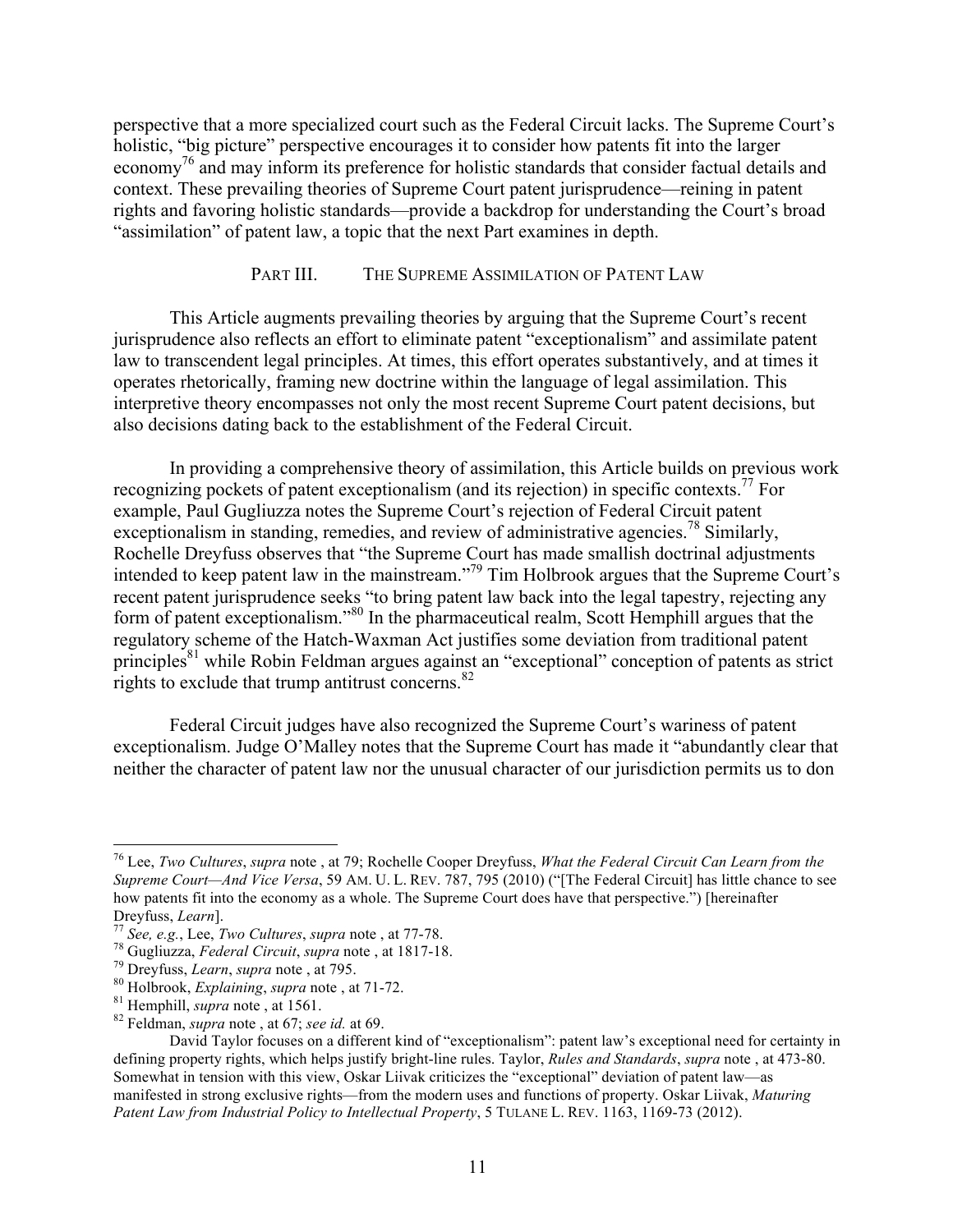perspective that a more specialized court such as the Federal Circuit lacks. The Supreme Court's holistic, "big picture" perspective encourages it to consider how patents fit into the larger economy[76] and may inform its preference for holistic standards that consider factual details and context. These prevailing theories of Supreme Court patent jurisprudence—reining in patent rights and favoring holistic standards—provide a backdrop for understanding the Court's broad "assimilation" of patent law, a topic that the next Part examines in depth.

## PART III. THE SUPREME ASSIMILATION OF PATENT LAW

This Article augments prevailing theories by arguing that the Supreme Court's recent jurisprudence also reflects an effort to eliminate patent "exceptionalism" and assimilate patent law to transcendent legal principles. At times, this effort operates substantively, and at times it operates rhetorically, framing new doctrine within the language of legal assimilation. This interpretive theory encompasses not only the most recent Supreme Court patent decisions, but also decisions dating back to the establishment of the Federal Circuit.

In providing a comprehensive theory of assimilation, this Article builds on previous work recognizing pockets of patent exceptionalism (and its rejection) in specific contexts.[77] For example, Paul Gugliuzza notes the Supreme Court's rejection of Federal Circuit patent exceptionalism in standing, remedies, and review of administrative agencies.[78] Similarly, Rochelle Dreyfuss observes that "the Supreme Court has made smallish doctrinal adjustments intended to keep patent law in the mainstream."[79] Tim Holbrook argues that the Supreme Court's recent patent jurisprudence seeks "to bring patent law back into the legal tapestry, rejecting any form of patent exceptionalism."[80] In the pharmaceutical realm, Scott Hemphill argues that the regulatory scheme of the Hatch-Waxman Act justifies some deviation from traditional patent principles[81] while Robin Feldman argues against an "exceptional" conception of patents as strict rights to exclude that trump antitrust concerns.[82]

Federal Circuit judges have also recognized the Supreme Court's wariness of patent exceptionalism. Judge O'Malley notes that the Supreme Court has made it "abundantly clear that neither the character of patent law nor the unusual character of our jurisdiction permits us to don

---

[76] Lee, *Two Cultures*, *supra* note , at 79; Rochelle Cooper Dreyfuss, *What the Federal Circuit Can Learn from the Supreme Court—And Vice Versa*, 59 AM. U. L. REV. 787, 795 (2010) ("[The Federal Circuit] has little chance to see how patents fit into the economy as a whole. The Supreme Court does have that perspective.") [hereinafter Dreyfuss, *Learn*].

[77] *See, e.g.*, Lee, *Two Cultures*, *supra* note , at 77-78.

[78] Gugliuzza, *Federal Circuit*, *supra* note , at 1817-18.

[79] Dreyfuss, *Learn*, *supra* note , at 795.

[80] Holbrook, *Explaining*, *supra* note , at 71-72.

[81] Hemphill, *supra* note , at 1561.

[82] Feldman, *supra* note , at 67; *see id.* at 69.

David Taylor focuses on a different kind of "exceptionalism": patent law's exceptional need for certainty in defining property rights, which helps justify bright-line rules. Taylor, *Rules and Standards*, *supra* note , at 473-80. Somewhat in tension with this view, Oskar Liivak criticizes the "exceptional" deviation of patent law—as manifested in strong exclusive rights—from the modern uses and functions of property. Oskar Liivak, *Maturing Patent Law from Industrial Policy to Intellectual Property*, 5 TULANE L. REV. 1163, 1169-73 (2012).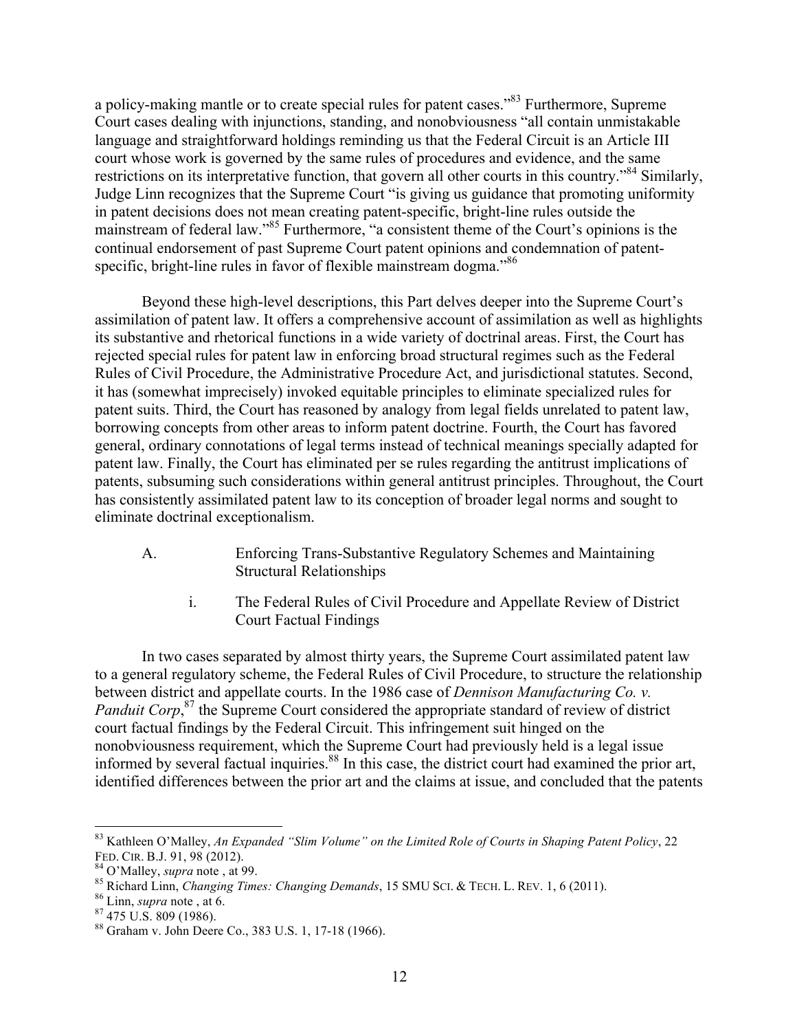a policy-making mantle or to create special rules for patent cases."[83] Furthermore, Supreme Court cases dealing with injunctions, standing, and nonobviousness "all contain unmistakable language and straightforward holdings reminding us that the Federal Circuit is an Article III court whose work is governed by the same rules of procedures and evidence, and the same restrictions on its interpretative function, that govern all other courts in this country."[84] Similarly, Judge Linn recognizes that the Supreme Court "is giving us guidance that promoting uniformity in patent decisions does not mean creating patent-specific, bright-line rules outside the mainstream of federal law."[85] Furthermore, "a consistent theme of the Court's opinions is the continual endorsement of past Supreme Court patent opinions and condemnation of patent-specific, bright-line rules in favor of flexible mainstream dogma."[86]

Beyond these high-level descriptions, this Part delves deeper into the Supreme Court's assimilation of patent law. It offers a comprehensive account of assimilation as well as highlights its substantive and rhetorical functions in a wide variety of doctrinal areas. First, the Court has rejected special rules for patent law in enforcing broad structural regimes such as the Federal Rules of Civil Procedure, the Administrative Procedure Act, and jurisdictional statutes. Second, it has (somewhat imprecisely) invoked equitable principles to eliminate specialized rules for patent suits. Third, the Court has reasoned by analogy from legal fields unrelated to patent law, borrowing concepts from other areas to inform patent doctrine. Fourth, the Court has favored general, ordinary connotations of legal terms instead of technical meanings specially adapted for patent law. Finally, the Court has eliminated per se rules regarding the antitrust implications of patents, subsuming such considerations within general antitrust principles. Throughout, the Court has consistently assimilated patent law to its conception of broader legal norms and sought to eliminate doctrinal exceptionalism.

## A. Enforcing Trans-Substantive Regulatory Schemes and Maintaining Structural Relationships

### i. The Federal Rules of Civil Procedure and Appellate Review of District Court Factual Findings

In two cases separated by almost thirty years, the Supreme Court assimilated patent law to a general regulatory scheme, the Federal Rules of Civil Procedure, to structure the relationship between district and appellate courts. In the 1986 case of *Dennison Manufacturing Co. v. Panduit Corp*,[87] the Supreme Court considered the appropriate standard of review of district court factual findings by the Federal Circuit. This infringement suit hinged on the nonobviousness requirement, which the Supreme Court had previously held is a legal issue informed by several factual inquiries.[88] In this case, the district court had examined the prior art, identified differences between the prior art and the claims at issue, and concluded that the patents

---

[83] Kathleen O'Malley, *An Expanded "Slim Volume" on the Limited Role of Courts in Shaping Patent Policy*, 22 FED. CIR. B.J. 91, 98 (2012).

[84] O'Malley, *supra* note , at 99.

[85] Richard Linn, *Changing Times: Changing Demands*, 15 SMU SCI. & TECH. L. REV. 1, 6 (2011).

[86] Linn, *supra* note , at 6.

[87] 475 U.S. 809 (1986).

[88] Graham v. John Deere Co., 383 U.S. 1, 17-18 (1966).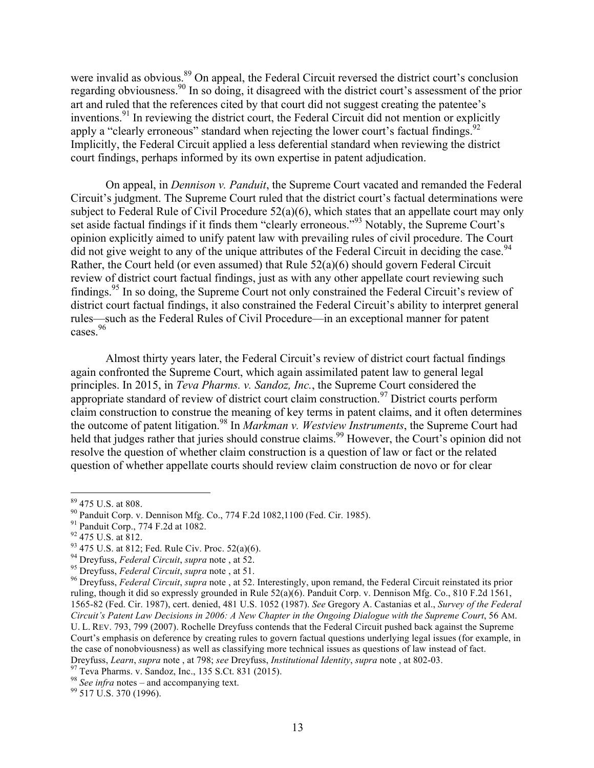were invalid as obvious.[89] On appeal, the Federal Circuit reversed the district court's conclusion regarding obviousness.[90] In so doing, it disagreed with the district court's assessment of the prior art and ruled that the references cited by that court did not suggest creating the patentee's inventions.[91] In reviewing the district court, the Federal Circuit did not mention or explicitly apply a "clearly erroneous" standard when rejecting the lower court's factual findings.[92] Implicitly, the Federal Circuit applied a less deferential standard when reviewing the district court findings, perhaps informed by its own expertise in patent adjudication.

On appeal, in *Dennison v. Panduit*, the Supreme Court vacated and remanded the Federal Circuit's judgment. The Supreme Court ruled that the district court's factual determinations were subject to Federal Rule of Civil Procedure 52(a)(6), which states that an appellate court may only set aside factual findings if it finds them "clearly erroneous."[93] Notably, the Supreme Court's opinion explicitly aimed to unify patent law with prevailing rules of civil procedure. The Court did not give weight to any of the unique attributes of the Federal Circuit in deciding the case.[94] Rather, the Court held (or even assumed) that Rule 52(a)(6) should govern Federal Circuit review of district court factual findings, just as with any other appellate court reviewing such findings.[95] In so doing, the Supreme Court not only constrained the Federal Circuit's review of district court factual findings, it also constrained the Federal Circuit's ability to interpret general rules—such as the Federal Rules of Civil Procedure—in an exceptional manner for patent cases.[96]

Almost thirty years later, the Federal Circuit's review of district court factual findings again confronted the Supreme Court, which again assimilated patent law to general legal principles. In 2015, in *Teva Pharms. v. Sandoz, Inc.*, the Supreme Court considered the appropriate standard of review of district court claim construction.[97] District courts perform claim construction to construe the meaning of key terms in patent claims, and it often determines the outcome of patent litigation.[98] In *Markman v. Westview Instruments*, the Supreme Court had held that judges rather that juries should construe claims.[99] However, the Court's opinion did not resolve the question of whether claim construction is a question of law or fact or the related question of whether appellate courts should review claim construction de novo or for clear

---

[89] 475 U.S. at 808.

[90] Panduit Corp. v. Dennison Mfg. Co., 774 F.2d 1082,1100 (Fed. Cir. 1985).

[91] Panduit Corp., 774 F.2d at 1082.

[92] 475 U.S. at 812.

[93] 475 U.S. at 812; Fed. Rule Civ. Proc. 52(a)(6).

[94] Dreyfuss, *Federal Circuit*, *supra* note , at 52.

[95] Dreyfuss, *Federal Circuit*, *supra* note , at 51.

[96] Dreyfuss, *Federal Circuit*, *supra* note , at 52. Interestingly, upon remand, the Federal Circuit reinstated its prior ruling, though it did so expressly grounded in Rule 52(a)(6). Panduit Corp. v. Dennison Mfg. Co., 810 F.2d 1561, 1565-82 (Fed. Cir. 1987), cert. denied, 481 U.S. 1052 (1987). *See* Gregory A. Castanias et al., *Survey of the Federal Circuit's Patent Law Decisions in 2006: A New Chapter in the Ongoing Dialogue with the Supreme Court*, 56 AM. U. L. REV. 793, 799 (2007). Rochelle Dreyfuss contends that the Federal Circuit pushed back against the Supreme Court's emphasis on deference by creating rules to govern factual questions underlying legal issues (for example, in the case of nonobviousness) as well as classifying more technical issues as questions of law instead of fact. Dreyfuss, *Learn*, *supra* note , at 798; *see* Dreyfuss, *Institutional Identity*, *supra* note , at 802-03.

[97] Teva Pharms. v. Sandoz, Inc., 135 S.Ct. 831 (2015).

[98] *See infra* notes – and accompanying text.

[99] 517 U.S. 370 (1996).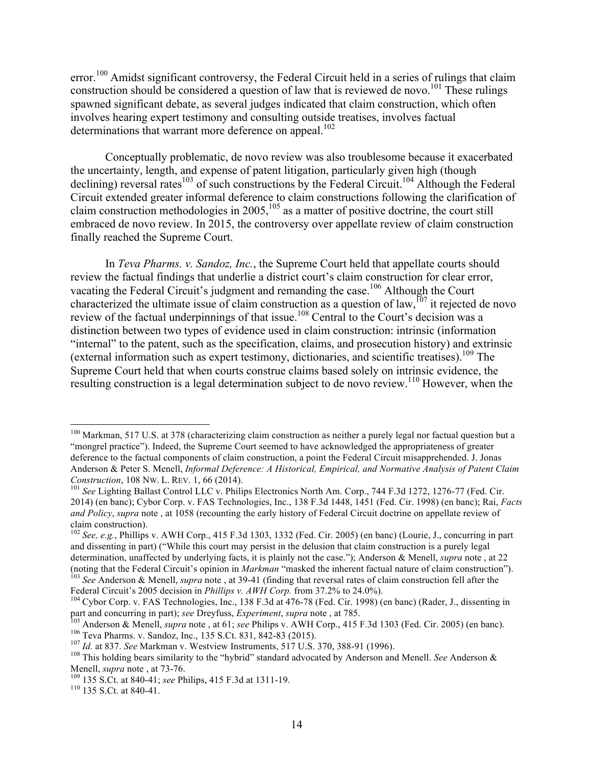error.[100] Amidst significant controversy, the Federal Circuit held in a series of rulings that claim construction should be considered a question of law that is reviewed de novo.[101] These rulings spawned significant debate, as several judges indicated that claim construction, which often involves hearing expert testimony and consulting outside treatises, involves factual determinations that warrant more deference on appeal.[102]

Conceptually problematic, de novo review was also troublesome because it exacerbated the uncertainty, length, and expense of patent litigation, particularly given high (though declining) reversal rates[103] of such constructions by the Federal Circuit.[104] Although the Federal Circuit extended greater informal deference to claim constructions following the clarification of claim construction methodologies in 2005,[105] as a matter of positive doctrine, the court still embraced de novo review. In 2015, the controversy over appellate review of claim construction finally reached the Supreme Court.

In *Teva Pharms. v. Sandoz, Inc.*, the Supreme Court held that appellate courts should review the factual findings that underlie a district court's claim construction for clear error, vacating the Federal Circuit's judgment and remanding the case.[106] Although the Court characterized the ultimate issue of claim construction as a question of law,[107] it rejected de novo review of the factual underpinnings of that issue.[108] Central to the Court's decision was a distinction between two types of evidence used in claim construction: intrinsic (information "internal" to the patent, such as the specification, claims, and prosecution history) and extrinsic (external information such as expert testimony, dictionaries, and scientific treatises).[109] The Supreme Court held that when courts construe claims based solely on intrinsic evidence, the resulting construction is a legal determination subject to de novo review.[110] However, when the

---

[100] Markman, 517 U.S. at 378 (characterizing claim construction as neither a purely legal nor factual question but a "mongrel practice"). Indeed, the Supreme Court seemed to have acknowledged the appropriateness of greater deference to the factual components of claim construction, a point the Federal Circuit misapprehended. J. Jonas Anderson & Peter S. Menell, *Informal Deference: A Historical, Empirical, and Normative Analysis of Patent Claim Construction*, 108 NW. L. REV. 1, 66 (2014).

[101] *See* Lighting Ballast Control LLC v. Philips Electronics North Am. Corp., 744 F.3d 1272, 1276-77 (Fed. Cir. 2014) (en banc); Cybor Corp. v. FAS Technologies, Inc., 138 F.3d 1448, 1451 (Fed. Cir. 1998) (en banc); Rai, *Facts and Policy*, *supra* note , at 1058 (recounting the early history of Federal Circuit doctrine on appellate review of claim construction).

[102] *See, e.g.*, Phillips v. AWH Corp., 415 F.3d 1303, 1332 (Fed. Cir. 2005) (en banc) (Lourie, J., concurring in part and dissenting in part) ("While this court may persist in the delusion that claim construction is a purely legal determination, unaffected by underlying facts, it is plainly not the case."); Anderson & Menell, *supra* note , at 22 (noting that the Federal Circuit's opinion in *Markman* "masked the inherent factual nature of claim construction").

[103] *See* Anderson & Menell, *supra* note , at 39-41 (finding that reversal rates of claim construction fell after the Federal Circuit's 2005 decision in *Phillips v. AWH Corp.* from 37.2% to 24.0%).

[104] Cybor Corp. v. FAS Technologies, Inc., 138 F.3d at 476-78 (Fed. Cir. 1998) (en banc) (Rader, J., dissenting in part and concurring in part); *see* Dreyfuss, *Experiment*, *supra* note , at 785.

[105] Anderson & Menell, *supra* note , at 61; *see* Philips v. AWH Corp., 415 F.3d 1303 (Fed. Cir. 2005) (en banc).

[106] Teva Pharms. v. Sandoz, Inc., 135 S.Ct. 831, 842-83 (2015).

[107] *Id.* at 837. *See* Markman v. Westview Instruments, 517 U.S. 370, 388-91 (1996).

[108] This holding bears similarity to the "hybrid" standard advocated by Anderson and Menell. *See* Anderson & Menell, *supra* note , at 73-76.

[109] 135 S.Ct. at 840-41; *see* Philips, 415 F.3d at 1311-19.

[110] 135 S.Ct. at 840-41.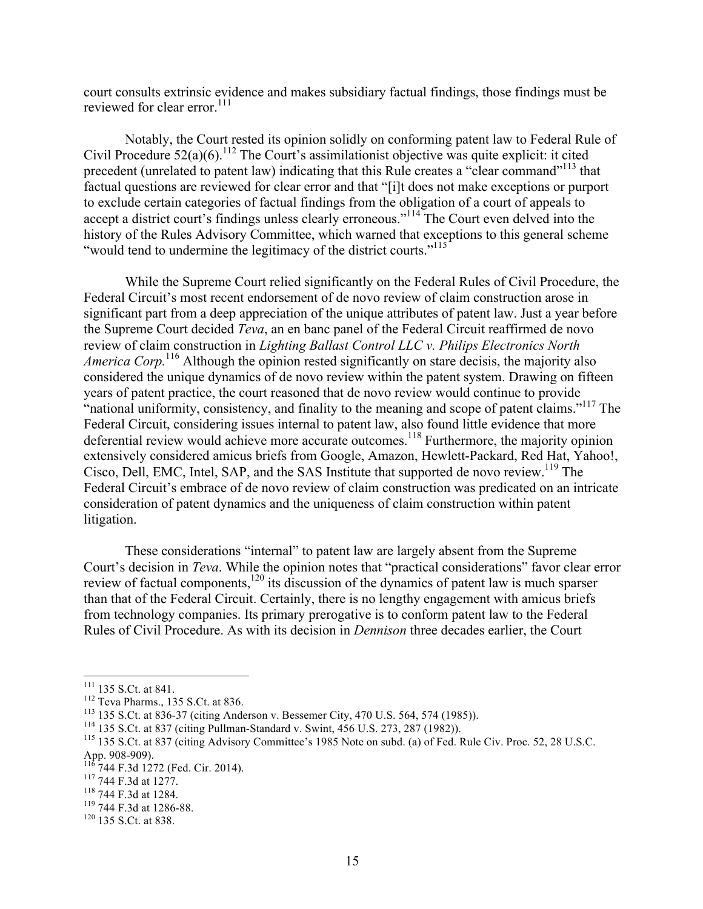court consults extrinsic evidence and makes subsidiary factual findings, those findings must be reviewed for clear error.[111]

Notably, the Court rested its opinion solidly on conforming patent law to Federal Rule of Civil Procedure 52(a)(6).[112] The Court's assimilationist objective was quite explicit: it cited precedent (unrelated to patent law) indicating that this Rule creates a "clear command"[113] that factual questions are reviewed for clear error and that "[i]t does not make exceptions or purport to exclude certain categories of factual findings from the obligation of a court of appeals to accept a district court's findings unless clearly erroneous."[114] The Court even delved into the history of the Rules Advisory Committee, which warned that exceptions to this general scheme "would tend to undermine the legitimacy of the district courts."[115]

While the Supreme Court relied significantly on the Federal Rules of Civil Procedure, the Federal Circuit's most recent endorsement of de novo review of claim construction arose in significant part from a deep appreciation of the unique attributes of patent law. Just a year before the Supreme Court decided *Teva*, an en banc panel of the Federal Circuit reaffirmed de novo review of claim construction in *Lighting Ballast Control LLC v. Philips Electronics North America Corp.*[116] Although the opinion rested significantly on stare decisis, the majority also considered the unique dynamics of de novo review within the patent system. Drawing on fifteen years of patent practice, the court reasoned that de novo review would continue to provide "national uniformity, consistency, and finality to the meaning and scope of patent claims."[117] The Federal Circuit, considering issues internal to patent law, also found little evidence that more deferential review would achieve more accurate outcomes.[118] Furthermore, the majority opinion extensively considered amicus briefs from Google, Amazon, Hewlett-Packard, Red Hat, Yahoo!, Cisco, Dell, EMC, Intel, SAP, and the SAS Institute that supported de novo review.[119] The Federal Circuit's embrace of de novo review of claim construction was predicated on an intricate consideration of patent dynamics and the uniqueness of claim construction within patent litigation.

These considerations "internal" to patent law are largely absent from the Supreme Court's decision in *Teva*. While the opinion notes that "practical considerations" favor clear error review of factual components,[120] its discussion of the dynamics of patent law is much sparser than that of the Federal Circuit. Certainly, there is no lengthy engagement with amicus briefs from technology companies. Its primary prerogative is to conform patent law to the Federal Rules of Civil Procedure. As with its decision in *Dennison* three decades earlier, the Court

---

[111] 135 S.Ct. at 841.

[112] Teva Pharms., 135 S.Ct. at 836.

[113] 135 S.Ct. at 836-37 (citing Anderson v. Bessemer City, 470 U.S. 564, 574 (1985)).

[114] 135 S.Ct. at 837 (citing Pullman-Standard v. Swint, 456 U.S. 273, 287 (1982)).

[115] 135 S.Ct. at 837 (citing Advisory Committee's 1985 Note on subd. (a) of Fed. Rule Civ. Proc. 52, 28 U.S.C. App. 908-909).

[116] 744 F.3d 1272 (Fed. Cir. 2014).

[117] 744 F.3d at 1277.

[118] 744 F.3d at 1284.

[119] 744 F.3d at 1286-88.

[120] 135 S.Ct. at 838.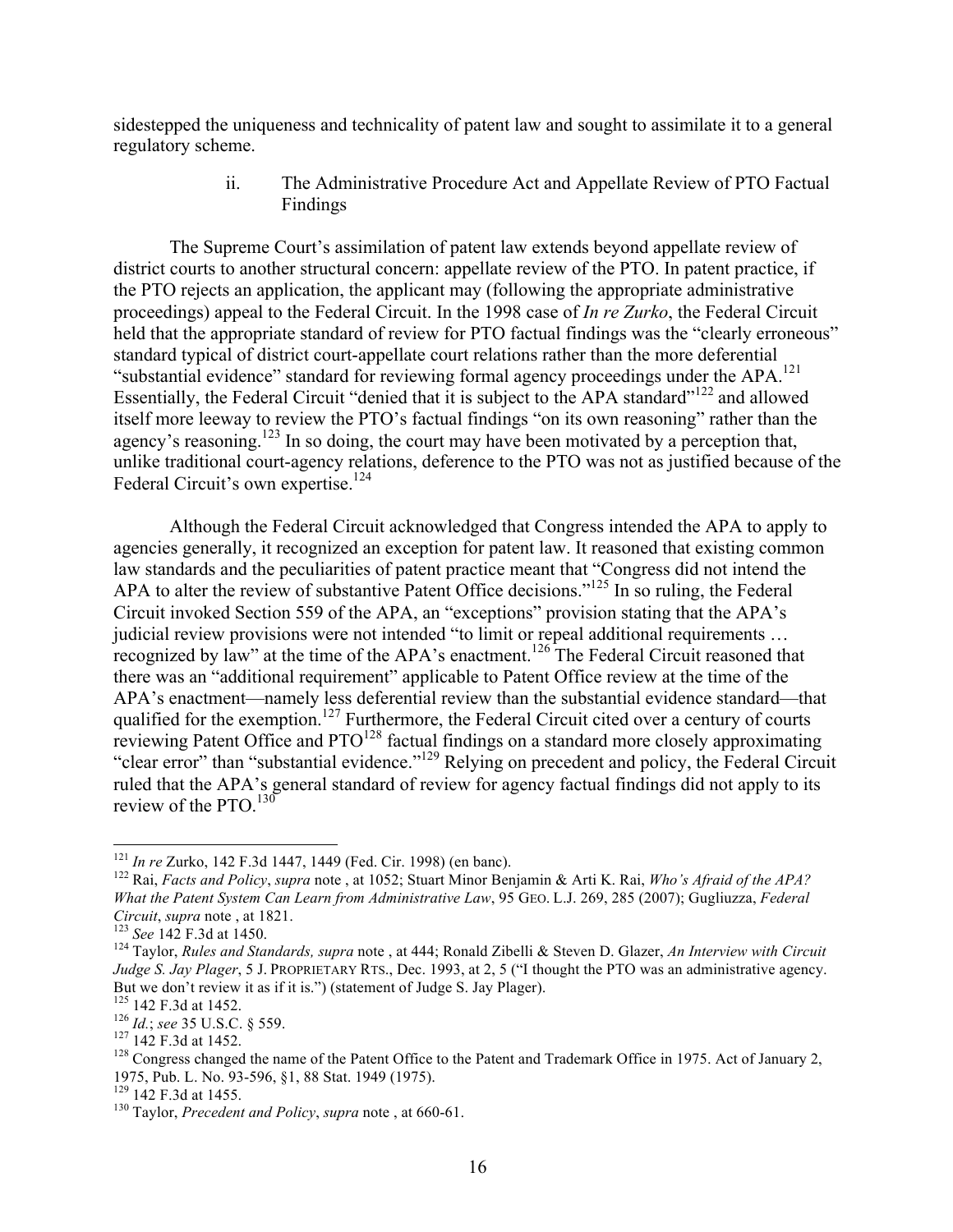sidestepped the uniqueness and technicality of patent law and sought to assimilate it to a general regulatory scheme.

#### ii. The Administrative Procedure Act and Appellate Review of PTO Factual Findings

The Supreme Court's assimilation of patent law extends beyond appellate review of district courts to another structural concern: appellate review of the PTO. In patent practice, if the PTO rejects an application, the applicant may (following the appropriate administrative proceedings) appeal to the Federal Circuit. In the 1998 case of *In re Zurko*, the Federal Circuit held that the appropriate standard of review for PTO factual findings was the "clearly erroneous" standard typical of district court-appellate court relations rather than the more deferential "substantial evidence" standard for reviewing formal agency proceedings under the APA.[121] Essentially, the Federal Circuit "denied that it is subject to the APA standard"[122] and allowed itself more leeway to review the PTO's factual findings "on its own reasoning" rather than the agency's reasoning.[123] In so doing, the court may have been motivated by a perception that, unlike traditional court-agency relations, deference to the PTO was not as justified because of the Federal Circuit's own expertise.[124]

Although the Federal Circuit acknowledged that Congress intended the APA to apply to agencies generally, it recognized an exception for patent law. It reasoned that existing common law standards and the peculiarities of patent practice meant that "Congress did not intend the APA to alter the review of substantive Patent Office decisions."[125] In so ruling, the Federal Circuit invoked Section 559 of the APA, an "exceptions" provision stating that the APA's judicial review provisions were not intended "to limit or repeal additional requirements … recognized by law" at the time of the APA's enactment.[126] The Federal Circuit reasoned that there was an "additional requirement" applicable to Patent Office review at the time of the APA's enactment—namely less deferential review than the substantial evidence standard—that qualified for the exemption.[127] Furthermore, the Federal Circuit cited over a century of courts reviewing Patent Office and PTO[128] factual findings on a standard more closely approximating "clear error" than "substantial evidence."[129] Relying on precedent and policy, the Federal Circuit ruled that the APA's general standard of review for agency factual findings did not apply to its review of the PTO.[130]

---

[121] *In re* Zurko, 142 F.3d 1447, 1449 (Fed. Cir. 1998) (en banc).

[122] Rai, *Facts and Policy*, *supra* note , at 1052; Stuart Minor Benjamin & Arti K. Rai, *Who's Afraid of the APA? What the Patent System Can Learn from Administrative Law*, 95 GEO. L.J. 269, 285 (2007); Gugliuzza, *Federal Circuit*, *supra* note , at 1821.

[123] *See* 142 F.3d at 1450.

[124] Taylor, *Rules and Standards, supra* note , at 444; Ronald Zibelli & Steven D. Glazer, *An Interview with Circuit Judge S. Jay Plager*, 5 J. PROPRIETARY RTS., Dec. 1993, at 2, 5 ("I thought the PTO was an administrative agency. But we don't review it as if it is.") (statement of Judge S. Jay Plager).

[125] 142 F.3d at 1452.

[126] *Id.*; *see* 35 U.S.C. § 559.

[127] 142 F.3d at 1452.

[128] Congress changed the name of the Patent Office to the Patent and Trademark Office in 1975. Act of January 2, 1975, Pub. L. No. 93-596, §1, 88 Stat. 1949 (1975).

[129] 142 F.3d at 1455.

[130] Taylor, *Precedent and Policy*, *supra* note , at 660-61.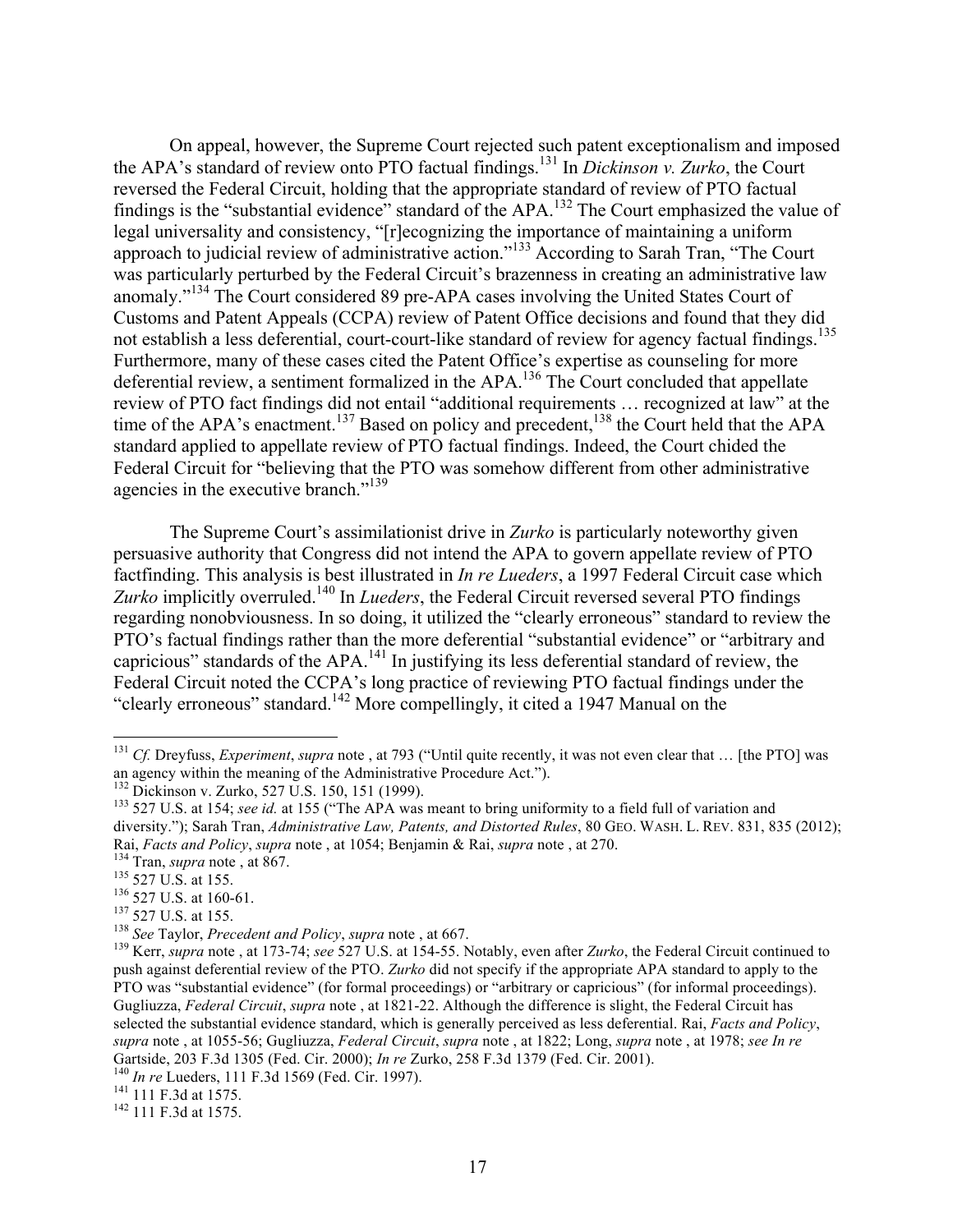On appeal, however, the Supreme Court rejected such patent exceptionalism and imposed the APA's standard of review onto PTO factual findings.[131] In *Dickinson v. Zurko*, the Court reversed the Federal Circuit, holding that the appropriate standard of review of PTO factual findings is the "substantial evidence" standard of the APA.[132] The Court emphasized the value of legal universality and consistency, "[r]ecognizing the importance of maintaining a uniform approach to judicial review of administrative action."[133] According to Sarah Tran, "The Court was particularly perturbed by the Federal Circuit's brazenness in creating an administrative law anomaly."[134] The Court considered 89 pre-APA cases involving the United States Court of Customs and Patent Appeals (CCPA) review of Patent Office decisions and found that they did not establish a less deferential, court-court-like standard of review for agency factual findings.[135] Furthermore, many of these cases cited the Patent Office's expertise as counseling for more deferential review, a sentiment formalized in the APA.[136] The Court concluded that appellate review of PTO fact findings did not entail "additional requirements … recognized at law" at the time of the APA's enactment.[137] Based on policy and precedent,[138] the Court held that the APA standard applied to appellate review of PTO factual findings. Indeed, the Court chided the Federal Circuit for "believing that the PTO was somehow different from other administrative agencies in the executive branch."[139]

The Supreme Court's assimilationist drive in *Zurko* is particularly noteworthy given persuasive authority that Congress did not intend the APA to govern appellate review of PTO factfinding. This analysis is best illustrated in *In re Lueders*, a 1997 Federal Circuit case which *Zurko* implicitly overruled.[140] In *Lueders*, the Federal Circuit reversed several PTO findings regarding nonobviousness. In so doing, it utilized the "clearly erroneous" standard to review the PTO's factual findings rather than the more deferential "substantial evidence" or "arbitrary and capricious" standards of the APA.[141] In justifying its less deferential standard of review, the Federal Circuit noted the CCPA's long practice of reviewing PTO factual findings under the "clearly erroneous" standard.[142] More compellingly, it cited a 1947 Manual on the

---

[131] *Cf.* Dreyfuss, *Experiment*, *supra* note , at 793 ("Until quite recently, it was not even clear that … [the PTO] was an agency within the meaning of the Administrative Procedure Act.").

[132] Dickinson v. Zurko, 527 U.S. 150, 151 (1999).

[133] 527 U.S. at 154; *see id.* at 155 ("The APA was meant to bring uniformity to a field full of variation and diversity."); Sarah Tran, *Administrative Law, Patents, and Distorted Rules*, 80 GEO. WASH. L. REV. 831, 835 (2012); Rai, *Facts and Policy*, *supra* note , at 1054; Benjamin & Rai, *supra* note , at 270.

[134] Tran, *supra* note , at 867.

[135] 527 U.S. at 155.

[136] 527 U.S. at 160-61.

[137] 527 U.S. at 155.

[138] *See* Taylor, *Precedent and Policy*, *supra* note , at 667.

[139] Kerr, *supra* note , at 173-74; *see* 527 U.S. at 154-55. Notably, even after *Zurko*, the Federal Circuit continued to push against deferential review of the PTO. *Zurko* did not specify if the appropriate APA standard to apply to the PTO was "substantial evidence" (for formal proceedings) or "arbitrary or capricious" (for informal proceedings). Gugliuzza, *Federal Circuit*, *supra* note , at 1821-22. Although the difference is slight, the Federal Circuit has selected the substantial evidence standard, which is generally perceived as less deferential. Rai, *Facts and Policy*, *supra* note , at 1055-56; Gugliuzza, *Federal Circuit*, *supra* note , at 1822; Long, *supra* note , at 1978; *see In re* Gartside, 203 F.3d 1305 (Fed. Cir. 2000); *In re* Zurko, 258 F.3d 1379 (Fed. Cir. 2001).

[140] *In re* Lueders, 111 F.3d 1569 (Fed. Cir. 1997).

[141] 111 F.3d at 1575.

[142] 111 F.3d at 1575.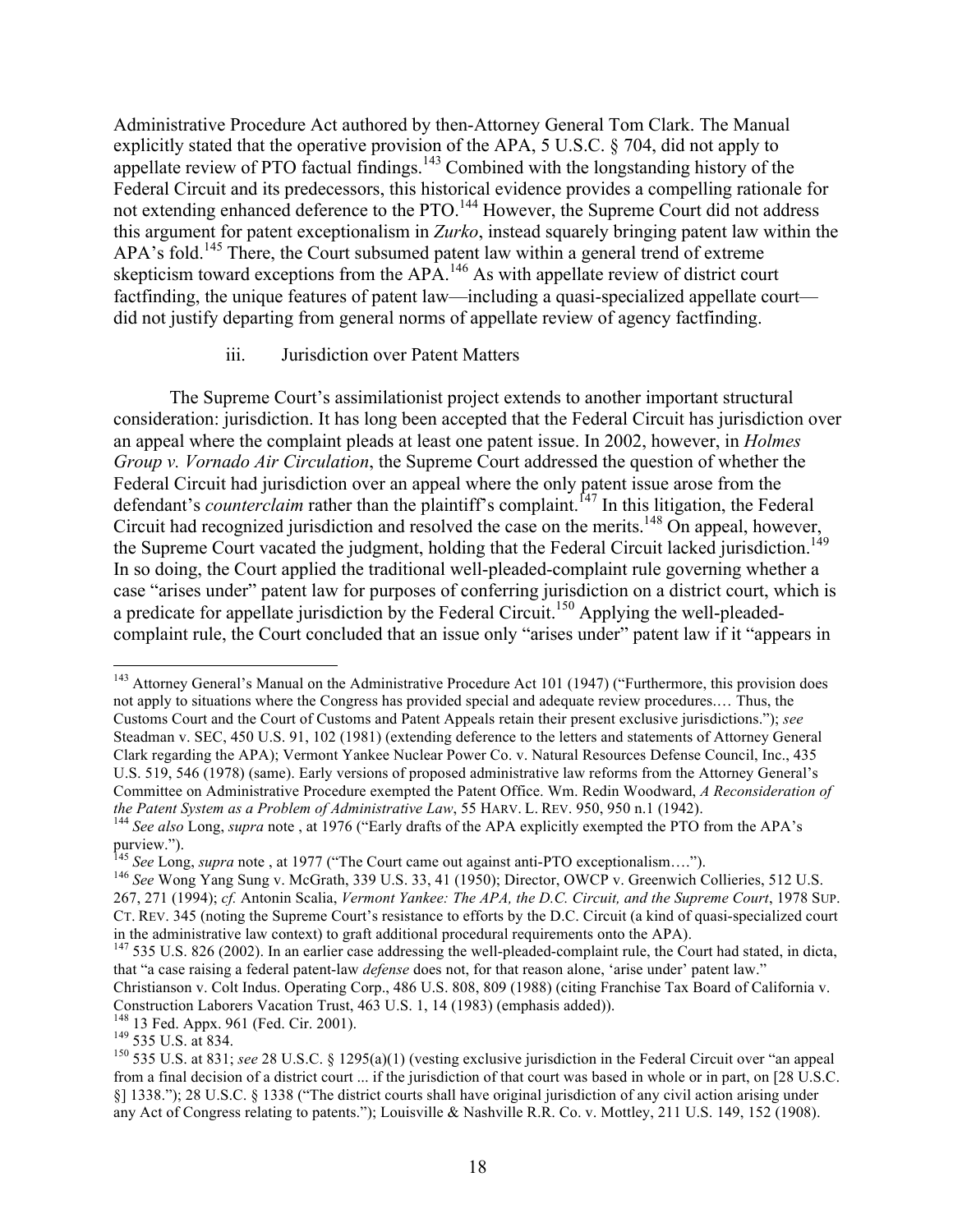Administrative Procedure Act authored by then-Attorney General Tom Clark. The Manual explicitly stated that the operative provision of the APA, 5 U.S.C. § 704, did not apply to appellate review of PTO factual findings.[143] Combined with the longstanding history of the Federal Circuit and its predecessors, this historical evidence provides a compelling rationale for not extending enhanced deference to the PTO.[144] However, the Supreme Court did not address this argument for patent exceptionalism in *Zurko*, instead squarely bringing patent law within the APA's fold.[145] There, the Court subsumed patent law within a general trend of extreme skepticism toward exceptions from the APA.[146] As with appellate review of district court factfinding, the unique features of patent law—including a quasi-specialized appellate court—did not justify departing from general norms of appellate review of agency factfinding.

iii. Jurisdiction over Patent Matters

The Supreme Court's assimilationist project extends to another important structural consideration: jurisdiction. It has long been accepted that the Federal Circuit has jurisdiction over an appeal where the complaint pleads at least one patent issue. In 2002, however, in *Holmes Group v. Vornado Air Circulation*, the Supreme Court addressed the question of whether the Federal Circuit had jurisdiction over an appeal where the only patent issue arose from the defendant's *counterclaim* rather than the plaintiff's complaint.[147] In this litigation, the Federal Circuit had recognized jurisdiction and resolved the case on the merits.[148] On appeal, however, the Supreme Court vacated the judgment, holding that the Federal Circuit lacked jurisdiction.[149] In so doing, the Court applied the traditional well-pleaded-complaint rule governing whether a case "arises under" patent law for purposes of conferring jurisdiction on a district court, which is a predicate for appellate jurisdiction by the Federal Circuit.[150] Applying the well-pleaded-complaint rule, the Court concluded that an issue only "arises under" patent law if it "appears in

---

[143] Attorney General's Manual on the Administrative Procedure Act 101 (1947) ("Furthermore, this provision does not apply to situations where the Congress has provided special and adequate review procedures.… Thus, the Customs Court and the Court of Customs and Patent Appeals retain their present exclusive jurisdictions."); *see* Steadman v. SEC, 450 U.S. 91, 102 (1981) (extending deference to the letters and statements of Attorney General Clark regarding the APA); Vermont Yankee Nuclear Power Co. v. Natural Resources Defense Council, Inc., 435 U.S. 519, 546 (1978) (same). Early versions of proposed administrative law reforms from the Attorney General's Committee on Administrative Procedure exempted the Patent Office. Wm. Redin Woodward, *A Reconsideration of the Patent System as a Problem of Administrative Law*, 55 HARV. L. REV. 950, 950 n.1 (1942).

[144] *See also* Long, *supra* note , at 1976 ("Early drafts of the APA explicitly exempted the PTO from the APA's purview.").

[145] *See* Long, *supra* note , at 1977 ("The Court came out against anti-PTO exceptionalism….").

[146] *See* Wong Yang Sung v. McGrath, 339 U.S. 33, 41 (1950); Director, OWCP v. Greenwich Collieries, 512 U.S. 267, 271 (1994); *cf.* Antonin Scalia, *Vermont Yankee: The APA, the D.C. Circuit, and the Supreme Court*, 1978 SUP. CT. REV. 345 (noting the Supreme Court's resistance to efforts by the D.C. Circuit (a kind of quasi-specialized court in the administrative law context) to graft additional procedural requirements onto the APA).

[147] 535 U.S. 826 (2002). In an earlier case addressing the well-pleaded-complaint rule, the Court had stated, in dicta, that "a case raising a federal patent-law *defense* does not, for that reason alone, 'arise under' patent law." Christianson v. Colt Indus. Operating Corp., 486 U.S. 808, 809 (1988) (citing Franchise Tax Board of California v. Construction Laborers Vacation Trust, 463 U.S. 1, 14 (1983) (emphasis added)).

[148] 13 Fed. Appx. 961 (Fed. Cir. 2001).

[149] 535 U.S. at 834.

[150] 535 U.S. at 831; *see* 28 U.S.C. § 1295(a)(1) (vesting exclusive jurisdiction in the Federal Circuit over "an appeal from a final decision of a district court ... if the jurisdiction of that court was based in whole or in part, on [28 U.S.C. §] 1338."); 28 U.S.C. § 1338 ("The district courts shall have original jurisdiction of any civil action arising under any Act of Congress relating to patents."); Louisville & Nashville R.R. Co. v. Mottley, 211 U.S. 149, 152 (1908).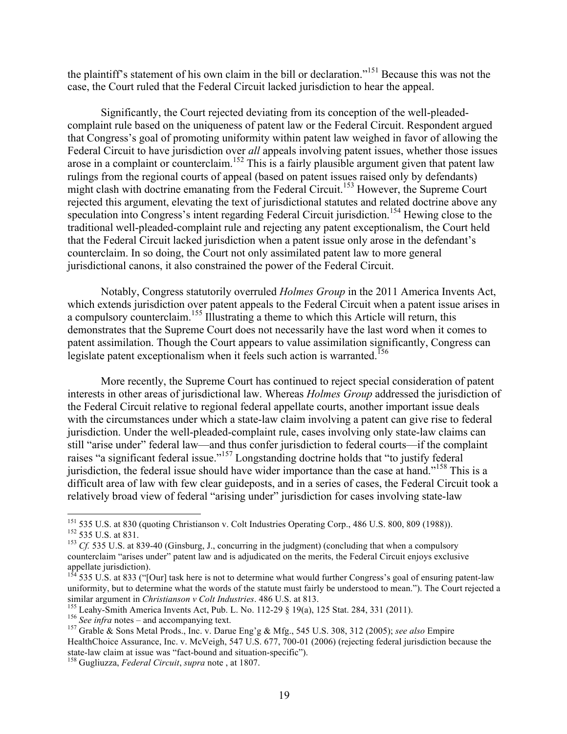the plaintiff's statement of his own claim in the bill or declaration."[151] Because this was not the case, the Court ruled that the Federal Circuit lacked jurisdiction to hear the appeal.

Significantly, the Court rejected deviating from its conception of the well-pleaded-complaint rule based on the uniqueness of patent law or the Federal Circuit. Respondent argued that Congress's goal of promoting uniformity within patent law weighed in favor of allowing the Federal Circuit to have jurisdiction over *all* appeals involving patent issues, whether those issues arose in a complaint or counterclaim.[152] This is a fairly plausible argument given that patent law rulings from the regional courts of appeal (based on patent issues raised only by defendants) might clash with doctrine emanating from the Federal Circuit.[153] However, the Supreme Court rejected this argument, elevating the text of jurisdictional statutes and related doctrine above any speculation into Congress's intent regarding Federal Circuit jurisdiction.[154] Hewing close to the traditional well-pleaded-complaint rule and rejecting any patent exceptionalism, the Court held that the Federal Circuit lacked jurisdiction when a patent issue only arose in the defendant's counterclaim. In so doing, the Court not only assimilated patent law to more general jurisdictional canons, it also constrained the power of the Federal Circuit.

Notably, Congress statutorily overruled *Holmes Group* in the 2011 America Invents Act, which extends jurisdiction over patent appeals to the Federal Circuit when a patent issue arises in a compulsory counterclaim.[155] Illustrating a theme to which this Article will return, this demonstrates that the Supreme Court does not necessarily have the last word when it comes to patent assimilation. Though the Court appears to value assimilation significantly, Congress can legislate patent exceptionalism when it feels such action is warranted.[156]

More recently, the Supreme Court has continued to reject special consideration of patent interests in other areas of jurisdictional law. Whereas *Holmes Group* addressed the jurisdiction of the Federal Circuit relative to regional federal appellate courts, another important issue deals with the circumstances under which a state-law claim involving a patent can give rise to federal jurisdiction. Under the well-pleaded-complaint rule, cases involving only state-law claims can still "arise under" federal law—and thus confer jurisdiction to federal courts—if the complaint raises "a significant federal issue."[157] Longstanding doctrine holds that "to justify federal jurisdiction, the federal issue should have wider importance than the case at hand."[158] This is a difficult area of law with few clear guideposts, and in a series of cases, the Federal Circuit took a relatively broad view of federal "arising under" jurisdiction for cases involving state-law

---

[151] 535 U.S. at 830 (quoting Christianson v. Colt Industries Operating Corp., 486 U.S. 800, 809 (1988)).

[152] 535 U.S. at 831.

[153] *Cf.* 535 U.S. at 839-40 (Ginsburg, J., concurring in the judgment) (concluding that when a compulsory counterclaim "arises under" patent law and is adjudicated on the merits, the Federal Circuit enjoys exclusive appellate jurisdiction).

[154] 535 U.S. at 833 ("[Our] task here is not to determine what would further Congress's goal of ensuring patent-law uniformity, but to determine what the words of the statute must fairly be understood to mean."). The Court rejected a similar argument in *Christianson v Colt Industries*. 486 U.S. at 813.

[155] Leahy-Smith America Invents Act, Pub. L. No. 112-29 § 19(a), 125 Stat. 284, 331 (2011).

[156] *See infra* notes – and accompanying text.

[157] Grable & Sons Metal Prods., Inc. v. Darue Eng'g & Mfg., 545 U.S. 308, 312 (2005); *see also* Empire HealthChoice Assurance, Inc. v. McVeigh, 547 U.S. 677, 700-01 (2006) (rejecting federal jurisdiction because the state-law claim at issue was "fact-bound and situation-specific").

[158] Gugliuzza, *Federal Circuit*, *supra* note , at 1807.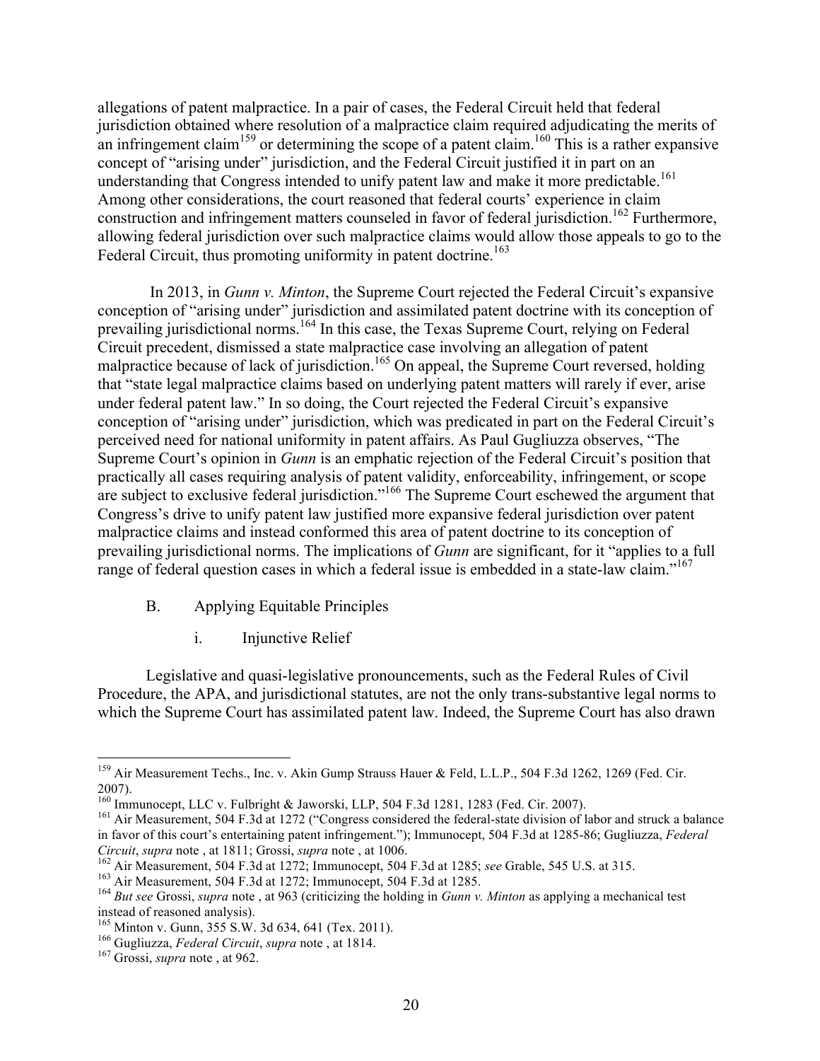allegations of patent malpractice. In a pair of cases, the Federal Circuit held that federal jurisdiction obtained where resolution of a malpractice claim required adjudicating the merits of an infringement claim[159] or determining the scope of a patent claim.[160] This is a rather expansive concept of "arising under" jurisdiction, and the Federal Circuit justified it in part on an understanding that Congress intended to unify patent law and make it more predictable.[161] Among other considerations, the court reasoned that federal courts' experience in claim construction and infringement matters counseled in favor of federal jurisdiction.[162] Furthermore, allowing federal jurisdiction over such malpractice claims would allow those appeals to go to the Federal Circuit, thus promoting uniformity in patent doctrine.[163]

In 2013, in *Gunn v. Minton*, the Supreme Court rejected the Federal Circuit's expansive conception of "arising under" jurisdiction and assimilated patent doctrine with its conception of prevailing jurisdictional norms.[164] In this case, the Texas Supreme Court, relying on Federal Circuit precedent, dismissed a state malpractice case involving an allegation of patent malpractice because of lack of jurisdiction.[165] On appeal, the Supreme Court reversed, holding that "state legal malpractice claims based on underlying patent matters will rarely if ever, arise under federal patent law." In so doing, the Court rejected the Federal Circuit's expansive conception of "arising under" jurisdiction, which was predicated in part on the Federal Circuit's perceived need for national uniformity in patent affairs. As Paul Gugliuzza observes, "The Supreme Court's opinion in *Gunn* is an emphatic rejection of the Federal Circuit's position that practically all cases requiring analysis of patent validity, enforceability, infringement, or scope are subject to exclusive federal jurisdiction."[166] The Supreme Court eschewed the argument that Congress's drive to unify patent law justified more expansive federal jurisdiction over patent malpractice claims and instead conformed this area of patent doctrine to its conception of prevailing jurisdictional norms. The implications of *Gunn* are significant, for it "applies to a full range of federal question cases in which a federal issue is embedded in a state-law claim."[167]

### B. Applying Equitable Principles

#### i. Injunctive Relief

Legislative and quasi-legislative pronouncements, such as the Federal Rules of Civil Procedure, the APA, and jurisdictional statutes, are not the only trans-substantive legal norms to which the Supreme Court has assimilated patent law. Indeed, the Supreme Court has also drawn

---

[159] Air Measurement Techs., Inc. v. Akin Gump Strauss Hauer & Feld, L.L.P., 504 F.3d 1262, 1269 (Fed. Cir. 2007).

[160] Immunocept, LLC v. Fulbright & Jaworski, LLP, 504 F.3d 1281, 1283 (Fed. Cir. 2007).

[161] Air Measurement, 504 F.3d at 1272 ("Congress considered the federal-state division of labor and struck a balance in favor of this court's entertaining patent infringement."); Immunocept, 504 F.3d at 1285-86; Gugliuzza, *Federal Circuit*, *supra* note , at 1811; Grossi, *supra* note , at 1006.

[162] Air Measurement, 504 F.3d at 1272; Immunocept, 504 F.3d at 1285; *see* Grable, 545 U.S. at 315.

[163] Air Measurement, 504 F.3d at 1272; Immunocept, 504 F.3d at 1285.

[164] *But see* Grossi, *supra* note , at 963 (criticizing the holding in *Gunn v. Minton* as applying a mechanical test instead of reasoned analysis).

[165] Minton v. Gunn, 355 S.W. 3d 634, 641 (Tex. 2011).

[166] Gugliuzza, *Federal Circuit*, *supra* note , at 1814.

[167] Grossi, *supra* note , at 962.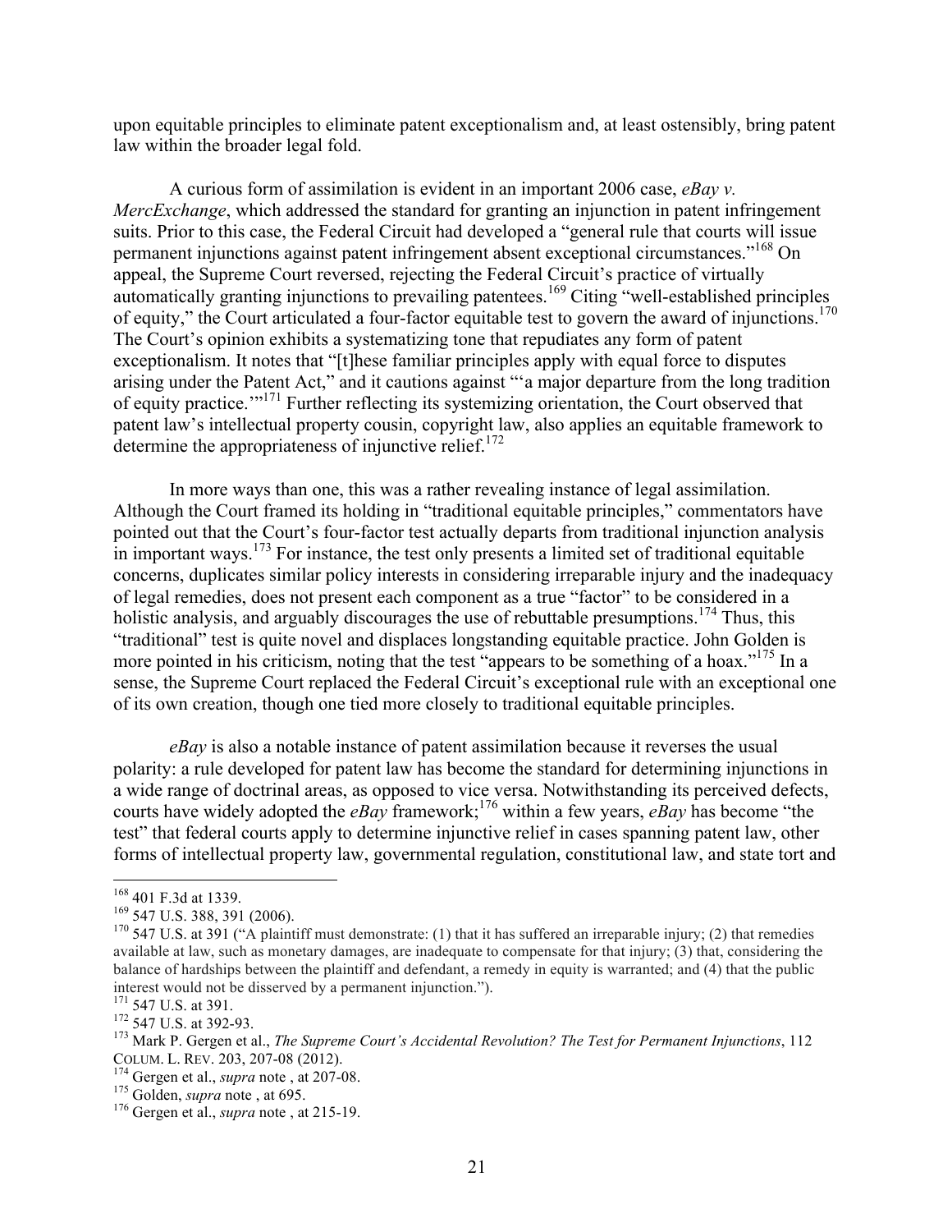upon equitable principles to eliminate patent exceptionalism and, at least ostensibly, bring patent law within the broader legal fold.

A curious form of assimilation is evident in an important 2006 case, *eBay v. MercExchange*, which addressed the standard for granting an injunction in patent infringement suits. Prior to this case, the Federal Circuit had developed a "general rule that courts will issue permanent injunctions against patent infringement absent exceptional circumstances."[168] On appeal, the Supreme Court reversed, rejecting the Federal Circuit's practice of virtually automatically granting injunctions to prevailing patentees.[169] Citing "well-established principles of equity," the Court articulated a four-factor equitable test to govern the award of injunctions.[170] The Court's opinion exhibits a systematizing tone that repudiates any form of patent exceptionalism. It notes that "[t]hese familiar principles apply with equal force to disputes arising under the Patent Act," and it cautions against "'a major departure from the long tradition of equity practice.'"[171] Further reflecting its systemizing orientation, the Court observed that patent law's intellectual property cousin, copyright law, also applies an equitable framework to determine the appropriateness of injunctive relief.[172]

In more ways than one, this was a rather revealing instance of legal assimilation. Although the Court framed its holding in "traditional equitable principles," commentators have pointed out that the Court's four-factor test actually departs from traditional injunction analysis in important ways.[173] For instance, the test only presents a limited set of traditional equitable concerns, duplicates similar policy interests in considering irreparable injury and the inadequacy of legal remedies, does not present each component as a true "factor" to be considered in a holistic analysis, and arguably discourages the use of rebuttable presumptions.[174] Thus, this "traditional" test is quite novel and displaces longstanding equitable practice. John Golden is more pointed in his criticism, noting that the test "appears to be something of a hoax."[175] In a sense, the Supreme Court replaced the Federal Circuit's exceptional rule with an exceptional one of its own creation, though one tied more closely to traditional equitable principles.

*eBay* is also a notable instance of patent assimilation because it reverses the usual polarity: a rule developed for patent law has become the standard for determining injunctions in a wide range of doctrinal areas, as opposed to vice versa. Notwithstanding its perceived defects, courts have widely adopted the *eBay* framework;[176] within a few years, *eBay* has become "the test" that federal courts apply to determine injunctive relief in cases spanning patent law, other forms of intellectual property law, governmental regulation, constitutional law, and state tort and

---

[168] 401 F.3d at 1339.

[169] 547 U.S. 388, 391 (2006).

[170] 547 U.S. at 391 ("A plaintiff must demonstrate: (1) that it has suffered an irreparable injury; (2) that remedies available at law, such as monetary damages, are inadequate to compensate for that injury; (3) that, considering the balance of hardships between the plaintiff and defendant, a remedy in equity is warranted; and (4) that the public interest would not be disserved by a permanent injunction.").

[171] 547 U.S. at 391.

[172] 547 U.S. at 392-93.

[173] Mark P. Gergen et al., *The Supreme Court's Accidental Revolution? The Test for Permanent Injunctions*, 112 COLUM. L. REV. 203, 207-08 (2012).

[174] Gergen et al., *supra* note , at 207-08.

[175] Golden, *supra* note , at 695.

[176] Gergen et al., *supra* note , at 215-19.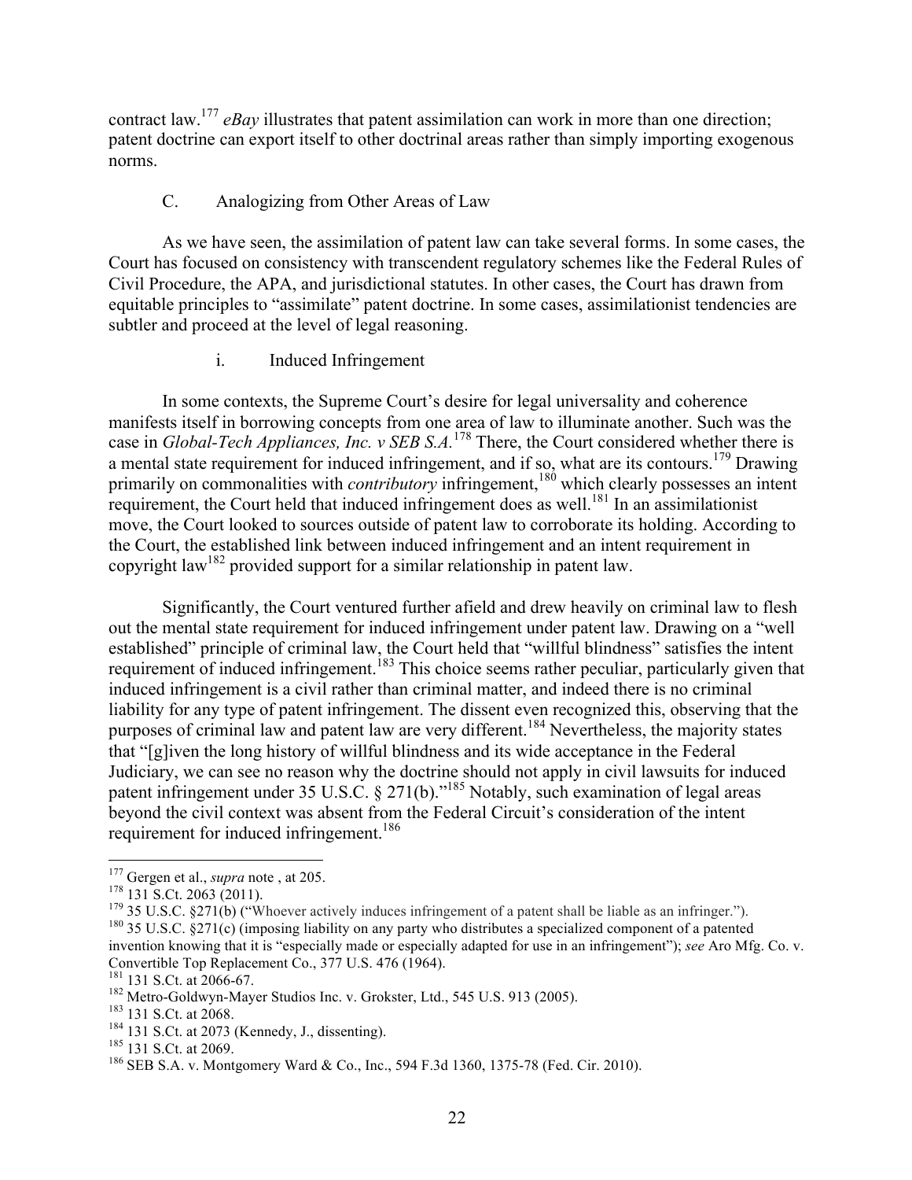contract law.[177] *eBay* illustrates that patent assimilation can work in more than one direction; patent doctrine can export itself to other doctrinal areas rather than simply importing exogenous norms.

### C. Analogizing from Other Areas of Law

As we have seen, the assimilation of patent law can take several forms. In some cases, the Court has focused on consistency with transcendent regulatory schemes like the Federal Rules of Civil Procedure, the APA, and jurisdictional statutes. In other cases, the Court has drawn from equitable principles to "assimilate" patent doctrine. In some cases, assimilationist tendencies are subtler and proceed at the level of legal reasoning.

#### i. Induced Infringement

In some contexts, the Supreme Court's desire for legal universality and coherence manifests itself in borrowing concepts from one area of law to illuminate another. Such was the case in *Global-Tech Appliances, Inc. v SEB S.A.*[178] There, the Court considered whether there is a mental state requirement for induced infringement, and if so, what are its contours.[179] Drawing primarily on commonalities with *contributory* infringement,[180] which clearly possesses an intent requirement, the Court held that induced infringement does as well.[181] In an assimilationist move, the Court looked to sources outside of patent law to corroborate its holding. According to the Court, the established link between induced infringement and an intent requirement in copyright law[182] provided support for a similar relationship in patent law.

Significantly, the Court ventured further afield and drew heavily on criminal law to flesh out the mental state requirement for induced infringement under patent law. Drawing on a "well established" principle of criminal law, the Court held that "willful blindness" satisfies the intent requirement of induced infringement.[183] This choice seems rather peculiar, particularly given that induced infringement is a civil rather than criminal matter, and indeed there is no criminal liability for any type of patent infringement. The dissent even recognized this, observing that the purposes of criminal law and patent law are very different.[184] Nevertheless, the majority states that "[g]iven the long history of willful blindness and its wide acceptance in the Federal Judiciary, we can see no reason why the doctrine should not apply in civil lawsuits for induced patent infringement under 35 U.S.C. § 271(b)."[185] Notably, such examination of legal areas beyond the civil context was absent from the Federal Circuit's consideration of the intent requirement for induced infringement.[186]

---

[177] Gergen et al., *supra* note , at 205.

[178] 131 S.Ct. 2063 (2011).

[179] 35 U.S.C. §271(b) ("Whoever actively induces infringement of a patent shall be liable as an infringer.").

[180] 35 U.S.C. §271(c) (imposing liability on any party who distributes a specialized component of a patented invention knowing that it is "especially made or especially adapted for use in an infringement"); *see* Aro Mfg. Co. v. Convertible Top Replacement Co., 377 U.S. 476 (1964).

[181] 131 S.Ct. at 2066-67.

[182] Metro-Goldwyn-Mayer Studios Inc. v. Grokster, Ltd., 545 U.S. 913 (2005).

[183] 131 S.Ct. at 2068.

[184] 131 S.Ct. at 2073 (Kennedy, J., dissenting).

[185] 131 S.Ct. at 2069.

[186] SEB S.A. v. Montgomery Ward & Co., Inc., 594 F.3d 1360, 1375-78 (Fed. Cir. 2010).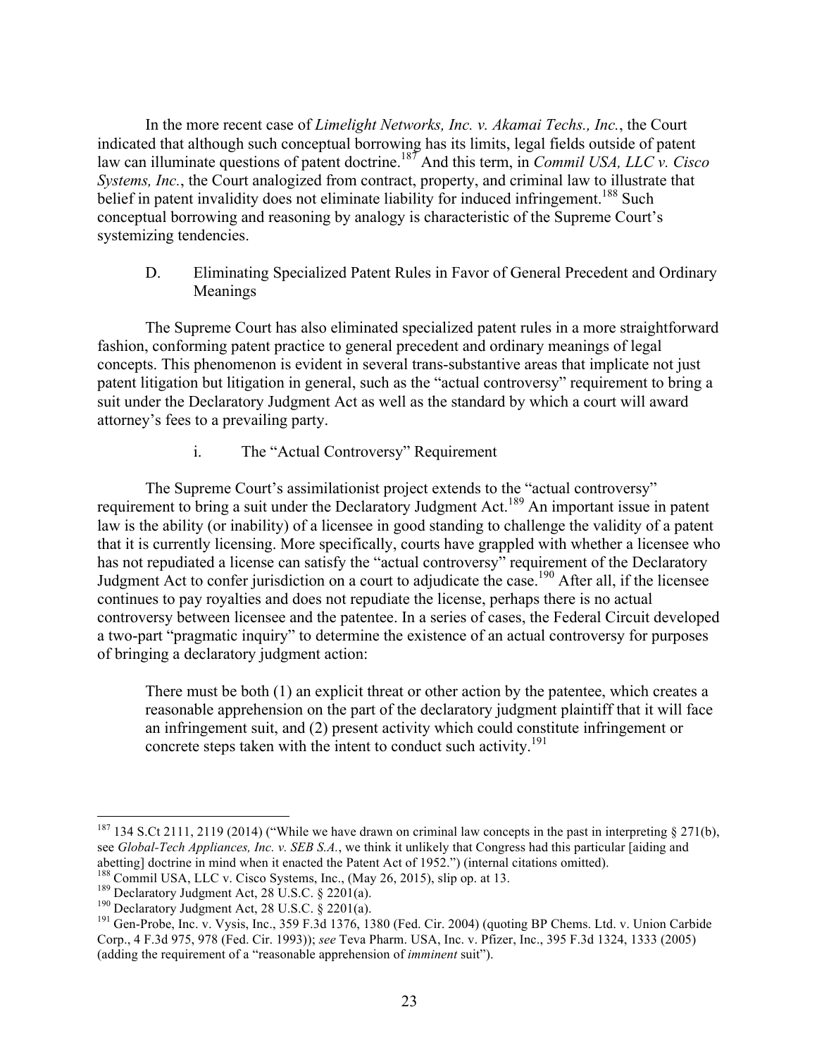In the more recent case of *Limelight Networks, Inc. v. Akamai Techs., Inc.*, the Court indicated that although such conceptual borrowing has its limits, legal fields outside of patent law can illuminate questions of patent doctrine.[187] And this term, in *Commil USA, LLC v. Cisco Systems, Inc.*, the Court analogized from contract, property, and criminal law to illustrate that belief in patent invalidity does not eliminate liability for induced infringement.[188] Such conceptual borrowing and reasoning by analogy is characteristic of the Supreme Court's systemizing tendencies.

### D. Eliminating Specialized Patent Rules in Favor of General Precedent and Ordinary Meanings

The Supreme Court has also eliminated specialized patent rules in a more straightforward fashion, conforming patent practice to general precedent and ordinary meanings of legal concepts. This phenomenon is evident in several trans-substantive areas that implicate not just patent litigation but litigation in general, such as the "actual controversy" requirement to bring a suit under the Declaratory Judgment Act as well as the standard by which a court will award attorney's fees to a prevailing party.

#### i. The "Actual Controversy" Requirement

The Supreme Court's assimilationist project extends to the "actual controversy" requirement to bring a suit under the Declaratory Judgment Act.[189] An important issue in patent law is the ability (or inability) of a licensee in good standing to challenge the validity of a patent that it is currently licensing. More specifically, courts have grappled with whether a licensee who has not repudiated a license can satisfy the "actual controversy" requirement of the Declaratory Judgment Act to confer jurisdiction on a court to adjudicate the case.[190] After all, if the licensee continues to pay royalties and does not repudiate the license, perhaps there is no actual controversy between licensee and the patentee. In a series of cases, the Federal Circuit developed a two-part "pragmatic inquiry" to determine the existence of an actual controversy for purposes of bringing a declaratory judgment action:

> There must be both (1) an explicit threat or other action by the patentee, which creates a reasonable apprehension on the part of the declaratory judgment plaintiff that it will face an infringement suit, and (2) present activity which could constitute infringement or concrete steps taken with the intent to conduct such activity.[191]

---

[187] 134 S.Ct 2111, 2119 (2014) ("While we have drawn on criminal law concepts in the past in interpreting § 271(b), see *Global-Tech Appliances, Inc. v. SEB S.A.*, we think it unlikely that Congress had this particular [aiding and abetting] doctrine in mind when it enacted the Patent Act of 1952.") (internal citations omitted).

[188] Commil USA, LLC v. Cisco Systems, Inc., (May 26, 2015), slip op. at 13.

[189] Declaratory Judgment Act, 28 U.S.C. § 2201(a).

[190] Declaratory Judgment Act, 28 U.S.C. § 2201(a).

[191] Gen-Probe, Inc. v. Vysis, Inc., 359 F.3d 1376, 1380 (Fed. Cir. 2004) (quoting BP Chems. Ltd. v. Union Carbide Corp., 4 F.3d 975, 978 (Fed. Cir. 1993)); *see* Teva Pharm. USA, Inc. v. Pfizer, Inc., 395 F.3d 1324, 1333 (2005) (adding the requirement of a "reasonable apprehension of *imminent* suit").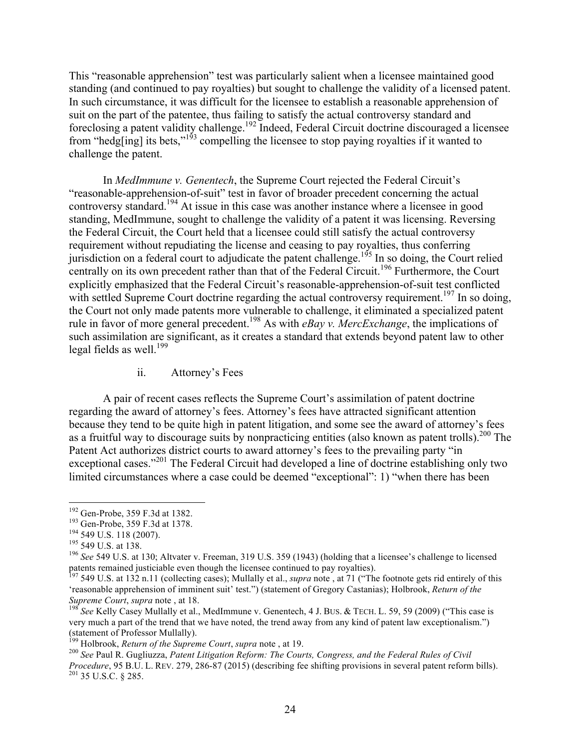This "reasonable apprehension" test was particularly salient when a licensee maintained good standing (and continued to pay royalties) but sought to challenge the validity of a licensed patent. In such circumstance, it was difficult for the licensee to establish a reasonable apprehension of suit on the part of the patentee, thus failing to satisfy the actual controversy standard and foreclosing a patent validity challenge.[192] Indeed, Federal Circuit doctrine discouraged a licensee from "hedg[ing] its bets,"[193] compelling the licensee to stop paying royalties if it wanted to challenge the patent.

In *MedImmune v. Genentech*, the Supreme Court rejected the Federal Circuit's "reasonable-apprehension-of-suit" test in favor of broader precedent concerning the actual controversy standard.[194] At issue in this case was another instance where a licensee in good standing, MedImmune, sought to challenge the validity of a patent it was licensing. Reversing the Federal Circuit, the Court held that a licensee could still satisfy the actual controversy requirement without repudiating the license and ceasing to pay royalties, thus conferring jurisdiction on a federal court to adjudicate the patent challenge.[195] In so doing, the Court relied centrally on its own precedent rather than that of the Federal Circuit.[196] Furthermore, the Court explicitly emphasized that the Federal Circuit's reasonable-apprehension-of-suit test conflicted with settled Supreme Court doctrine regarding the actual controversy requirement.[197] In so doing, the Court not only made patents more vulnerable to challenge, it eliminated a specialized patent rule in favor of more general precedent.[198] As with *eBay v. MercExchange*, the implications of such assimilation are significant, as it creates a standard that extends beyond patent law to other legal fields as well.[199]

ii. Attorney's Fees

A pair of recent cases reflects the Supreme Court's assimilation of patent doctrine regarding the award of attorney's fees. Attorney's fees have attracted significant attention because they tend to be quite high in patent litigation, and some see the award of attorney's fees as a fruitful way to discourage suits by nonpracticing entities (also known as patent trolls).[200] The Patent Act authorizes district courts to award attorney's fees to the prevailing party "in exceptional cases."[201] The Federal Circuit had developed a line of doctrine establishing only two limited circumstances where a case could be deemed "exceptional": 1) "when there has been

---

[192] Gen-Probe, 359 F.3d at 1382.

[193] Gen-Probe, 359 F.3d at 1378.

[194] 549 U.S. 118 (2007).

[195] 549 U.S. at 138.

[196] *See* 549 U.S. at 130; Altvater v. Freeman, 319 U.S. 359 (1943) (holding that a licensee's challenge to licensed patents remained justiciable even though the licensee continued to pay royalties).

[197] 549 U.S. at 132 n.11 (collecting cases); Mullally et al., *supra* note , at 71 ("The footnote gets rid entirely of this 'reasonable apprehension of imminent suit' test.") (statement of Gregory Castanias); Holbrook, *Return of the Supreme Court*, *supra* note , at 18.

[198] *See* Kelly Casey Mullally et al., MedImmune v. Genentech, 4 J. BUS. & TECH. L. 59, 59 (2009) ("This case is very much a part of the trend that we have noted, the trend away from any kind of patent law exceptionalism.") (statement of Professor Mullally).

[199] Holbrook, *Return of the Supreme Court*, *supra* note , at 19.

[200] *See* Paul R. Gugliuzza, *Patent Litigation Reform: The Courts, Congress, and the Federal Rules of Civil Procedure*, 95 B.U. L. REV. 279, 286-87 (2015) (describing fee shifting provisions in several patent reform bills).

[201] 35 U.S.C. § 285.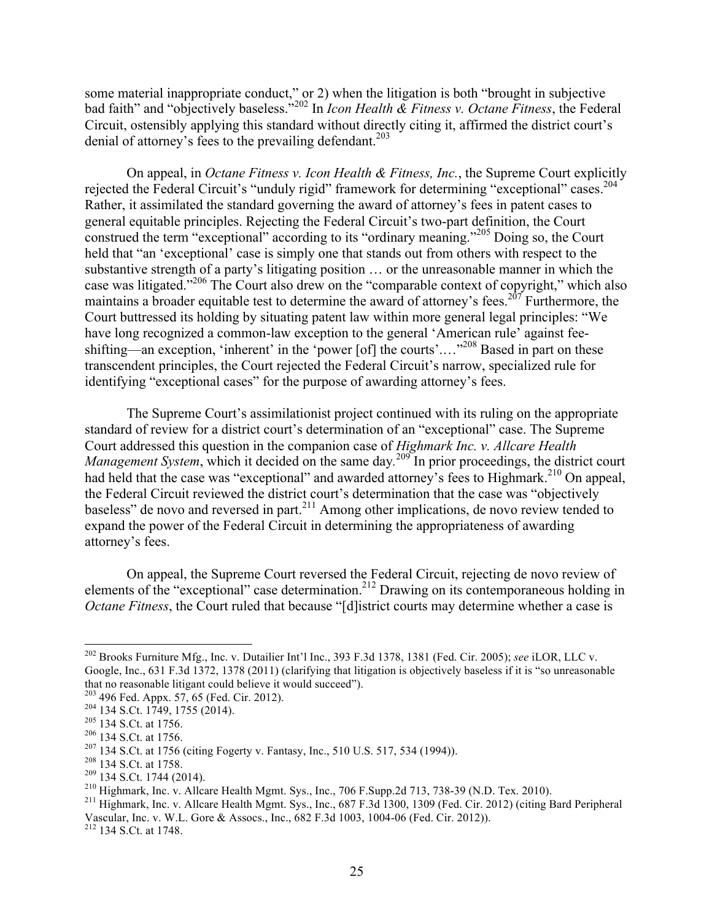some material inappropriate conduct," or 2) when the litigation is both "brought in subjective bad faith" and "objectively baseless."[202] In *Icon Health & Fitness v. Octane Fitness*, the Federal Circuit, ostensibly applying this standard without directly citing it, affirmed the district court's denial of attorney's fees to the prevailing defendant.[203]

On appeal, in *Octane Fitness v. Icon Health & Fitness, Inc.*, the Supreme Court explicitly rejected the Federal Circuit's "unduly rigid" framework for determining "exceptional" cases.[204] Rather, it assimilated the standard governing the award of attorney's fees in patent cases to general equitable principles. Rejecting the Federal Circuit's two-part definition, the Court construed the term "exceptional" according to its "ordinary meaning."[205] Doing so, the Court held that "an 'exceptional' case is simply one that stands out from others with respect to the substantive strength of a party's litigating position … or the unreasonable manner in which the case was litigated."[206] The Court also drew on the "comparable context of copyright," which also maintains a broader equitable test to determine the award of attorney's fees.[207] Furthermore, the Court buttressed its holding by situating patent law within more general legal principles: "We have long recognized a common-law exception to the general 'American rule' against fee-shifting—an exception, 'inherent' in the 'power [of] the courts'.…"[208] Based in part on these transcendent principles, the Court rejected the Federal Circuit's narrow, specialized rule for identifying "exceptional cases" for the purpose of awarding attorney's fees.

The Supreme Court's assimilationist project continued with its ruling on the appropriate standard of review for a district court's determination of an "exceptional" case. The Supreme Court addressed this question in the companion case of *Highmark Inc. v. Allcare Health Management System*, which it decided on the same day.[209] In prior proceedings, the district court had held that the case was "exceptional" and awarded attorney's fees to Highmark.[210] On appeal, the Federal Circuit reviewed the district court's determination that the case was "objectively baseless" de novo and reversed in part.[211] Among other implications, de novo review tended to expand the power of the Federal Circuit in determining the appropriateness of awarding attorney's fees.

On appeal, the Supreme Court reversed the Federal Circuit, rejecting de novo review of elements of the "exceptional" case determination.[212] Drawing on its contemporaneous holding in *Octane Fitness*, the Court ruled that because "[d]istrict courts may determine whether a case is

---

[202] Brooks Furniture Mfg., Inc. v. Dutailier Int'l Inc., 393 F.3d 1378, 1381 (Fed. Cir. 2005); *see* iLOR, LLC v. Google, Inc., 631 F.3d 1372, 1378 (2011) (clarifying that litigation is objectively baseless if it is "so unreasonable that no reasonable litigant could believe it would succeed").

[203] 496 Fed. Appx. 57, 65 (Fed. Cir. 2012).

[204] 134 S.Ct. 1749, 1755 (2014).

[205] 134 S.Ct. at 1756.

[206] 134 S.Ct. at 1756.

[207] 134 S.Ct. at 1756 (citing Fogerty v. Fantasy, Inc., 510 U.S. 517, 534 (1994)).

[208] 134 S.Ct. at 1758.

[209] 134 S.Ct. 1744 (2014).

[210] Highmark, Inc. v. Allcare Health Mgmt. Sys., Inc., 706 F.Supp.2d 713, 738-39 (N.D. Tex. 2010).

[211] Highmark, Inc. v. Allcare Health Mgmt. Sys., Inc., 687 F.3d 1300, 1309 (Fed. Cir. 2012) (citing Bard Peripheral Vascular, Inc. v. W.L. Gore & Assocs., Inc., 682 F.3d 1003, 1004-06 (Fed. Cir. 2012)).

[212] 134 S.Ct. at 1748.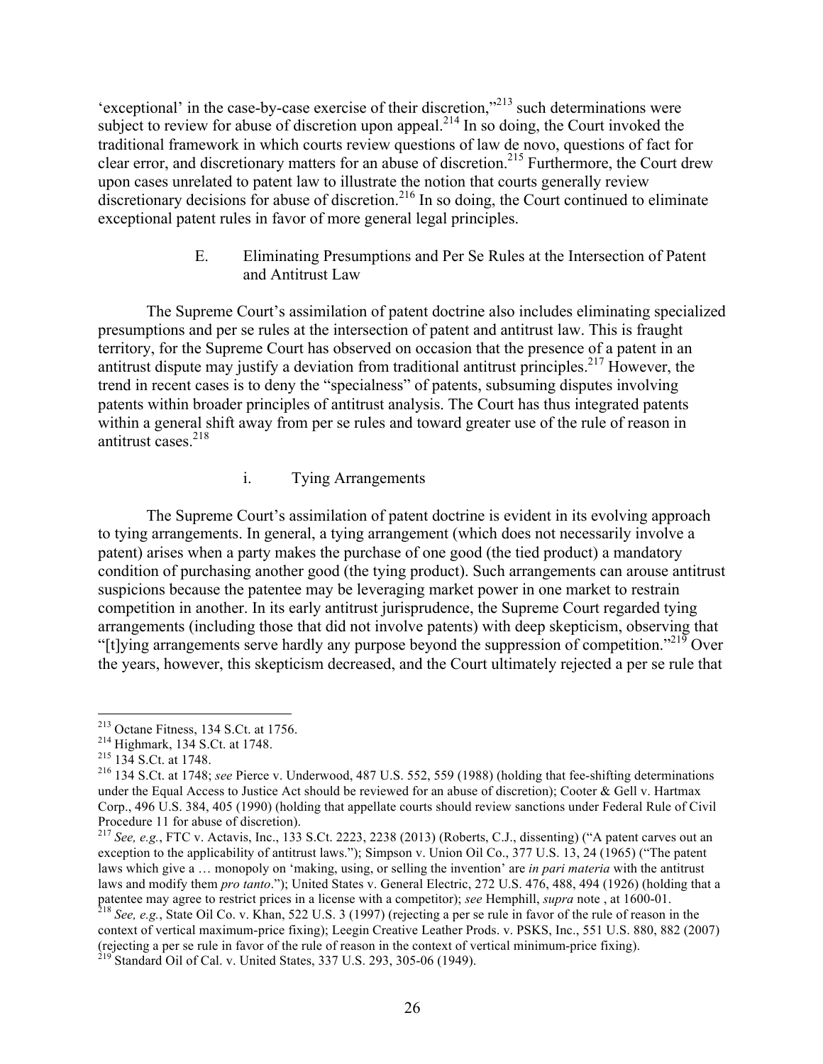'exceptional' in the case-by-case exercise of their discretion,"[213] such determinations were subject to review for abuse of discretion upon appeal.[214] In so doing, the Court invoked the traditional framework in which courts review questions of law de novo, questions of fact for clear error, and discretionary matters for an abuse of discretion.[215] Furthermore, the Court drew upon cases unrelated to patent law to illustrate the notion that courts generally review discretionary decisions for abuse of discretion.[216] In so doing, the Court continued to eliminate exceptional patent rules in favor of more general legal principles.

### E. Eliminating Presumptions and Per Se Rules at the Intersection of Patent and Antitrust Law

The Supreme Court's assimilation of patent doctrine also includes eliminating specialized presumptions and per se rules at the intersection of patent and antitrust law. This is fraught territory, for the Supreme Court has observed on occasion that the presence of a patent in an antitrust dispute may justify a deviation from traditional antitrust principles.[217] However, the trend in recent cases is to deny the "specialness" of patents, subsuming disputes involving patents within broader principles of antitrust analysis. The Court has thus integrated patents within a general shift away from per se rules and toward greater use of the rule of reason in antitrust cases.[218]

#### i. Tying Arrangements

The Supreme Court's assimilation of patent doctrine is evident in its evolving approach to tying arrangements. In general, a tying arrangement (which does not necessarily involve a patent) arises when a party makes the purchase of one good (the tied product) a mandatory condition of purchasing another good (the tying product). Such arrangements can arouse antitrust suspicions because the patentee may be leveraging market power in one market to restrain competition in another. In its early antitrust jurisprudence, the Supreme Court regarded tying arrangements (including those that did not involve patents) with deep skepticism, observing that "[t]ying arrangements serve hardly any purpose beyond the suppression of competition."[219] Over the years, however, this skepticism decreased, and the Court ultimately rejected a per se rule that

---

[213] Octane Fitness, 134 S.Ct. at 1756.

[214] Highmark, 134 S.Ct. at 1748.

[215] 134 S.Ct. at 1748.

[216] 134 S.Ct. at 1748; *see* Pierce v. Underwood, 487 U.S. 552, 559 (1988) (holding that fee-shifting determinations under the Equal Access to Justice Act should be reviewed for an abuse of discretion); Cooter & Gell v. Hartmax Corp., 496 U.S. 384, 405 (1990) (holding that appellate courts should review sanctions under Federal Rule of Civil Procedure 11 for abuse of discretion).

[217] *See, e.g.*, FTC v. Actavis, Inc., 133 S.Ct. 2223, 2238 (2013) (Roberts, C.J., dissenting) ("A patent carves out an exception to the applicability of antitrust laws."); Simpson v. Union Oil Co., 377 U.S. 13, 24 (1965) ("The patent laws which give a … monopoly on 'making, using, or selling the invention' are *in pari materia* with the antitrust laws and modify them *pro tanto*."); United States v. General Electric, 272 U.S. 476, 488, 494 (1926) (holding that a patentee may agree to restrict prices in a license with a competitor); *see* Hemphill, *supra* note , at 1600-01.

[218] *See, e.g.*, State Oil Co. v. Khan, 522 U.S. 3 (1997) (rejecting a per se rule in favor of the rule of reason in the context of vertical maximum-price fixing); Leegin Creative Leather Prods. v. PSKS, Inc., 551 U.S. 880, 882 (2007) (rejecting a per se rule in favor of the rule of reason in the context of vertical minimum-price fixing).

[219] Standard Oil of Cal. v. United States, 337 U.S. 293, 305-06 (1949).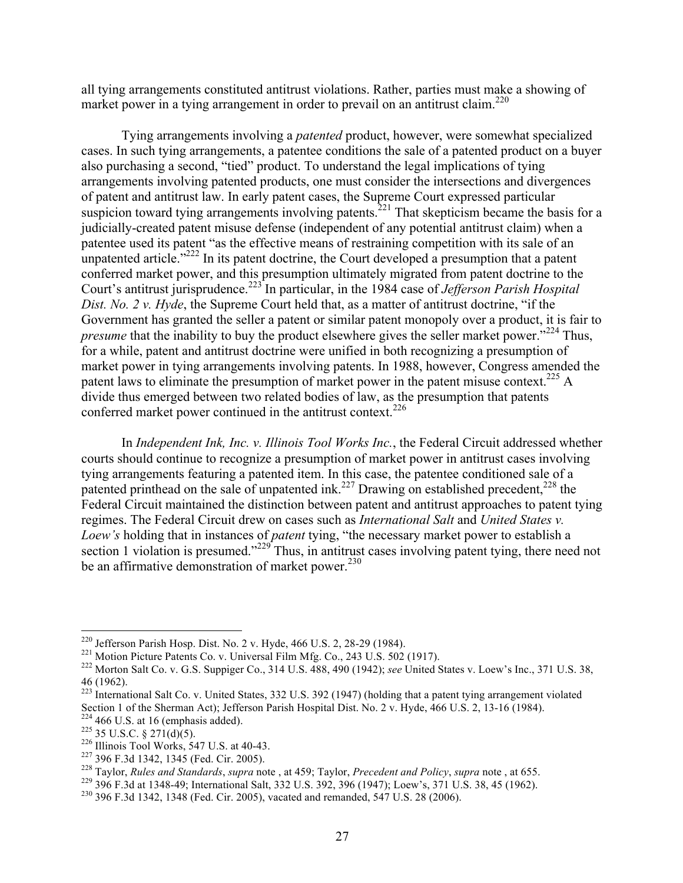all tying arrangements constituted antitrust violations. Rather, parties must make a showing of market power in a tying arrangement in order to prevail on an antitrust claim.[220]

Tying arrangements involving a *patented* product, however, were somewhat specialized cases. In such tying arrangements, a patentee conditions the sale of a patented product on a buyer also purchasing a second, "tied" product. To understand the legal implications of tying arrangements involving patented products, one must consider the intersections and divergences of patent and antitrust law. In early patent cases, the Supreme Court expressed particular suspicion toward tying arrangements involving patents.[221] That skepticism became the basis for a judicially-created patent misuse defense (independent of any potential antitrust claim) when a patentee used its patent "as the effective means of restraining competition with its sale of an unpatented article."[222] In its patent doctrine, the Court developed a presumption that a patent conferred market power, and this presumption ultimately migrated from patent doctrine to the Court's antitrust jurisprudence.[223] In particular, in the 1984 case of *Jefferson Parish Hospital Dist. No. 2 v. Hyde*, the Supreme Court held that, as a matter of antitrust doctrine, "if the Government has granted the seller a patent or similar patent monopoly over a product, it is fair to *presume* that the inability to buy the product elsewhere gives the seller market power."[224] Thus, for a while, patent and antitrust doctrine were unified in both recognizing a presumption of market power in tying arrangements involving patents. In 1988, however, Congress amended the patent laws to eliminate the presumption of market power in the patent misuse context.[225] A divide thus emerged between two related bodies of law, as the presumption that patents conferred market power continued in the antitrust context.[226]

In *Independent Ink, Inc. v. Illinois Tool Works Inc.*, the Federal Circuit addressed whether courts should continue to recognize a presumption of market power in antitrust cases involving tying arrangements featuring a patented item. In this case, the patentee conditioned sale of a patented printhead on the sale of unpatented ink.[227] Drawing on established precedent,[228] the Federal Circuit maintained the distinction between patent and antitrust approaches to patent tying regimes. The Federal Circuit drew on cases such as *International Salt* and *United States v. Loew's* holding that in instances of *patent* tying, "the necessary market power to establish a section 1 violation is presumed."[229] Thus, in antitrust cases involving patent tying, there need not be an affirmative demonstration of market power.[230]

---

[220] Jefferson Parish Hosp. Dist. No. 2 v. Hyde, 466 U.S. 2, 28-29 (1984).

[221] Motion Picture Patents Co. v. Universal Film Mfg. Co., 243 U.S. 502 (1917).

[222] Morton Salt Co. v. G.S. Suppiger Co., 314 U.S. 488, 490 (1942); *see* United States v. Loew's Inc., 371 U.S. 38, 46 (1962).

[223] International Salt Co. v. United States, 332 U.S. 392 (1947) (holding that a patent tying arrangement violated Section 1 of the Sherman Act); Jefferson Parish Hospital Dist. No. 2 v. Hyde, 466 U.S. 2, 13-16 (1984).

[224] 466 U.S. at 16 (emphasis added).

[225] 35 U.S.C. § 271(d)(5).

[226] Illinois Tool Works, 547 U.S. at 40-43.

[227] 396 F.3d 1342, 1345 (Fed. Cir. 2005).

[228] Taylor, *Rules and Standards*, *supra* note , at 459; Taylor, *Precedent and Policy*, *supra* note , at 655.

[229] 396 F.3d at 1348-49; International Salt, 332 U.S. 392, 396 (1947); Loew's, 371 U.S. 38, 45 (1962).

[230] 396 F.3d 1342, 1348 (Fed. Cir. 2005), vacated and remanded, 547 U.S. 28 (2006).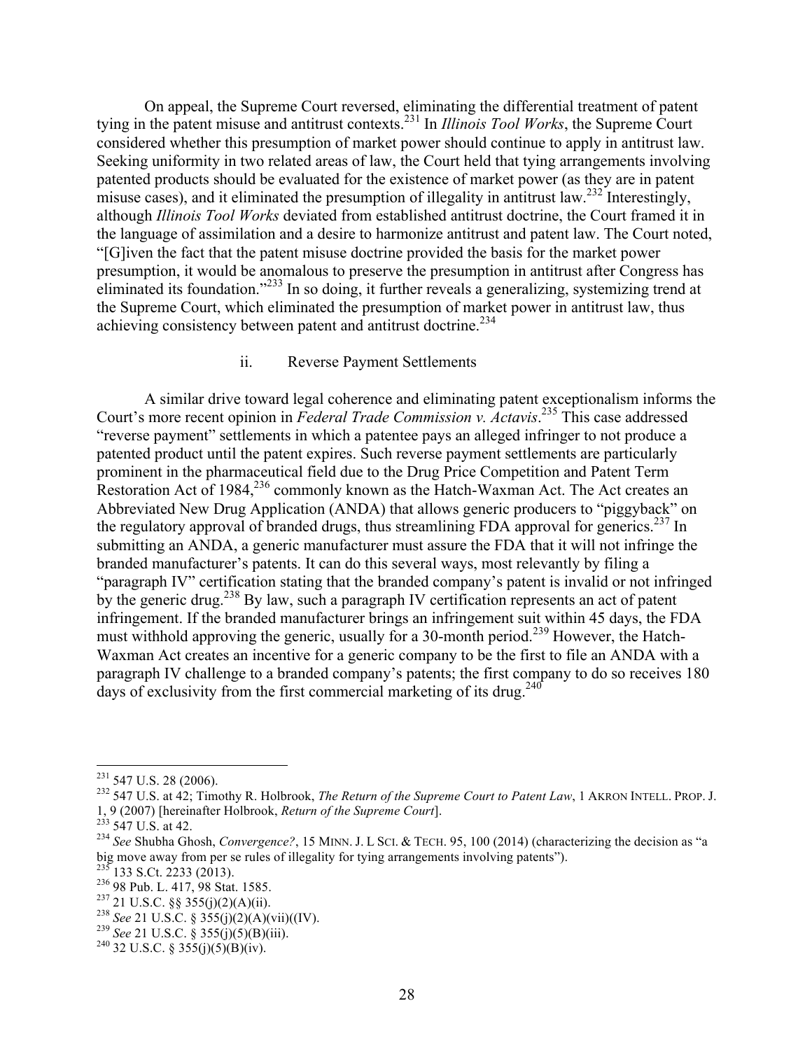On appeal, the Supreme Court reversed, eliminating the differential treatment of patent tying in the patent misuse and antitrust contexts.[231] In *Illinois Tool Works*, the Supreme Court considered whether this presumption of market power should continue to apply in antitrust law. Seeking uniformity in two related areas of law, the Court held that tying arrangements involving patented products should be evaluated for the existence of market power (as they are in patent misuse cases), and it eliminated the presumption of illegality in antitrust law.[232] Interestingly, although *Illinois Tool Works* deviated from established antitrust doctrine, the Court framed it in the language of assimilation and a desire to harmonize antitrust and patent law. The Court noted, "[G]iven the fact that the patent misuse doctrine provided the basis for the market power presumption, it would be anomalous to preserve the presumption in antitrust after Congress has eliminated its foundation."[233] In so doing, it further reveals a generalizing, systemizing trend at the Supreme Court, which eliminated the presumption of market power in antitrust law, thus achieving consistency between patent and antitrust doctrine.[234]

ii. Reverse Payment Settlements

A similar drive toward legal coherence and eliminating patent exceptionalism informs the Court's more recent opinion in *Federal Trade Commission v. Actavis*.[235] This case addressed "reverse payment" settlements in which a patentee pays an alleged infringer to not produce a patented product until the patent expires. Such reverse payment settlements are particularly prominent in the pharmaceutical field due to the Drug Price Competition and Patent Term Restoration Act of 1984,[236] commonly known as the Hatch-Waxman Act. The Act creates an Abbreviated New Drug Application (ANDA) that allows generic producers to "piggyback" on the regulatory approval of branded drugs, thus streamlining FDA approval for generics.[237] In submitting an ANDA, a generic manufacturer must assure the FDA that it will not infringe the branded manufacturer's patents. It can do this several ways, most relevantly by filing a "paragraph IV" certification stating that the branded company's patent is invalid or not infringed by the generic drug.[238] By law, such a paragraph IV certification represents an act of patent infringement. If the branded manufacturer brings an infringement suit within 45 days, the FDA must withhold approving the generic, usually for a 30-month period.[239] However, the Hatch-Waxman Act creates an incentive for a generic company to be the first to file an ANDA with a paragraph IV challenge to a branded company's patents; the first company to do so receives 180 days of exclusivity from the first commercial marketing of its drug.[240]

---

[231] 547 U.S. 28 (2006).

[232] 547 U.S. at 42; Timothy R. Holbrook, *The Return of the Supreme Court to Patent Law*, 1 AKRON INTELL. PROP. J. 1, 9 (2007) [hereinafter Holbrook, *Return of the Supreme Court*].

[233] 547 U.S. at 42.

[234] *See* Shubha Ghosh, *Convergence?*, 15 MINN. J. L SCI. & TECH. 95, 100 (2014) (characterizing the decision as "a big move away from per se rules of illegality for tying arrangements involving patents").

[235] 133 S.Ct. 2233 (2013).

[236] 98 Pub. L. 417, 98 Stat. 1585.

[237] 21 U.S.C. §§ 355(j)(2)(A)(ii).

[238] *See* 21 U.S.C. § 355(j)(2)(A)(vii)((IV).

[239] *See* 21 U.S.C. § 355(j)(5)(B)(iii).

[240] 32 U.S.C. § 355(j)(5)(B)(iv).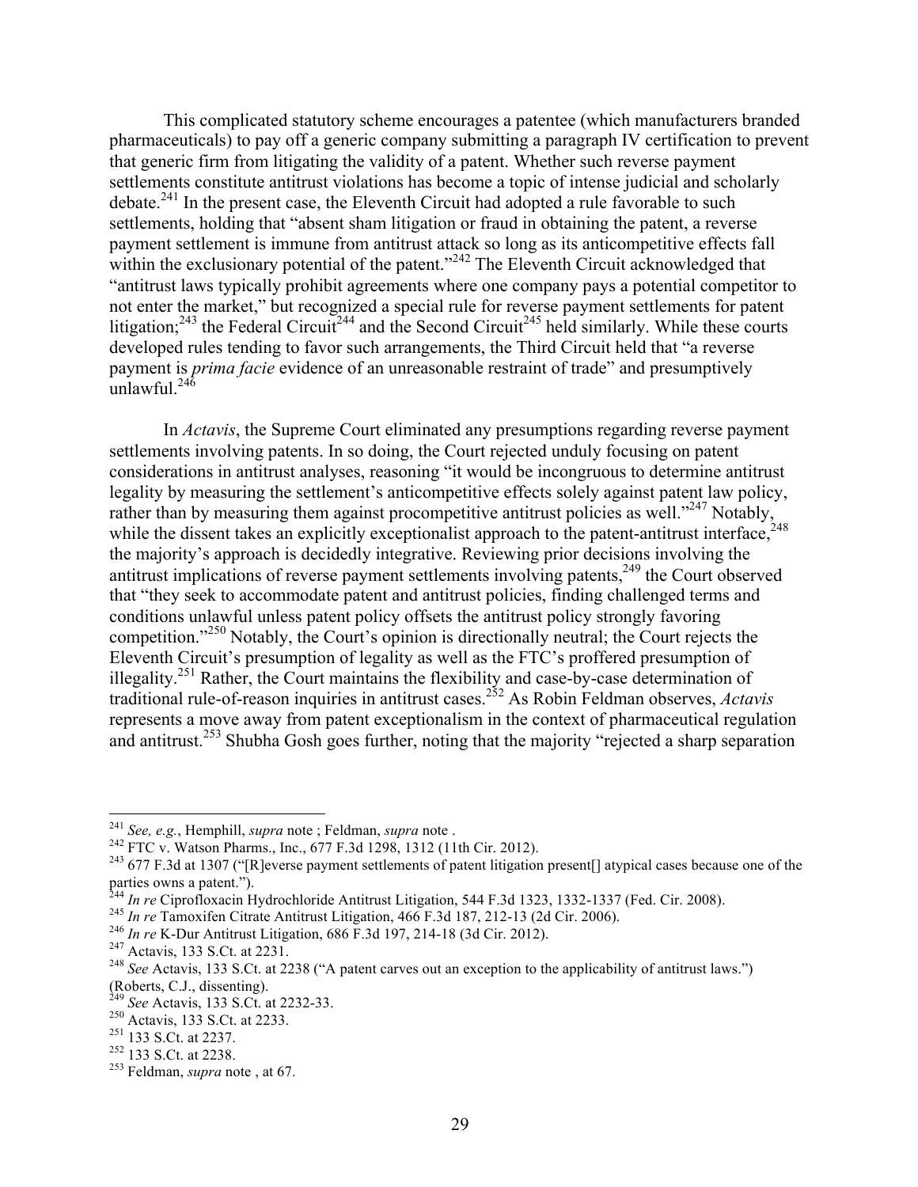This complicated statutory scheme encourages a patentee (which manufacturers branded pharmaceuticals) to pay off a generic company submitting a paragraph IV certification to prevent that generic firm from litigating the validity of a patent. Whether such reverse payment settlements constitute antitrust violations has become a topic of intense judicial and scholarly debate.[241] In the present case, the Eleventh Circuit had adopted a rule favorable to such settlements, holding that "absent sham litigation or fraud in obtaining the patent, a reverse payment settlement is immune from antitrust attack so long as its anticompetitive effects fall within the exclusionary potential of the patent."[242] The Eleventh Circuit acknowledged that "antitrust laws typically prohibit agreements where one company pays a potential competitor to not enter the market," but recognized a special rule for reverse payment settlements for patent litigation;[243] the Federal Circuit[244] and the Second Circuit[245] held similarly. While these courts developed rules tending to favor such arrangements, the Third Circuit held that "a reverse payment is *prima facie* evidence of an unreasonable restraint of trade" and presumptively unlawful.[246]

In *Actavis*, the Supreme Court eliminated any presumptions regarding reverse payment settlements involving patents. In so doing, the Court rejected unduly focusing on patent considerations in antitrust analyses, reasoning "it would be incongruous to determine antitrust legality by measuring the settlement's anticompetitive effects solely against patent law policy, rather than by measuring them against procompetitive antitrust policies as well."[247] Notably, while the dissent takes an explicitly exceptionalist approach to the patent-antitrust interface,[248] the majority's approach is decidedly integrative. Reviewing prior decisions involving the antitrust implications of reverse payment settlements involving patents,[249] the Court observed that "they seek to accommodate patent and antitrust policies, finding challenged terms and conditions unlawful unless patent policy offsets the antitrust policy strongly favoring competition."[250] Notably, the Court's opinion is directionally neutral; the Court rejects the Eleventh Circuit's presumption of legality as well as the FTC's proffered presumption of illegality.[251] Rather, the Court maintains the flexibility and case-by-case determination of traditional rule-of-reason inquiries in antitrust cases.[252] As Robin Feldman observes, *Actavis* represents a move away from patent exceptionalism in the context of pharmaceutical regulation and antitrust.[253] Shubha Gosh goes further, noting that the majority "rejected a sharp separation

---

[241] *See, e.g.*, Hemphill, *supra* note ; Feldman, *supra* note .

[242] FTC v. Watson Pharms., Inc., 677 F.3d 1298, 1312 (11th Cir. 2012).

[243] 677 F.3d at 1307 ("[R]everse payment settlements of patent litigation present[] atypical cases because one of the parties owns a patent.").

[244] *In re* Ciprofloxacin Hydrochloride Antitrust Litigation, 544 F.3d 1323, 1332-1337 (Fed. Cir. 2008).

[245] *In re* Tamoxifen Citrate Antitrust Litigation, 466 F.3d 187, 212-13 (2d Cir. 2006).

[246] *In re* K-Dur Antitrust Litigation, 686 F.3d 197, 214-18 (3d Cir. 2012).

[247] Actavis, 133 S.Ct. at 2231.

[248] *See* Actavis, 133 S.Ct. at 2238 ("A patent carves out an exception to the applicability of antitrust laws.") (Roberts, C.J., dissenting).

[249] *See* Actavis, 133 S.Ct. at 2232-33.

[250] Actavis, 133 S.Ct. at 2233.

[251] 133 S.Ct. at 2237.

[252] 133 S.Ct. at 2238.

[253] Feldman, *supra* note , at 67.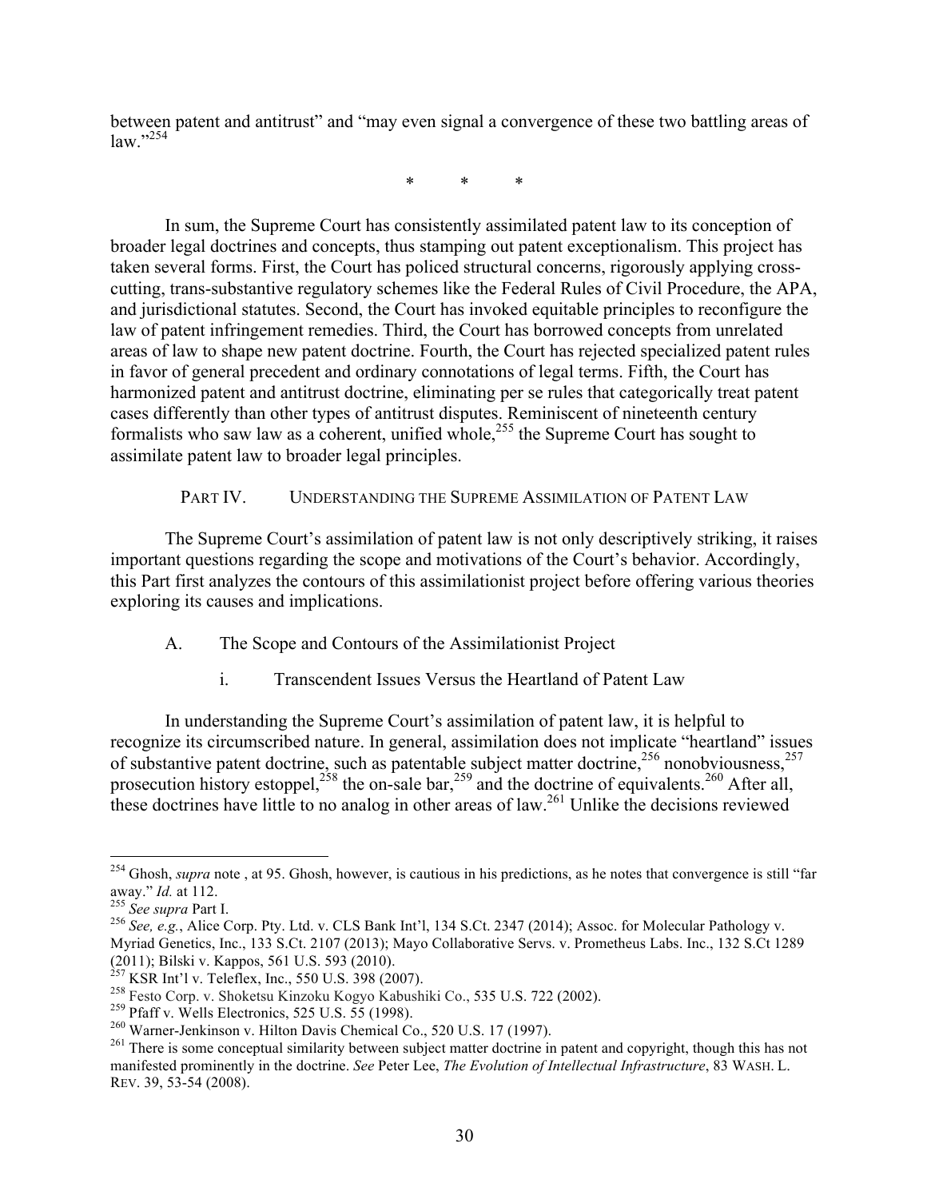between patent and antitrust" and "may even signal a convergence of these two battling areas of law."[254]

\* \* \*

In sum, the Supreme Court has consistently assimilated patent law to its conception of broader legal doctrines and concepts, thus stamping out patent exceptionalism. This project has taken several forms. First, the Court has policed structural concerns, rigorously applying cross-cutting, trans-substantive regulatory schemes like the Federal Rules of Civil Procedure, the APA, and jurisdictional statutes. Second, the Court has invoked equitable principles to reconfigure the law of patent infringement remedies. Third, the Court has borrowed concepts from unrelated areas of law to shape new patent doctrine. Fourth, the Court has rejected specialized patent rules in favor of general precedent and ordinary connotations of legal terms. Fifth, the Court has harmonized patent and antitrust doctrine, eliminating per se rules that categorically treat patent cases differently than other types of antitrust disputes. Reminiscent of nineteenth century formalists who saw law as a coherent, unified whole,[255] the Supreme Court has sought to assimilate patent law to broader legal principles.

## PART IV. UNDERSTANDING THE SUPREME ASSIMILATION OF PATENT LAW

The Supreme Court's assimilation of patent law is not only descriptively striking, it raises important questions regarding the scope and motivations of the Court's behavior. Accordingly, this Part first analyzes the contours of this assimilationist project before offering various theories exploring its causes and implications.

### A. The Scope and Contours of the Assimilationist Project

#### i. Transcendent Issues Versus the Heartland of Patent Law

In understanding the Supreme Court's assimilation of patent law, it is helpful to recognize its circumscribed nature. In general, assimilation does not implicate "heartland" issues of substantive patent doctrine, such as patentable subject matter doctrine,[256] nonobviousness,[257] prosecution history estoppel,[258] the on-sale bar,[259] and the doctrine of equivalents.[260] After all, these doctrines have little to no analog in other areas of law.[261] Unlike the decisions reviewed

---

[254] Ghosh, *supra* note , at 95. Ghosh, however, is cautious in his predictions, as he notes that convergence is still "far away." *Id.* at 112.

[255] *See supra* Part I.

[256] *See, e.g.*, Alice Corp. Pty. Ltd. v. CLS Bank Int'l, 134 S.Ct. 2347 (2014); Assoc. for Molecular Pathology v. Myriad Genetics, Inc., 133 S.Ct. 2107 (2013); Mayo Collaborative Servs. v. Prometheus Labs. Inc., 132 S.Ct 1289 (2011); Bilski v. Kappos, 561 U.S. 593 (2010).

[257] KSR Int'l v. Teleflex, Inc., 550 U.S. 398 (2007).

[258] Festo Corp. v. Shoketsu Kinzoku Kogyo Kabushiki Co., 535 U.S. 722 (2002).

[259] Pfaff v. Wells Electronics, 525 U.S. 55 (1998).

[260] Warner-Jenkinson v. Hilton Davis Chemical Co., 520 U.S. 17 (1997).

[261] There is some conceptual similarity between subject matter doctrine in patent and copyright, though this has not manifested prominently in the doctrine. *See* Peter Lee, *The Evolution of Intellectual Infrastructure*, 83 WASH. L. REV. 39, 53-54 (2008).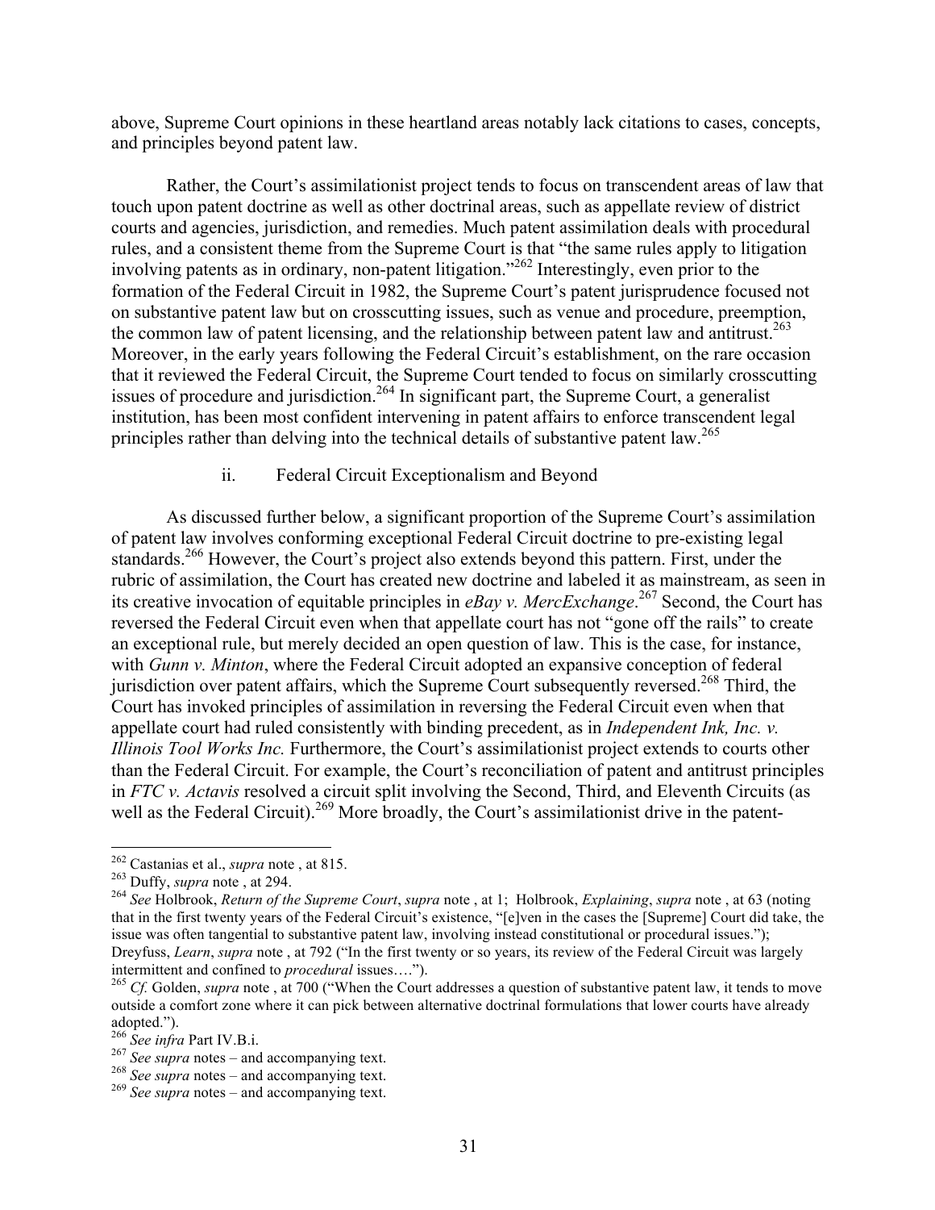above, Supreme Court opinions in these heartland areas notably lack citations to cases, concepts, and principles beyond patent law.

Rather, the Court's assimilationist project tends to focus on transcendent areas of law that touch upon patent doctrine as well as other doctrinal areas, such as appellate review of district courts and agencies, jurisdiction, and remedies. Much patent assimilation deals with procedural rules, and a consistent theme from the Supreme Court is that "the same rules apply to litigation involving patents as in ordinary, non-patent litigation."[262] Interestingly, even prior to the formation of the Federal Circuit in 1982, the Supreme Court's patent jurisprudence focused not on substantive patent law but on crosscutting issues, such as venue and procedure, preemption, the common law of patent licensing, and the relationship between patent law and antitrust.[263] Moreover, in the early years following the Federal Circuit's establishment, on the rare occasion that it reviewed the Federal Circuit, the Supreme Court tended to focus on similarly crosscutting issues of procedure and jurisdiction.[264] In significant part, the Supreme Court, a generalist institution, has been most confident intervening in patent affairs to enforce transcendent legal principles rather than delving into the technical details of substantive patent law.[265]

### ii. Federal Circuit Exceptionalism and Beyond

As discussed further below, a significant proportion of the Supreme Court's assimilation of patent law involves conforming exceptional Federal Circuit doctrine to pre-existing legal standards.[266] However, the Court's project also extends beyond this pattern. First, under the rubric of assimilation, the Court has created new doctrine and labeled it as mainstream, as seen in its creative invocation of equitable principles in *eBay v. MercExchange*.[267] Second, the Court has reversed the Federal Circuit even when that appellate court has not "gone off the rails" to create an exceptional rule, but merely decided an open question of law. This is the case, for instance, with *Gunn v. Minton*, where the Federal Circuit adopted an expansive conception of federal jurisdiction over patent affairs, which the Supreme Court subsequently reversed.[268] Third, the Court has invoked principles of assimilation in reversing the Federal Circuit even when that appellate court had ruled consistently with binding precedent, as in *Independent Ink, Inc. v. Illinois Tool Works Inc.* Furthermore, the Court's assimilationist project extends to courts other than the Federal Circuit. For example, the Court's reconciliation of patent and antitrust principles in *FTC v. Actavis* resolved a circuit split involving the Second, Third, and Eleventh Circuits (as well as the Federal Circuit).[269] More broadly, the Court's assimilationist drive in the patent-

---

[262] Castanias et al., *supra* note , at 815.

[263] Duffy, *supra* note , at 294.

[264] *See* Holbrook, *Return of the Supreme Court*, *supra* note , at 1; Holbrook, *Explaining*, *supra* note , at 63 (noting that in the first twenty years of the Federal Circuit's existence, "[e]ven in the cases the [Supreme] Court did take, the issue was often tangential to substantive patent law, involving instead constitutional or procedural issues."); Dreyfuss, *Learn*, *supra* note , at 792 ("In the first twenty or so years, its review of the Federal Circuit was largely intermittent and confined to *procedural* issues….").

[265] *Cf.* Golden, *supra* note , at 700 ("When the Court addresses a question of substantive patent law, it tends to move outside a comfort zone where it can pick between alternative doctrinal formulations that lower courts have already adopted.").

[266] *See infra* Part IV.B.i.

[267] *See supra* notes – and accompanying text.

[268] *See supra* notes – and accompanying text.

[269] *See supra* notes – and accompanying text.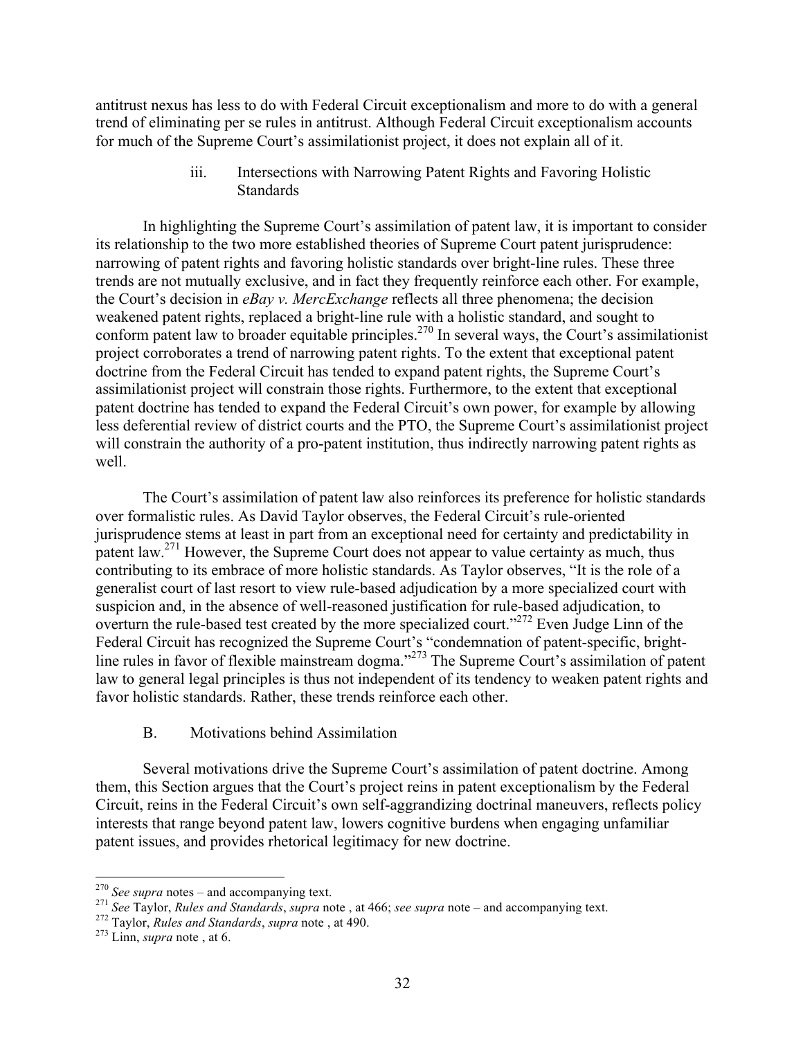antitrust nexus has less to do with Federal Circuit exceptionalism and more to do with a general trend of eliminating per se rules in antitrust. Although Federal Circuit exceptionalism accounts for much of the Supreme Court's assimilationist project, it does not explain all of it.

#### iii. Intersections with Narrowing Patent Rights and Favoring Holistic Standards

In highlighting the Supreme Court's assimilation of patent law, it is important to consider its relationship to the two more established theories of Supreme Court patent jurisprudence: narrowing of patent rights and favoring holistic standards over bright-line rules. These three trends are not mutually exclusive, and in fact they frequently reinforce each other. For example, the Court's decision in *eBay v. MercExchange* reflects all three phenomena; the decision weakened patent rights, replaced a bright-line rule with a holistic standard, and sought to conform patent law to broader equitable principles.[270] In several ways, the Court's assimilationist project corroborates a trend of narrowing patent rights. To the extent that exceptional patent doctrine from the Federal Circuit has tended to expand patent rights, the Supreme Court's assimilationist project will constrain those rights. Furthermore, to the extent that exceptional patent doctrine has tended to expand the Federal Circuit's own power, for example by allowing less deferential review of district courts and the PTO, the Supreme Court's assimilationist project will constrain the authority of a pro-patent institution, thus indirectly narrowing patent rights as well.

The Court's assimilation of patent law also reinforces its preference for holistic standards over formalistic rules. As David Taylor observes, the Federal Circuit's rule-oriented jurisprudence stems at least in part from an exceptional need for certainty and predictability in patent law.[271] However, the Supreme Court does not appear to value certainty as much, thus contributing to its embrace of more holistic standards. As Taylor observes, "It is the role of a generalist court of last resort to view rule-based adjudication by a more specialized court with suspicion and, in the absence of well-reasoned justification for rule-based adjudication, to overturn the rule-based test created by the more specialized court."[272] Even Judge Linn of the Federal Circuit has recognized the Supreme Court's "condemnation of patent-specific, bright-line rules in favor of flexible mainstream dogma."[273] The Supreme Court's assimilation of patent law to general legal principles is thus not independent of its tendency to weaken patent rights and favor holistic standards. Rather, these trends reinforce each other.

### B. Motivations behind Assimilation

Several motivations drive the Supreme Court's assimilation of patent doctrine. Among them, this Section argues that the Court's project reins in patent exceptionalism by the Federal Circuit, reins in the Federal Circuit's own self-aggrandizing doctrinal maneuvers, reflects policy interests that range beyond patent law, lowers cognitive burdens when engaging unfamiliar patent issues, and provides rhetorical legitimacy for new doctrine.

---

[270] *See supra* notes – and accompanying text.

[271] *See* Taylor, *Rules and Standards*, *supra* note , at 466; *see supra* note – and accompanying text.

[272] Taylor, *Rules and Standards*, *supra* note , at 490.

[273] Linn, *supra* note , at 6.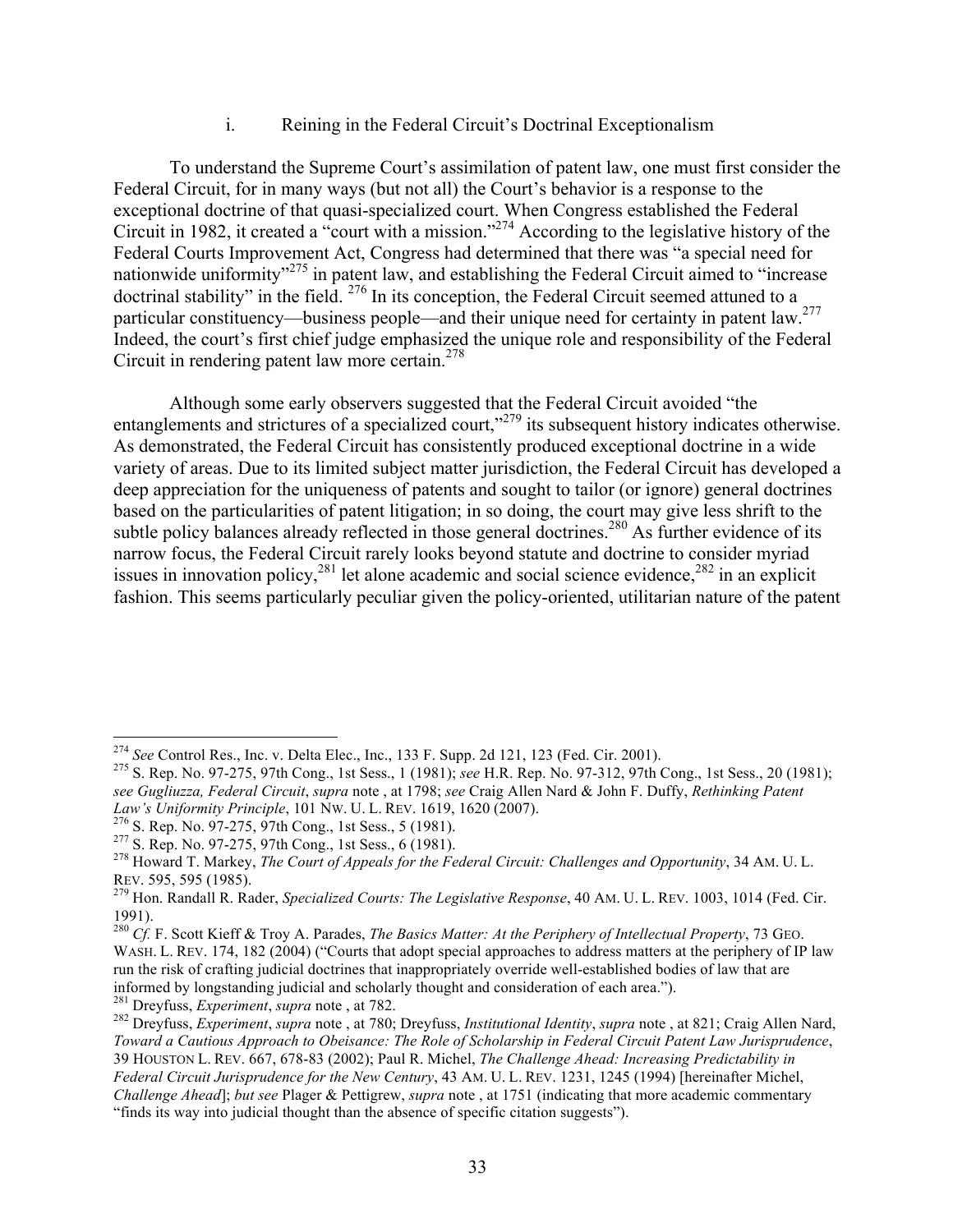### i. Reining in the Federal Circuit's Doctrinal Exceptionalism

To understand the Supreme Court's assimilation of patent law, one must first consider the Federal Circuit, for in many ways (but not all) the Court's behavior is a response to the exceptional doctrine of that quasi-specialized court. When Congress established the Federal Circuit in 1982, it created a "court with a mission."[274] According to the legislative history of the Federal Courts Improvement Act, Congress had determined that there was "a special need for nationwide uniformity"[275] in patent law, and establishing the Federal Circuit aimed to "increase doctrinal stability" in the field. [276] In its conception, the Federal Circuit seemed attuned to a particular constituency—business people—and their unique need for certainty in patent law.[277] Indeed, the court's first chief judge emphasized the unique role and responsibility of the Federal Circuit in rendering patent law more certain.[278]

Although some early observers suggested that the Federal Circuit avoided "the entanglements and strictures of a specialized court,"[279] its subsequent history indicates otherwise. As demonstrated, the Federal Circuit has consistently produced exceptional doctrine in a wide variety of areas. Due to its limited subject matter jurisdiction, the Federal Circuit has developed a deep appreciation for the uniqueness of patents and sought to tailor (or ignore) general doctrines based on the particularities of patent litigation; in so doing, the court may give less shrift to the subtle policy balances already reflected in those general doctrines.[280] As further evidence of its narrow focus, the Federal Circuit rarely looks beyond statute and doctrine to consider myriad issues in innovation policy,[281] let alone academic and social science evidence,[282] in an explicit fashion. This seems particularly peculiar given the policy-oriented, utilitarian nature of the patent

---

[274] *See* Control Res., Inc. v. Delta Elec., Inc., 133 F. Supp. 2d 121, 123 (Fed. Cir. 2001).

[275] S. Rep. No. 97-275, 97th Cong., 1st Sess., 1 (1981); *see* H.R. Rep. No. 97-312, 97th Cong., 1st Sess., 20 (1981); *see Gugliuzza, Federal Circuit*, *supra* note , at 1798; *see* Craig Allen Nard & John F. Duffy, *Rethinking Patent Law's Uniformity Principle*, 101 NW. U. L. REV. 1619, 1620 (2007).

[276] S. Rep. No. 97-275, 97th Cong., 1st Sess., 5 (1981).

[277] S. Rep. No. 97-275, 97th Cong., 1st Sess., 6 (1981).

[278] Howard T. Markey, *The Court of Appeals for the Federal Circuit: Challenges and Opportunity*, 34 AM. U. L. REV. 595, 595 (1985).

[279] Hon. Randall R. Rader, *Specialized Courts: The Legislative Response*, 40 AM. U. L. REV. 1003, 1014 (Fed. Cir. 1991).

[280] *Cf.* F. Scott Kieff & Troy A. Parades, *The Basics Matter: At the Periphery of Intellectual Property*, 73 GEO. WASH. L. REV. 174, 182 (2004) ("Courts that adopt special approaches to address matters at the periphery of IP law run the risk of crafting judicial doctrines that inappropriately override well-established bodies of law that are informed by longstanding judicial and scholarly thought and consideration of each area.").

[281] Dreyfuss, *Experiment*, *supra* note , at 782.

[282] Dreyfuss, *Experiment*, *supra* note , at 780; Dreyfuss, *Institutional Identity*, *supra* note , at 821; Craig Allen Nard, *Toward a Cautious Approach to Obeisance: The Role of Scholarship in Federal Circuit Patent Law Jurisprudence*, 39 HOUSTON L. REV. 667, 678-83 (2002); Paul R. Michel, *The Challenge Ahead: Increasing Predictability in Federal Circuit Jurisprudence for the New Century*, 43 AM. U. L. REV. 1231, 1245 (1994) [hereinafter Michel, *Challenge Ahead*]; *but see* Plager & Pettigrew, *supra* note , at 1751 (indicating that more academic commentary "finds its way into judicial thought than the absence of specific citation suggests").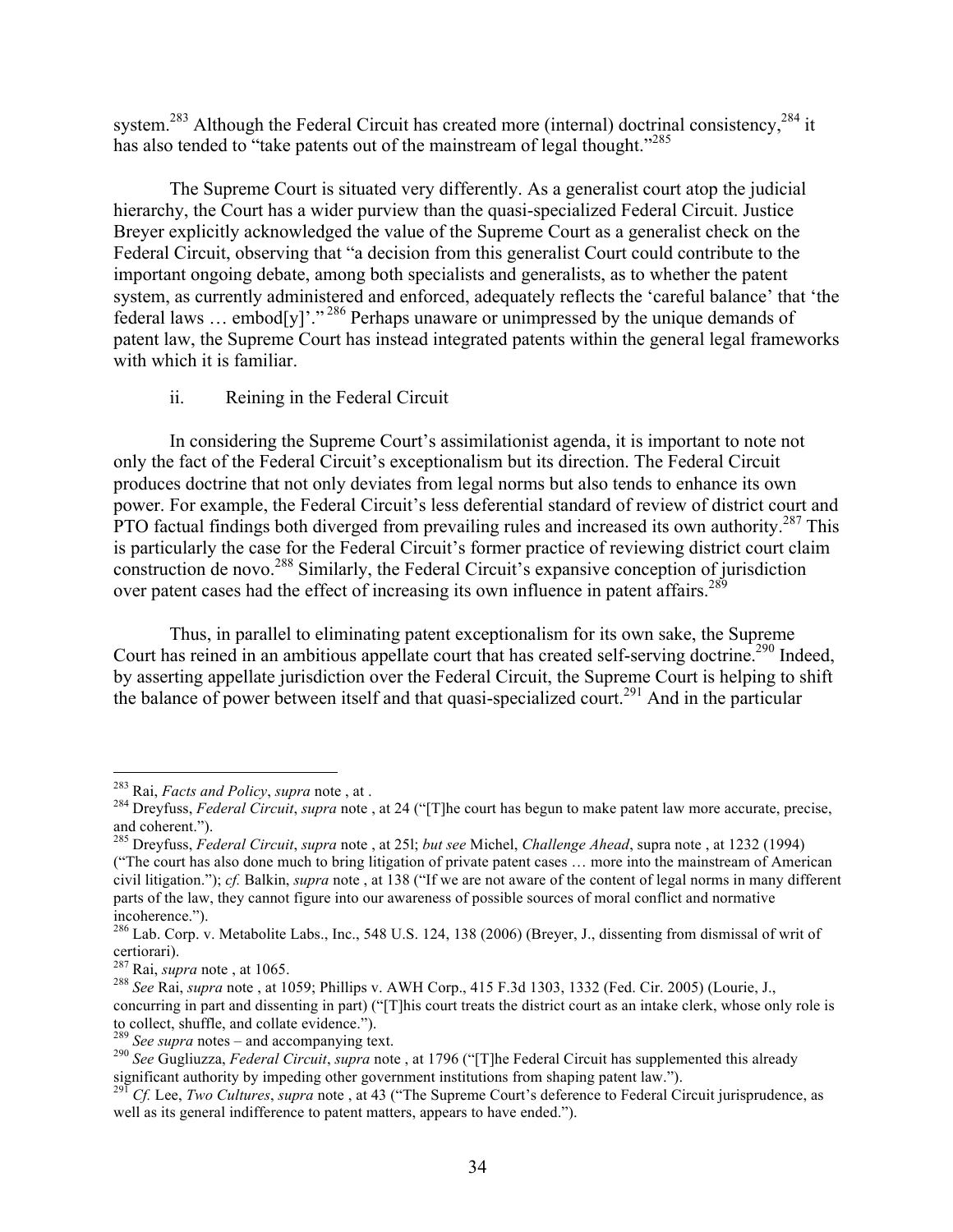system.[283] Although the Federal Circuit has created more (internal) doctrinal consistency,[284] it has also tended to "take patents out of the mainstream of legal thought."[285]

The Supreme Court is situated very differently. As a generalist court atop the judicial hierarchy, the Court has a wider purview than the quasi-specialized Federal Circuit. Justice Breyer explicitly acknowledged the value of the Supreme Court as a generalist check on the Federal Circuit, observing that "a decision from this generalist Court could contribute to the important ongoing debate, among both specialists and generalists, as to whether the patent system, as currently administered and enforced, adequately reflects the 'careful balance' that 'the federal laws … embod[y]'."[286] Perhaps unaware or unimpressed by the unique demands of patent law, the Supreme Court has instead integrated patents within the general legal frameworks with which it is familiar.

ii. Reining in the Federal Circuit

In considering the Supreme Court's assimilationist agenda, it is important to note not only the fact of the Federal Circuit's exceptionalism but its direction. The Federal Circuit produces doctrine that not only deviates from legal norms but also tends to enhance its own power. For example, the Federal Circuit's less deferential standard of review of district court and PTO factual findings both diverged from prevailing rules and increased its own authority.[287] This is particularly the case for the Federal Circuit's former practice of reviewing district court claim construction de novo.[288] Similarly, the Federal Circuit's expansive conception of jurisdiction over patent cases had the effect of increasing its own influence in patent affairs.[289]

Thus, in parallel to eliminating patent exceptionalism for its own sake, the Supreme Court has reined in an ambitious appellate court that has created self-serving doctrine.[290] Indeed, by asserting appellate jurisdiction over the Federal Circuit, the Supreme Court is helping to shift the balance of power between itself and that quasi-specialized court.[291] And in the particular

---

[283] Rai, *Facts and Policy*, *supra* note , at .

[284] Dreyfuss, *Federal Circuit*, *supra* note , at 24 ("[T]he court has begun to make patent law more accurate, precise, and coherent.").

[285] Dreyfuss, *Federal Circuit*, *supra* note , at 25l; *but see* Michel, *Challenge Ahead*, supra note , at 1232 (1994) ("The court has also done much to bring litigation of private patent cases … more into the mainstream of American civil litigation."); *cf.* Balkin, *supra* note , at 138 ("If we are not aware of the content of legal norms in many different parts of the law, they cannot figure into our awareness of possible sources of moral conflict and normative incoherence.").

[286] Lab. Corp. v. Metabolite Labs., Inc., 548 U.S. 124, 138 (2006) (Breyer, J., dissenting from dismissal of writ of certiorari).

[287] Rai, *supra* note , at 1065.

[288] *See* Rai, *supra* note , at 1059; Phillips v. AWH Corp., 415 F.3d 1303, 1332 (Fed. Cir. 2005) (Lourie, J., concurring in part and dissenting in part) ("[T]his court treats the district court as an intake clerk, whose only role is to collect, shuffle, and collate evidence.").

[289] *See supra* notes – and accompanying text.

[290] *See* Gugliuzza, *Federal Circuit*, *supra* note , at 1796 ("[T]he Federal Circuit has supplemented this already significant authority by impeding other government institutions from shaping patent law.").

[291] *Cf.* Lee, *Two Cultures*, *supra* note , at 43 ("The Supreme Court's deference to Federal Circuit jurisprudence, as well as its general indifference to patent matters, appears to have ended.").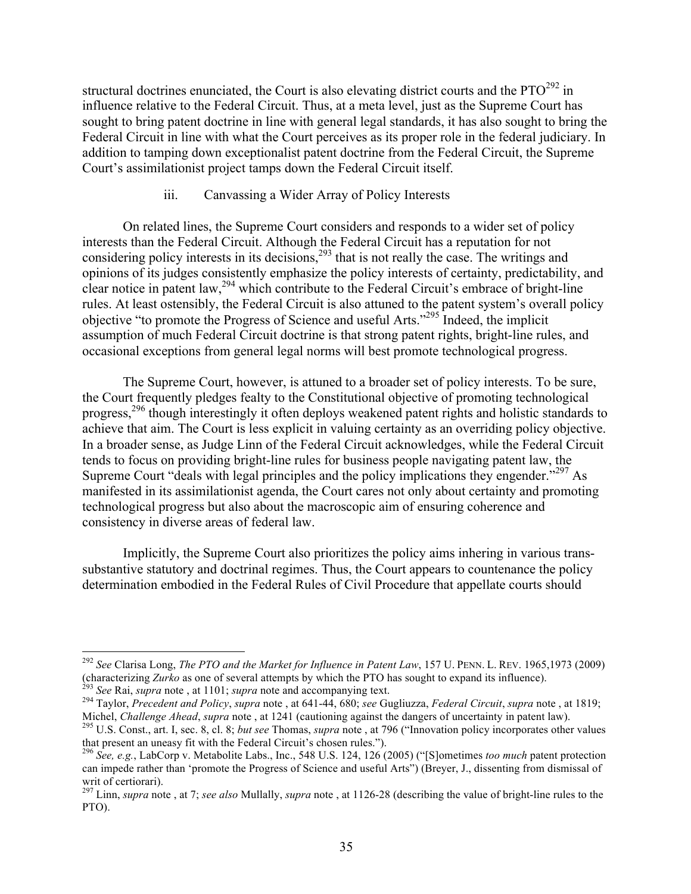structural doctrines enunciated, the Court is also elevating district courts and the PTO[292] in influence relative to the Federal Circuit. Thus, at a meta level, just as the Supreme Court has sought to bring patent doctrine in line with general legal standards, it has also sought to bring the Federal Circuit in line with what the Court perceives as its proper role in the federal judiciary. In addition to tamping down exceptionalist patent doctrine from the Federal Circuit, the Supreme Court's assimilationist project tamps down the Federal Circuit itself.

#### iii. Canvassing a Wider Array of Policy Interests

On related lines, the Supreme Court considers and responds to a wider set of policy interests than the Federal Circuit. Although the Federal Circuit has a reputation for not considering policy interests in its decisions,[293] that is not really the case. The writings and opinions of its judges consistently emphasize the policy interests of certainty, predictability, and clear notice in patent law,[294] which contribute to the Federal Circuit's embrace of bright-line rules. At least ostensibly, the Federal Circuit is also attuned to the patent system's overall policy objective "to promote the Progress of Science and useful Arts."[295] Indeed, the implicit assumption of much Federal Circuit doctrine is that strong patent rights, bright-line rules, and occasional exceptions from general legal norms will best promote technological progress.

The Supreme Court, however, is attuned to a broader set of policy interests. To be sure, the Court frequently pledges fealty to the Constitutional objective of promoting technological progress,[296] though interestingly it often deploys weakened patent rights and holistic standards to achieve that aim. The Court is less explicit in valuing certainty as an overriding policy objective. In a broader sense, as Judge Linn of the Federal Circuit acknowledges, while the Federal Circuit tends to focus on providing bright-line rules for business people navigating patent law, the Supreme Court "deals with legal principles and the policy implications they engender."[297] As manifested in its assimilationist agenda, the Court cares not only about certainty and promoting technological progress but also about the macroscopic aim of ensuring coherence and consistency in diverse areas of federal law.

Implicitly, the Supreme Court also prioritizes the policy aims inhering in various trans-substantive statutory and doctrinal regimes. Thus, the Court appears to countenance the policy determination embodied in the Federal Rules of Civil Procedure that appellate courts should

---

[292] *See* Clarisa Long, *The PTO and the Market for Influence in Patent Law*, 157 U. PENN. L. REV. 1965,1973 (2009) (characterizing *Zurko* as one of several attempts by which the PTO has sought to expand its influence).

[293] *See* Rai, *supra* note , at 1101; *supra* note and accompanying text.

[294] Taylor, *Precedent and Policy*, *supra* note , at 641-44, 680; *see* Gugliuzza, *Federal Circuit*, *supra* note , at 1819; Michel, *Challenge Ahead*, *supra* note , at 1241 (cautioning against the dangers of uncertainty in patent law).

[295] U.S. Const., art. I, sec. 8, cl. 8; *but see* Thomas, *supra* note , at 796 ("Innovation policy incorporates other values that present an uneasy fit with the Federal Circuit's chosen rules.").

[296] *See, e.g.*, LabCorp v. Metabolite Labs., Inc., 548 U.S. 124, 126 (2005) ("[S]ometimes *too much* patent protection can impede rather than 'promote the Progress of Science and useful Arts'") (Breyer, J., dissenting from dismissal of writ of certiorari).

[297] Linn, *supra* note , at 7; *see also* Mullally, *supra* note , at 1126-28 (describing the value of bright-line rules to the PTO).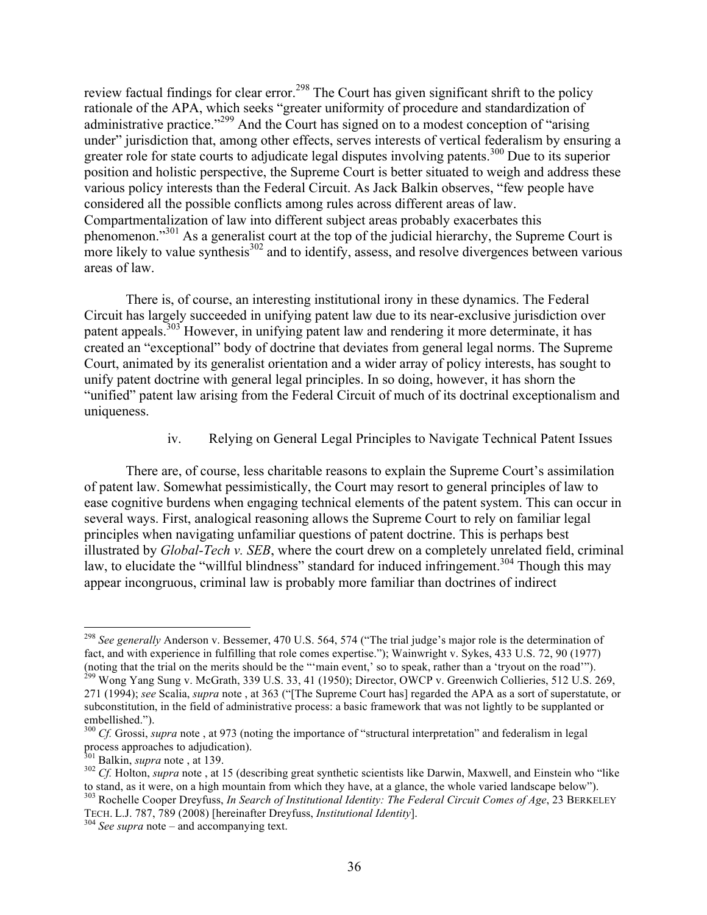review factual findings for clear error.[298] The Court has given significant shrift to the policy rationale of the APA, which seeks "greater uniformity of procedure and standardization of administrative practice."[299] And the Court has signed on to a modest conception of "arising under" jurisdiction that, among other effects, serves interests of vertical federalism by ensuring a greater role for state courts to adjudicate legal disputes involving patents.[300] Due to its superior position and holistic perspective, the Supreme Court is better situated to weigh and address these various policy interests than the Federal Circuit. As Jack Balkin observes, "few people have considered all the possible conflicts among rules across different areas of law. Compartmentalization of law into different subject areas probably exacerbates this phenomenon."[301] As a generalist court at the top of the judicial hierarchy, the Supreme Court is more likely to value synthesis[302] and to identify, assess, and resolve divergences between various areas of law.

There is, of course, an interesting institutional irony in these dynamics. The Federal Circuit has largely succeeded in unifying patent law due to its near-exclusive jurisdiction over patent appeals.[303] However, in unifying patent law and rendering it more determinate, it has created an "exceptional" body of doctrine that deviates from general legal norms. The Supreme Court, animated by its generalist orientation and a wider array of policy interests, has sought to unify patent doctrine with general legal principles. In so doing, however, it has shorn the "unified" patent law arising from the Federal Circuit of much of its doctrinal exceptionalism and uniqueness.

#### iv. Relying on General Legal Principles to Navigate Technical Patent Issues

There are, of course, less charitable reasons to explain the Supreme Court's assimilation of patent law. Somewhat pessimistically, the Court may resort to general principles of law to ease cognitive burdens when engaging technical elements of the patent system. This can occur in several ways. First, analogical reasoning allows the Supreme Court to rely on familiar legal principles when navigating unfamiliar questions of patent doctrine. This is perhaps best illustrated by *Global-Tech v. SEB*, where the court drew on a completely unrelated field, criminal law, to elucidate the "willful blindness" standard for induced infringement.[304] Though this may appear incongruous, criminal law is probably more familiar than doctrines of indirect

---

[298] *See generally* Anderson v. Bessemer, 470 U.S. 564, 574 ("The trial judge's major role is the determination of fact, and with experience in fulfilling that role comes expertise."); Wainwright v. Sykes, 433 U.S. 72, 90 (1977) (noting that the trial on the merits should be the "'main event,' so to speak, rather than a 'tryout on the road'").

[299] Wong Yang Sung v. McGrath, 339 U.S. 33, 41 (1950); Director, OWCP v. Greenwich Collieries, 512 U.S. 269, 271 (1994); *see* Scalia, *supra* note , at 363 ("[The Supreme Court has] regarded the APA as a sort of superstatute, or subconstitution, in the field of administrative process: a basic framework that was not lightly to be supplanted or embellished.").

[300] *Cf.* Grossi, *supra* note , at 973 (noting the importance of "structural interpretation" and federalism in legal process approaches to adjudication).

[301] Balkin, *supra* note , at 139.

[302] *Cf.* Holton, *supra* note , at 15 (describing great synthetic scientists like Darwin, Maxwell, and Einstein who "like to stand, as it were, on a high mountain from which they have, at a glance, the whole varied landscape below").

[303] Rochelle Cooper Dreyfuss, *In Search of Institutional Identity: The Federal Circuit Comes of Age*, 23 BERKELEY TECH. L.J. 787, 789 (2008) [hereinafter Dreyfuss, *Institutional Identity*].

[304] *See supra* note – and accompanying text.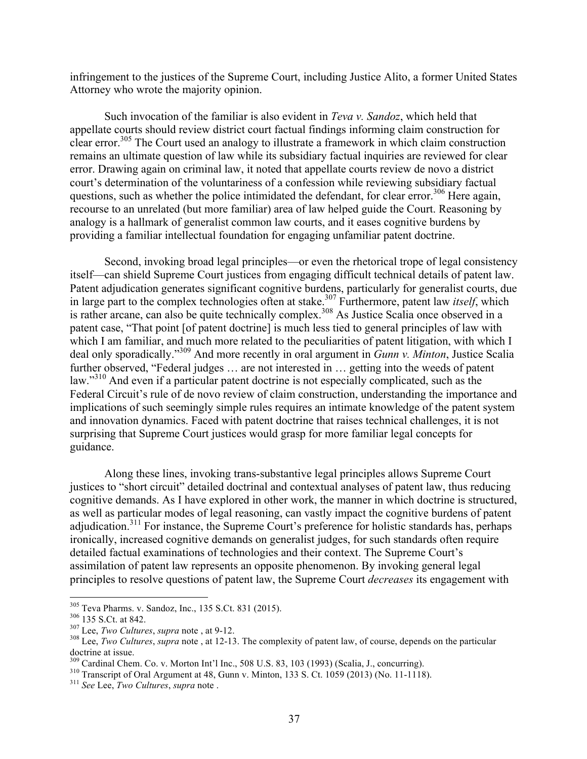infringement to the justices of the Supreme Court, including Justice Alito, a former United States Attorney who wrote the majority opinion.

Such invocation of the familiar is also evident in *Teva v. Sandoz*, which held that appellate courts should review district court factual findings informing claim construction for clear error.[305] The Court used an analogy to illustrate a framework in which claim construction remains an ultimate question of law while its subsidiary factual inquiries are reviewed for clear error. Drawing again on criminal law, it noted that appellate courts review de novo a district court's determination of the voluntariness of a confession while reviewing subsidiary factual questions, such as whether the police intimidated the defendant, for clear error.[306] Here again, recourse to an unrelated (but more familiar) area of law helped guide the Court. Reasoning by analogy is a hallmark of generalist common law courts, and it eases cognitive burdens by providing a familiar intellectual foundation for engaging unfamiliar patent doctrine.

Second, invoking broad legal principles—or even the rhetorical trope of legal consistency itself—can shield Supreme Court justices from engaging difficult technical details of patent law. Patent adjudication generates significant cognitive burdens, particularly for generalist courts, due in large part to the complex technologies often at stake.[307] Furthermore, patent law *itself*, which is rather arcane, can also be quite technically complex.[308] As Justice Scalia once observed in a patent case, "That point [of patent doctrine] is much less tied to general principles of law with which I am familiar, and much more related to the peculiarities of patent litigation, with which I deal only sporadically."[309] And more recently in oral argument in *Gunn v. Minton*, Justice Scalia further observed, "Federal judges … are not interested in … getting into the weeds of patent law."[310] And even if a particular patent doctrine is not especially complicated, such as the Federal Circuit's rule of de novo review of claim construction, understanding the importance and implications of such seemingly simple rules requires an intimate knowledge of the patent system and innovation dynamics. Faced with patent doctrine that raises technical challenges, it is not surprising that Supreme Court justices would grasp for more familiar legal concepts for guidance.

Along these lines, invoking trans-substantive legal principles allows Supreme Court justices to "short circuit" detailed doctrinal and contextual analyses of patent law, thus reducing cognitive demands. As I have explored in other work, the manner in which doctrine is structured, as well as particular modes of legal reasoning, can vastly impact the cognitive burdens of patent adjudication.[311] For instance, the Supreme Court's preference for holistic standards has, perhaps ironically, increased cognitive demands on generalist judges, for such standards often require detailed factual examinations of technologies and their context. The Supreme Court's assimilation of patent law represents an opposite phenomenon. By invoking general legal principles to resolve questions of patent law, the Supreme Court *decreases* its engagement with

---

[305] Teva Pharms. v. Sandoz, Inc., 135 S.Ct. 831 (2015).

[306] 135 S.Ct. at 842.

[307] Lee, *Two Cultures*, *supra* note , at 9-12.

[308] Lee, *Two Cultures*, *supra* note , at 12-13. The complexity of patent law, of course, depends on the particular doctrine at issue.

[309] Cardinal Chem. Co. v. Morton Int'l Inc., 508 U.S. 83, 103 (1993) (Scalia, J., concurring).

[310] Transcript of Oral Argument at 48, Gunn v. Minton, 133 S. Ct. 1059 (2013) (No. 11-1118).

[311] *See* Lee, *Two Cultures*, *supra* note .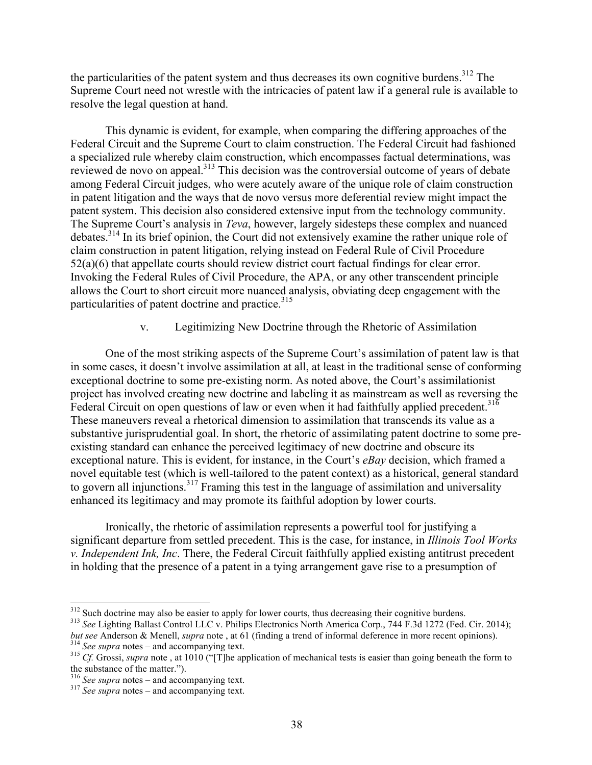the particularities of the patent system and thus decreases its own cognitive burdens.[312] The Supreme Court need not wrestle with the intricacies of patent law if a general rule is available to resolve the legal question at hand.

This dynamic is evident, for example, when comparing the differing approaches of the Federal Circuit and the Supreme Court to claim construction. The Federal Circuit had fashioned a specialized rule whereby claim construction, which encompasses factual determinations, was reviewed de novo on appeal.[313] This decision was the controversial outcome of years of debate among Federal Circuit judges, who were acutely aware of the unique role of claim construction in patent litigation and the ways that de novo versus more deferential review might impact the patent system. This decision also considered extensive input from the technology community. The Supreme Court's analysis in *Teva*, however, largely sidesteps these complex and nuanced debates.[314] In its brief opinion, the Court did not extensively examine the rather unique role of claim construction in patent litigation, relying instead on Federal Rule of Civil Procedure 52(a)(6) that appellate courts should review district court factual findings for clear error. Invoking the Federal Rules of Civil Procedure, the APA, or any other transcendent principle allows the Court to short circuit more nuanced analysis, obviating deep engagement with the particularities of patent doctrine and practice.[315]

### v. Legitimizing New Doctrine through the Rhetoric of Assimilation

One of the most striking aspects of the Supreme Court's assimilation of patent law is that in some cases, it doesn't involve assimilation at all, at least in the traditional sense of conforming exceptional doctrine to some pre-existing norm. As noted above, the Court's assimilationist project has involved creating new doctrine and labeling it as mainstream as well as reversing the Federal Circuit on open questions of law or even when it had faithfully applied precedent.[316] These maneuvers reveal a rhetorical dimension to assimilation that transcends its value as a substantive jurisprudential goal. In short, the rhetoric of assimilating patent doctrine to some pre-existing standard can enhance the perceived legitimacy of new doctrine and obscure its exceptional nature. This is evident, for instance, in the Court's *eBay* decision, which framed a novel equitable test (which is well-tailored to the patent context) as a historical, general standard to govern all injunctions.[317] Framing this test in the language of assimilation and universality enhanced its legitimacy and may promote its faithful adoption by lower courts.

Ironically, the rhetoric of assimilation represents a powerful tool for justifying a significant departure from settled precedent. This is the case, for instance, in *Illinois Tool Works v. Independent Ink, Inc*. There, the Federal Circuit faithfully applied existing antitrust precedent in holding that the presence of a patent in a tying arrangement gave rise to a presumption of

---

[312] Such doctrine may also be easier to apply for lower courts, thus decreasing their cognitive burdens.

[313] *See* Lighting Ballast Control LLC v. Philips Electronics North America Corp., 744 F.3d 1272 (Fed. Cir. 2014); *but see* Anderson & Menell, *supra* note , at 61 (finding a trend of informal deference in more recent opinions).

[314] *See supra* notes – and accompanying text.

[315] *Cf.* Grossi, *supra* note , at 1010 ("[T]he application of mechanical tests is easier than going beneath the form to the substance of the matter.").

[316] *See supra* notes – and accompanying text.

[317] *See supra* notes – and accompanying text.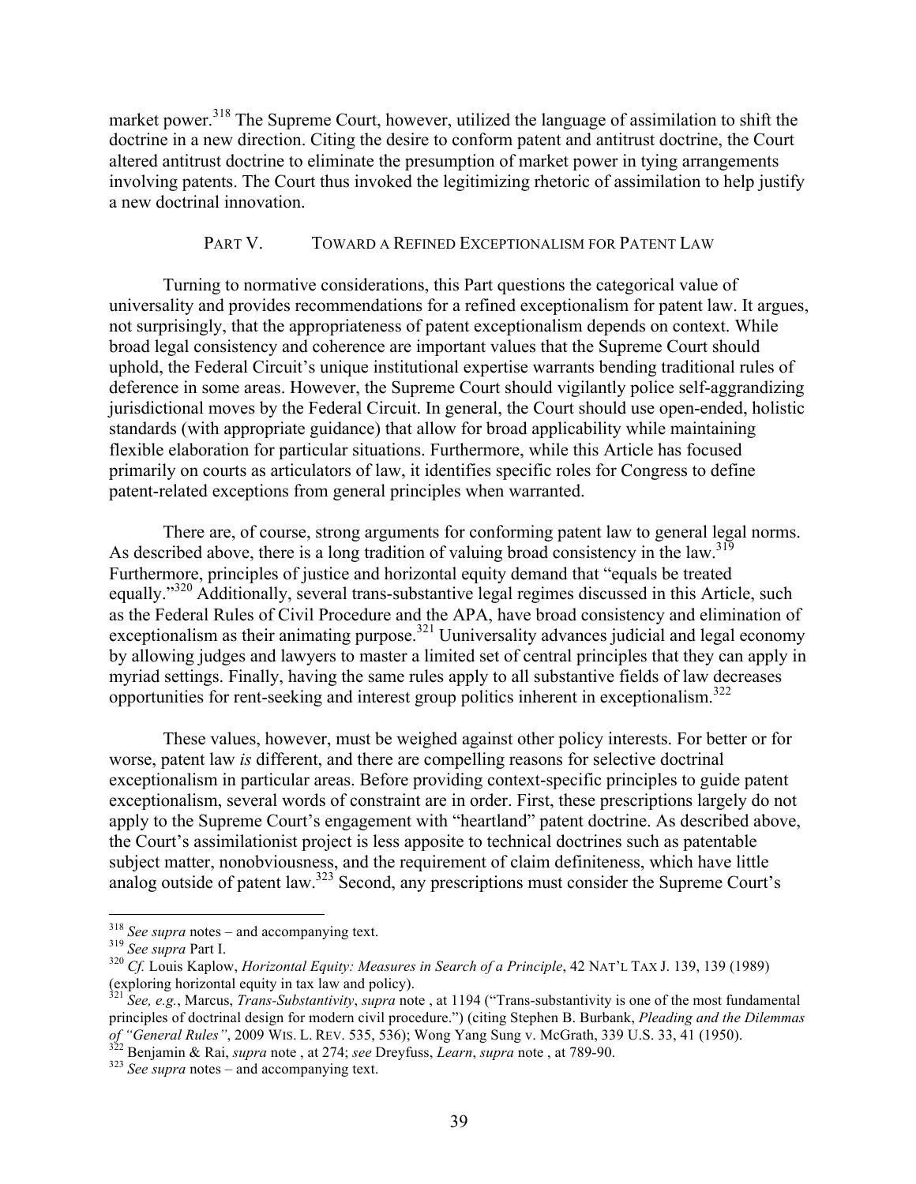market power.[318] The Supreme Court, however, utilized the language of assimilation to shift the doctrine in a new direction. Citing the desire to conform patent and antitrust doctrine, the Court altered antitrust doctrine to eliminate the presumption of market power in tying arrangements involving patents. The Court thus invoked the legitimizing rhetoric of assimilation to help justify a new doctrinal innovation.

## PART V. TOWARD A REFINED EXCEPTIONALISM FOR PATENT LAW

Turning to normative considerations, this Part questions the categorical value of universality and provides recommendations for a refined exceptionalism for patent law. It argues, not surprisingly, that the appropriateness of patent exceptionalism depends on context. While broad legal consistency and coherence are important values that the Supreme Court should uphold, the Federal Circuit's unique institutional expertise warrants bending traditional rules of deference in some areas. However, the Supreme Court should vigilantly police self-aggrandizing jurisdictional moves by the Federal Circuit. In general, the Court should use open-ended, holistic standards (with appropriate guidance) that allow for broad applicability while maintaining flexible elaboration for particular situations. Furthermore, while this Article has focused primarily on courts as articulators of law, it identifies specific roles for Congress to define patent-related exceptions from general principles when warranted.

There are, of course, strong arguments for conforming patent law to general legal norms. As described above, there is a long tradition of valuing broad consistency in the law.[319] Furthermore, principles of justice and horizontal equity demand that "equals be treated equally."[320] Additionally, several trans-substantive legal regimes discussed in this Article, such as the Federal Rules of Civil Procedure and the APA, have broad consistency and elimination of exceptionalism as their animating purpose.[321] Uuniversality advances judicial and legal economy by allowing judges and lawyers to master a limited set of central principles that they can apply in myriad settings. Finally, having the same rules apply to all substantive fields of law decreases opportunities for rent-seeking and interest group politics inherent in exceptionalism.[322]

These values, however, must be weighed against other policy interests. For better or for worse, patent law *is* different, and there are compelling reasons for selective doctrinal exceptionalism in particular areas. Before providing context-specific principles to guide patent exceptionalism, several words of constraint are in order. First, these prescriptions largely do not apply to the Supreme Court's engagement with "heartland" patent doctrine. As described above, the Court's assimilationist project is less apposite to technical doctrines such as patentable subject matter, nonobviousness, and the requirement of claim definiteness, which have little analog outside of patent law.[323] Second, any prescriptions must consider the Supreme Court's

---

[318] *See supra* notes – and accompanying text.

[319] *See supra* Part I.

[320] *Cf.* Louis Kaplow, *Horizontal Equity: Measures in Search of a Principle*, 42 NAT'L TAX J. 139, 139 (1989) (exploring horizontal equity in tax law and policy).

[321] *See, e.g.*, Marcus, *Trans-Substantivity*, *supra* note , at 1194 ("Trans-substantivity is one of the most fundamental principles of doctrinal design for modern civil procedure.") (citing Stephen B. Burbank, *Pleading and the Dilemmas of "General Rules"*, 2009 WIS. L. REV. 535, 536); Wong Yang Sung v. McGrath, 339 U.S. 33, 41 (1950).

[322] Benjamin & Rai, *supra* note , at 274; *see* Dreyfuss, *Learn*, *supra* note , at 789-90.

[323] *See supra* notes – and accompanying text.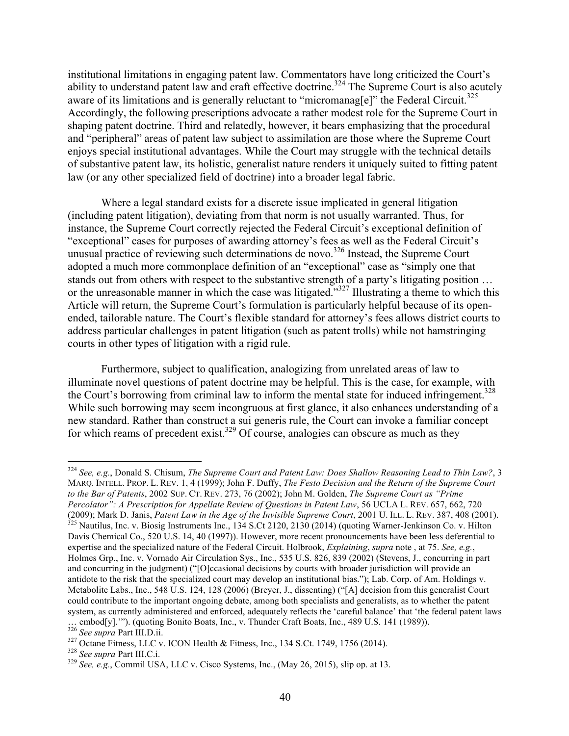institutional limitations in engaging patent law. Commentators have long criticized the Court's ability to understand patent law and craft effective doctrine.[324] The Supreme Court is also acutely aware of its limitations and is generally reluctant to "micromanag[e]" the Federal Circuit.[325] Accordingly, the following prescriptions advocate a rather modest role for the Supreme Court in shaping patent doctrine. Third and relatedly, however, it bears emphasizing that the procedural and "peripheral" areas of patent law subject to assimilation are those where the Supreme Court enjoys special institutional advantages. While the Court may struggle with the technical details of substantive patent law, its holistic, generalist nature renders it uniquely suited to fitting patent law (or any other specialized field of doctrine) into a broader legal fabric.

Where a legal standard exists for a discrete issue implicated in general litigation (including patent litigation), deviating from that norm is not usually warranted. Thus, for instance, the Supreme Court correctly rejected the Federal Circuit's exceptional definition of "exceptional" cases for purposes of awarding attorney's fees as well as the Federal Circuit's unusual practice of reviewing such determinations de novo.[326] Instead, the Supreme Court adopted a much more commonplace definition of an "exceptional" case as "simply one that stands out from others with respect to the substantive strength of a party's litigating position … or the unreasonable manner in which the case was litigated."[327] Illustrating a theme to which this Article will return, the Supreme Court's formulation is particularly helpful because of its open-ended, tailorable nature. The Court's flexible standard for attorney's fees allows district courts to address particular challenges in patent litigation (such as patent trolls) while not hamstringing courts in other types of litigation with a rigid rule.

Furthermore, subject to qualification, analogizing from unrelated areas of law to illuminate novel questions of patent doctrine may be helpful. This is the case, for example, with the Court's borrowing from criminal law to inform the mental state for induced infringement.[328] While such borrowing may seem incongruous at first glance, it also enhances understanding of a new standard. Rather than construct a sui generis rule, the Court can invoke a familiar concept for which reams of precedent exist.[329] Of course, analogies can obscure as much as they

---

[324] *See, e.g.*, Donald S. Chisum, *The Supreme Court and Patent Law: Does Shallow Reasoning Lead to Thin Law?*, 3 MARQ. INTELL. PROP. L. REV. 1, 4 (1999); John F. Duffy, *The Festo Decision and the Return of the Supreme Court to the Bar of Patents*, 2002 SUP. CT. REV. 273, 76 (2002); John M. Golden, *The Supreme Court as "Prime Percolator": A Prescription for Appellate Review of Questions in Patent Law*, 56 UCLA L. REV. 657, 662, 720 (2009); Mark D. Janis, *Patent Law in the Age of the Invisible Supreme Court*, 2001 U. ILL. L. REV. 387, 408 (2001).

[325] Nautilus, Inc. v. Biosig Instruments Inc., 134 S.Ct 2120, 2130 (2014) (quoting Warner-Jenkinson Co. v. Hilton Davis Chemical Co., 520 U.S. 14, 40 (1997)). However, more recent pronouncements have been less deferential to expertise and the specialized nature of the Federal Circuit. Holbrook, *Explaining*, *supra* note , at 75. *See, e.g.*, Holmes Grp., Inc. v. Vornado Air Circulation Sys., Inc., 535 U.S. 826, 839 (2002) (Stevens, J., concurring in part and concurring in the judgment) ("[O]ccasional decisions by courts with broader jurisdiction will provide an antidote to the risk that the specialized court may develop an institutional bias."); Lab. Corp. of Am. Holdings v. Metabolite Labs., Inc., 548 U.S. 124, 128 (2006) (Breyer, J., dissenting) ("[A] decision from this generalist Court could contribute to the important ongoing debate, among both specialists and generalists, as to whether the patent system, as currently administered and enforced, adequately reflects the 'careful balance' that 'the federal patent laws … embod[y].'"). (quoting Bonito Boats, Inc., v. Thunder Craft Boats, Inc., 489 U.S. 141 (1989)).

[326] *See supra* Part III.D.ii.

[327] Octane Fitness, LLC v. ICON Health & Fitness, Inc., 134 S.Ct. 1749, 1756 (2014).

[328] *See supra* Part III.C.i.

[329] *See, e.g.*, Commil USA, LLC v. Cisco Systems, Inc., (May 26, 2015), slip op. at 13.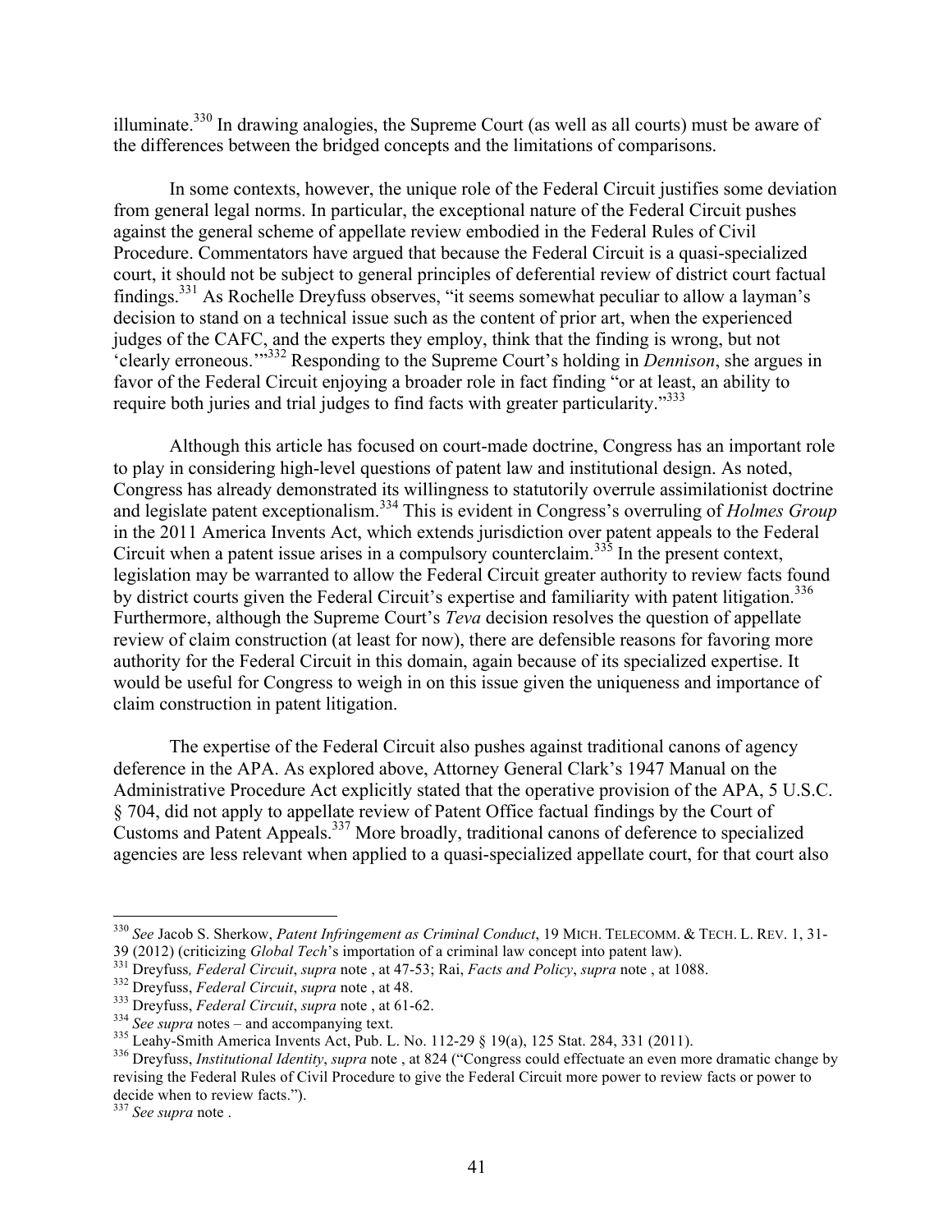illuminate.[330] In drawing analogies, the Supreme Court (as well as all courts) must be aware of the differences between the bridged concepts and the limitations of comparisons.

In some contexts, however, the unique role of the Federal Circuit justifies some deviation from general legal norms. In particular, the exceptional nature of the Federal Circuit pushes against the general scheme of appellate review embodied in the Federal Rules of Civil Procedure. Commentators have argued that because the Federal Circuit is a quasi-specialized court, it should not be subject to general principles of deferential review of district court factual findings.[331] As Rochelle Dreyfuss observes, "it seems somewhat peculiar to allow a layman's decision to stand on a technical issue such as the content of prior art, when the experienced judges of the CAFC, and the experts they employ, think that the finding is wrong, but not 'clearly erroneous.'"[332] Responding to the Supreme Court's holding in *Dennison*, she argues in favor of the Federal Circuit enjoying a broader role in fact finding "or at least, an ability to require both juries and trial judges to find facts with greater particularity."[333]

Although this article has focused on court-made doctrine, Congress has an important role to play in considering high-level questions of patent law and institutional design. As noted, Congress has already demonstrated its willingness to statutorily overrule assimilationist doctrine and legislate patent exceptionalism.[334] This is evident in Congress's overruling of *Holmes Group* in the 2011 America Invents Act, which extends jurisdiction over patent appeals to the Federal Circuit when a patent issue arises in a compulsory counterclaim.[335] In the present context, legislation may be warranted to allow the Federal Circuit greater authority to review facts found by district courts given the Federal Circuit's expertise and familiarity with patent litigation.[336] Furthermore, although the Supreme Court's *Teva* decision resolves the question of appellate review of claim construction (at least for now), there are defensible reasons for favoring more authority for the Federal Circuit in this domain, again because of its specialized expertise. It would be useful for Congress to weigh in on this issue given the uniqueness and importance of claim construction in patent litigation.

The expertise of the Federal Circuit also pushes against traditional canons of agency deference in the APA. As explored above, Attorney General Clark's 1947 Manual on the Administrative Procedure Act explicitly stated that the operative provision of the APA, 5 U.S.C. § 704, did not apply to appellate review of Patent Office factual findings by the Court of Customs and Patent Appeals.[337] More broadly, traditional canons of deference to specialized agencies are less relevant when applied to a quasi-specialized appellate court, for that court also

---

[330] *See* Jacob S. Sherkow, *Patent Infringement as Criminal Conduct*, 19 MICH. TELECOMM. & TECH. L. REV. 1, 31-39 (2012) (criticizing *Global Tech*'s importation of a criminal law concept into patent law).

[331] Dreyfuss*, Federal Circuit*, *supra* note , at 47-53; Rai, *Facts and Policy*, *supra* note , at 1088.

[332] Dreyfuss, *Federal Circuit*, *supra* note , at 48.

[333] Dreyfuss, *Federal Circuit*, *supra* note , at 61-62.

[334] *See supra* notes – and accompanying text.

[335] Leahy-Smith America Invents Act, Pub. L. No. 112-29 § 19(a), 125 Stat. 284, 331 (2011).

[336] Dreyfuss, *Institutional Identity*, *supra* note , at 824 ("Congress could effectuate an even more dramatic change by revising the Federal Rules of Civil Procedure to give the Federal Circuit more power to review facts or power to decide when to review facts.").

[337] *See supra* note .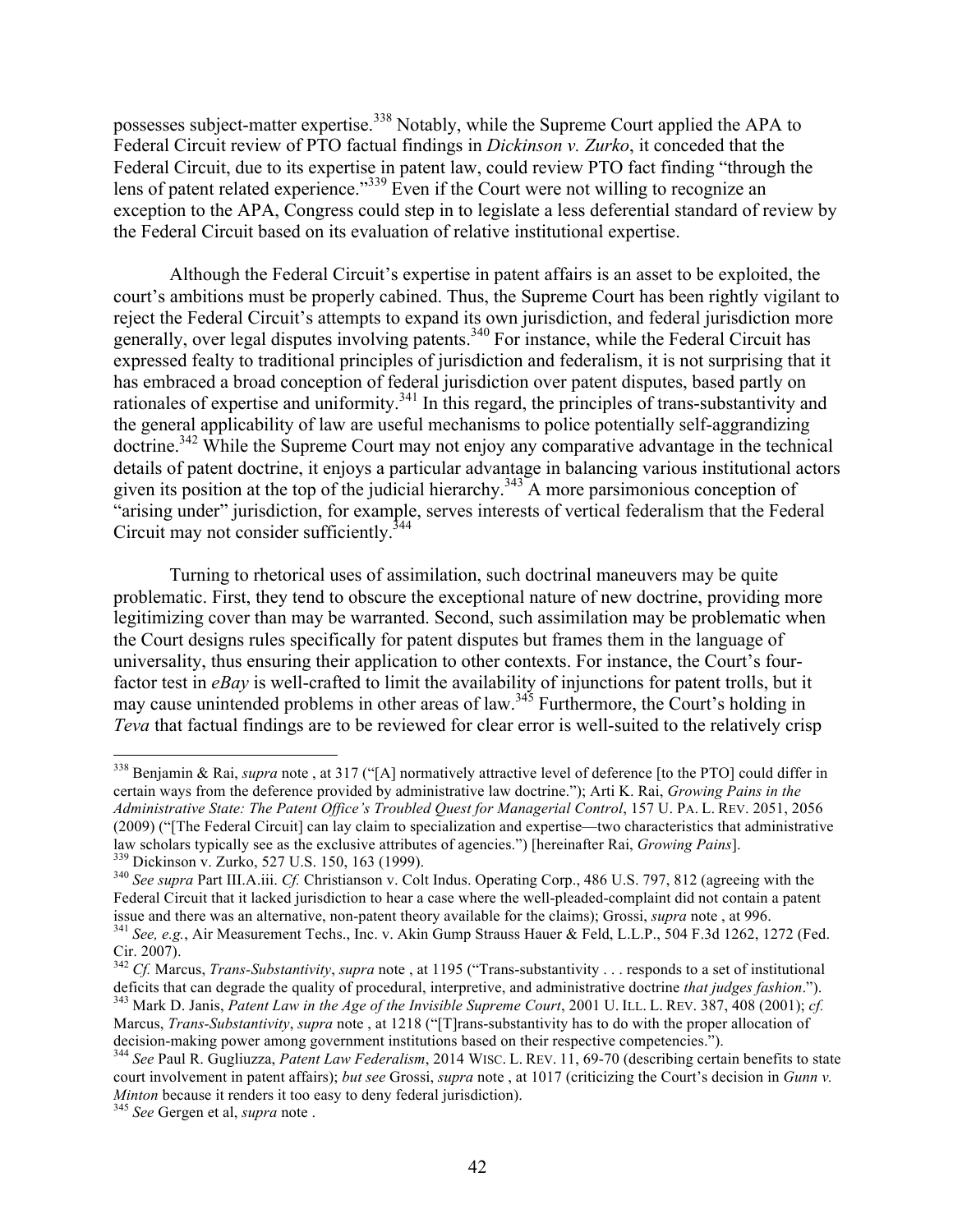possesses subject-matter expertise.[338] Notably, while the Supreme Court applied the APA to Federal Circuit review of PTO factual findings in *Dickinson v. Zurko*, it conceded that the Federal Circuit, due to its expertise in patent law, could review PTO fact finding "through the lens of patent related experience."[339] Even if the Court were not willing to recognize an exception to the APA, Congress could step in to legislate a less deferential standard of review by the Federal Circuit based on its evaluation of relative institutional expertise.

Although the Federal Circuit's expertise in patent affairs is an asset to be exploited, the court's ambitions must be properly cabined. Thus, the Supreme Court has been rightly vigilant to reject the Federal Circuit's attempts to expand its own jurisdiction, and federal jurisdiction more generally, over legal disputes involving patents.[340] For instance, while the Federal Circuit has expressed fealty to traditional principles of jurisdiction and federalism, it is not surprising that it has embraced a broad conception of federal jurisdiction over patent disputes, based partly on rationales of expertise and uniformity.[341] In this regard, the principles of trans-substantivity and the general applicability of law are useful mechanisms to police potentially self-aggrandizing doctrine.[342] While the Supreme Court may not enjoy any comparative advantage in the technical details of patent doctrine, it enjoys a particular advantage in balancing various institutional actors given its position at the top of the judicial hierarchy.[343] A more parsimonious conception of "arising under" jurisdiction, for example, serves interests of vertical federalism that the Federal Circuit may not consider sufficiently.[344]

Turning to rhetorical uses of assimilation, such doctrinal maneuvers may be quite problematic. First, they tend to obscure the exceptional nature of new doctrine, providing more legitimizing cover than may be warranted. Second, such assimilation may be problematic when the Court designs rules specifically for patent disputes but frames them in the language of universality, thus ensuring their application to other contexts. For instance, the Court's four-factor test in *eBay* is well-crafted to limit the availability of injunctions for patent trolls, but it may cause unintended problems in other areas of law.[345] Furthermore, the Court's holding in *Teva* that factual findings are to be reviewed for clear error is well-suited to the relatively crisp

---

[338] Benjamin & Rai, *supra* note , at 317 ("[A] normatively attractive level of deference [to the PTO] could differ in certain ways from the deference provided by administrative law doctrine."); Arti K. Rai, *Growing Pains in the Administrative State: The Patent Office's Troubled Quest for Managerial Control*, 157 U. PA. L. REV. 2051, 2056 (2009) ("[The Federal Circuit] can lay claim to specialization and expertise—two characteristics that administrative law scholars typically see as the exclusive attributes of agencies.") [hereinafter Rai, *Growing Pains*].

[339] Dickinson v. Zurko, 527 U.S. 150, 163 (1999).

[340] *See supra* Part III.A.iii. *Cf.* Christianson v. Colt Indus. Operating Corp., 486 U.S. 797, 812 (agreeing with the Federal Circuit that it lacked jurisdiction to hear a case where the well-pleaded-complaint did not contain a patent issue and there was an alternative, non-patent theory available for the claims); Grossi, *supra* note , at 996.

[341] *See, e.g.*, Air Measurement Techs., Inc. v. Akin Gump Strauss Hauer & Feld, L.L.P., 504 F.3d 1262, 1272 (Fed. Cir. 2007).

[342] *Cf.* Marcus, *Trans-Substantivity*, *supra* note , at 1195 ("Trans-substantivity . . . responds to a set of institutional deficits that can degrade the quality of procedural, interpretive, and administrative doctrine *that judges fashion*.").

[343] Mark D. Janis, *Patent Law in the Age of the Invisible Supreme Court*, 2001 U. ILL. L. REV. 387, 408 (2001); *cf.* Marcus, *Trans-Substantivity*, *supra* note , at 1218 ("[T]rans-substantivity has to do with the proper allocation of decision-making power among government institutions based on their respective competencies.").

[344] *See* Paul R. Gugliuzza, *Patent Law Federalism*, 2014 WISC. L. REV. 11, 69-70 (describing certain benefits to state court involvement in patent affairs); *but see* Grossi, *supra* note , at 1017 (criticizing the Court's decision in *Gunn v. Minton* because it renders it too easy to deny federal jurisdiction).

[345] *See* Gergen et al, *supra* note .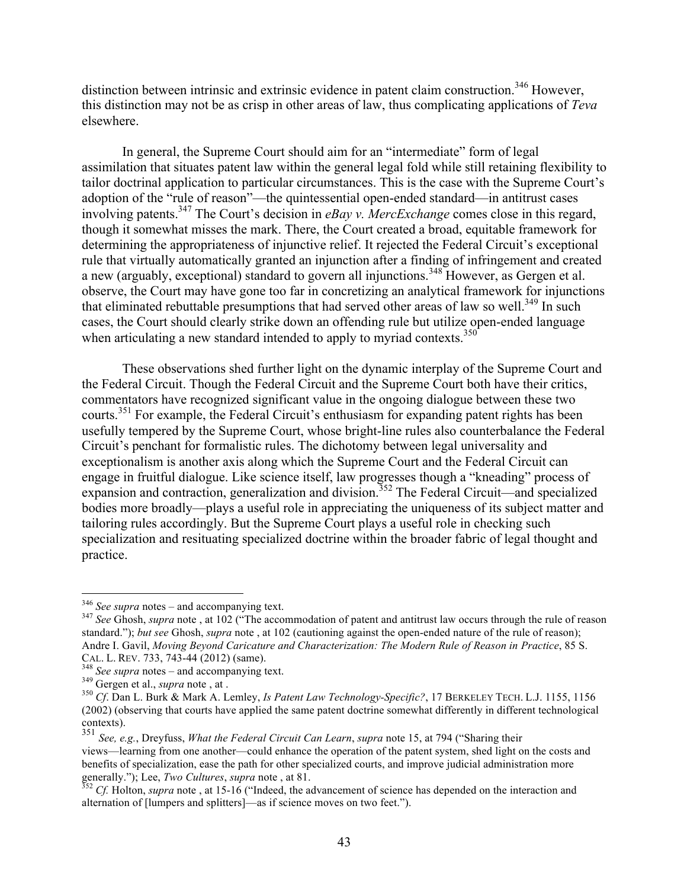distinction between intrinsic and extrinsic evidence in patent claim construction.[346] However, this distinction may not be as crisp in other areas of law, thus complicating applications of *Teva* elsewhere.

In general, the Supreme Court should aim for an "intermediate" form of legal assimilation that situates patent law within the general legal fold while still retaining flexibility to tailor doctrinal application to particular circumstances. This is the case with the Supreme Court's adoption of the "rule of reason"—the quintessential open-ended standard—in antitrust cases involving patents.[347] The Court's decision in *eBay v. MercExchange* comes close in this regard, though it somewhat misses the mark. There, the Court created a broad, equitable framework for determining the appropriateness of injunctive relief. It rejected the Federal Circuit's exceptional rule that virtually automatically granted an injunction after a finding of infringement and created a new (arguably, exceptional) standard to govern all injunctions.[348] However, as Gergen et al. observe, the Court may have gone too far in concretizing an analytical framework for injunctions that eliminated rebuttable presumptions that had served other areas of law so well.[349] In such cases, the Court should clearly strike down an offending rule but utilize open-ended language when articulating a new standard intended to apply to myriad contexts.[350]

These observations shed further light on the dynamic interplay of the Supreme Court and the Federal Circuit. Though the Federal Circuit and the Supreme Court both have their critics, commentators have recognized significant value in the ongoing dialogue between these two courts.[351] For example, the Federal Circuit's enthusiasm for expanding patent rights has been usefully tempered by the Supreme Court, whose bright-line rules also counterbalance the Federal Circuit's penchant for formalistic rules. The dichotomy between legal universality and exceptionalism is another axis along which the Supreme Court and the Federal Circuit can engage in fruitful dialogue. Like science itself, law progresses though a "kneading" process of expansion and contraction, generalization and division.[352] The Federal Circuit—and specialized bodies more broadly—plays a useful role in appreciating the uniqueness of its subject matter and tailoring rules accordingly. But the Supreme Court plays a useful role in checking such specialization and resituating specialized doctrine within the broader fabric of legal thought and practice.

---

[346] *See supra* notes – and accompanying text.

[347] *See* Ghosh, *supra* note , at 102 ("The accommodation of patent and antitrust law occurs through the rule of reason standard."); *but see* Ghosh, *supra* note , at 102 (cautioning against the open-ended nature of the rule of reason); Andre I. Gavil, *Moving Beyond Caricature and Characterization: The Modern Rule of Reason in Practice*, 85 S. CAL. L. REV. 733, 743-44 (2012) (same).

[348] *See supra* notes – and accompanying text.

[349] Gergen et al., *supra* note , at .

[350] *Cf*. Dan L. Burk & Mark A. Lemley, *Is Patent Law Technology-Specific?*, 17 BERKELEY TECH. L.J. 1155, 1156 (2002) (observing that courts have applied the same patent doctrine somewhat differently in different technological contexts).

[351] *See, e.g.*, Dreyfuss, *What the Federal Circuit Can Learn*, *supra* note 15, at 794 ("Sharing their views—learning from one another—could enhance the operation of the patent system, shed light on the costs and benefits of specialization, ease the path for other specialized courts, and improve judicial administration more generally."); Lee, *Two Cultures*, *supra* note , at 81.

[352] *Cf.* Holton, *supra* note , at 15-16 ("Indeed, the advancement of science has depended on the interaction and alternation of [lumpers and splitters]—as if science moves on two feet.").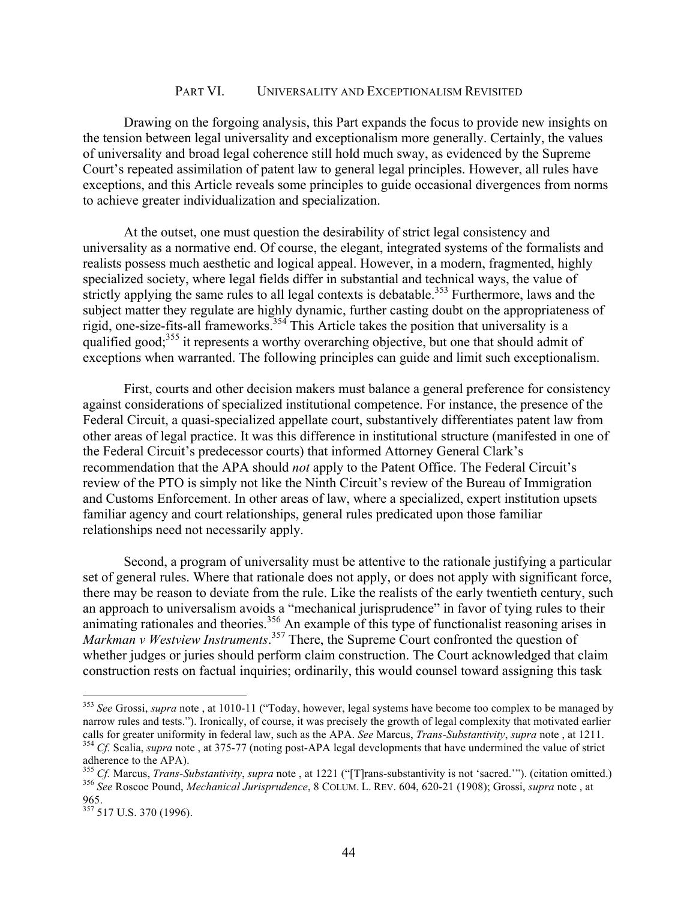## PART VI. UNIVERSALITY AND EXCEPTIONALISM REVISITED

Drawing on the forgoing analysis, this Part expands the focus to provide new insights on the tension between legal universality and exceptionalism more generally. Certainly, the values of universality and broad legal coherence still hold much sway, as evidenced by the Supreme Court's repeated assimilation of patent law to general legal principles. However, all rules have exceptions, and this Article reveals some principles to guide occasional divergences from norms to achieve greater individualization and specialization.

At the outset, one must question the desirability of strict legal consistency and universality as a normative end. Of course, the elegant, integrated systems of the formalists and realists possess much aesthetic and logical appeal. However, in a modern, fragmented, highly specialized society, where legal fields differ in substantial and technical ways, the value of strictly applying the same rules to all legal contexts is debatable.[353] Furthermore, laws and the subject matter they regulate are highly dynamic, further casting doubt on the appropriateness of rigid, one-size-fits-all frameworks.[354] This Article takes the position that universality is a qualified good;[355] it represents a worthy overarching objective, but one that should admit of exceptions when warranted. The following principles can guide and limit such exceptionalism.

First, courts and other decision makers must balance a general preference for consistency against considerations of specialized institutional competence. For instance, the presence of the Federal Circuit, a quasi-specialized appellate court, substantively differentiates patent law from other areas of legal practice. It was this difference in institutional structure (manifested in one of the Federal Circuit's predecessor courts) that informed Attorney General Clark's recommendation that the APA should *not* apply to the Patent Office. The Federal Circuit's review of the PTO is simply not like the Ninth Circuit's review of the Bureau of Immigration and Customs Enforcement. In other areas of law, where a specialized, expert institution upsets familiar agency and court relationships, general rules predicated upon those familiar relationships need not necessarily apply.

Second, a program of universality must be attentive to the rationale justifying a particular set of general rules. Where that rationale does not apply, or does not apply with significant force, there may be reason to deviate from the rule. Like the realists of the early twentieth century, such an approach to universalism avoids a "mechanical jurisprudence" in favor of tying rules to their animating rationales and theories.[356] An example of this type of functionalist reasoning arises in *Markman v Westview Instruments*.[357] There, the Supreme Court confronted the question of whether judges or juries should perform claim construction. The Court acknowledged that claim construction rests on factual inquiries; ordinarily, this would counsel toward assigning this task

---

[353] *See* Grossi, *supra* note , at 1010-11 ("Today, however, legal systems have become too complex to be managed by narrow rules and tests."). Ironically, of course, it was precisely the growth of legal complexity that motivated earlier calls for greater uniformity in federal law, such as the APA. *See* Marcus, *Trans-Substantivity*, *supra* note , at 1211.

[354] *Cf.* Scalia, *supra* note , at 375-77 (noting post-APA legal developments that have undermined the value of strict adherence to the APA).

[355] *Cf.* Marcus, *Trans-Substantivity*, *supra* note , at 1221 ("[T]rans-substantivity is not 'sacred.'"). (citation omitted.)

[356] *See* Roscoe Pound, *Mechanical Jurisprudence*, 8 COLUM. L. REV. 604, 620-21 (1908); Grossi, *supra* note , at 965.

[357] 517 U.S. 370 (1996).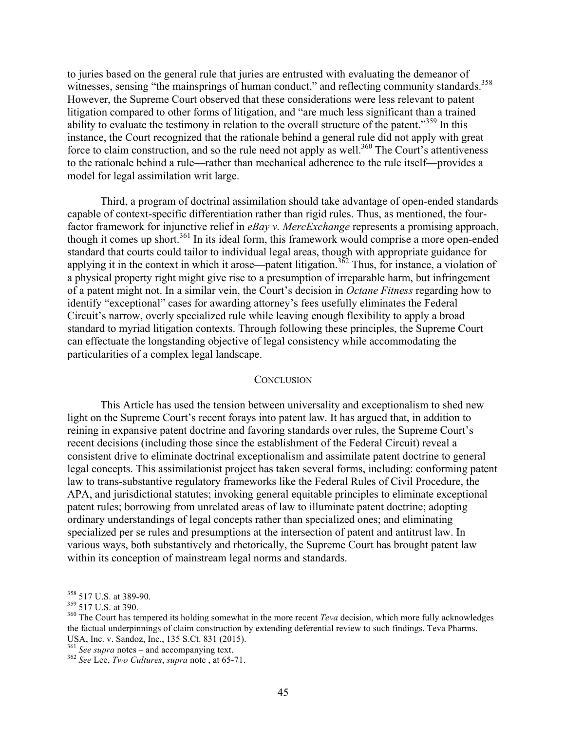to juries based on the general rule that juries are entrusted with evaluating the demeanor of witnesses, sensing "the mainsprings of human conduct," and reflecting community standards.[358] However, the Supreme Court observed that these considerations were less relevant to patent litigation compared to other forms of litigation, and "are much less significant than a trained ability to evaluate the testimony in relation to the overall structure of the patent."[359] In this instance, the Court recognized that the rationale behind a general rule did not apply with great force to claim construction, and so the rule need not apply as well.[360] The Court's attentiveness to the rationale behind a rule—rather than mechanical adherence to the rule itself—provides a model for legal assimilation writ large.

Third, a program of doctrinal assimilation should take advantage of open-ended standards capable of context-specific differentiation rather than rigid rules. Thus, as mentioned, the four-factor framework for injunctive relief in *eBay v. MercExchange* represents a promising approach, though it comes up short.[361] In its ideal form, this framework would comprise a more open-ended standard that courts could tailor to individual legal areas, though with appropriate guidance for applying it in the context in which it arose—patent litigation.[362] Thus, for instance, a violation of a physical property right might give rise to a presumption of irreparable harm, but infringement of a patent might not. In a similar vein, the Court's decision in *Octane Fitness* regarding how to identify "exceptional" cases for awarding attorney's fees usefully eliminates the Federal Circuit's narrow, overly specialized rule while leaving enough flexibility to apply a broad standard to myriad litigation contexts. Through following these principles, the Supreme Court can effectuate the longstanding objective of legal consistency while accommodating the particularities of a complex legal landscape.

## CONCLUSION

This Article has used the tension between universality and exceptionalism to shed new light on the Supreme Court's recent forays into patent law. It has argued that, in addition to reining in expansive patent doctrine and favoring standards over rules, the Supreme Court's recent decisions (including those since the establishment of the Federal Circuit) reveal a consistent drive to eliminate doctrinal exceptionalism and assimilate patent doctrine to general legal concepts. This assimilationist project has taken several forms, including: conforming patent law to trans-substantive regulatory frameworks like the Federal Rules of Civil Procedure, the APA, and jurisdictional statutes; invoking general equitable principles to eliminate exceptional patent rules; borrowing from unrelated areas of law to illuminate patent doctrine; adopting ordinary understandings of legal concepts rather than specialized ones; and eliminating specialized per se rules and presumptions at the intersection of patent and antitrust law. In various ways, both substantively and rhetorically, the Supreme Court has brought patent law within its conception of mainstream legal norms and standards.

---

[358] 517 U.S. at 389-90.

[359] 517 U.S. at 390.

[360] The Court has tempered its holding somewhat in the more recent *Teva* decision, which more fully acknowledges the factual underpinnings of claim construction by extending deferential review to such findings. Teva Pharms. USA, Inc. v. Sandoz, Inc., 135 S.Ct. 831 (2015).

[361] *See supra* notes – and accompanying text.

[362] *See* Lee, *Two Cultures*, *supra* note , at 65-71.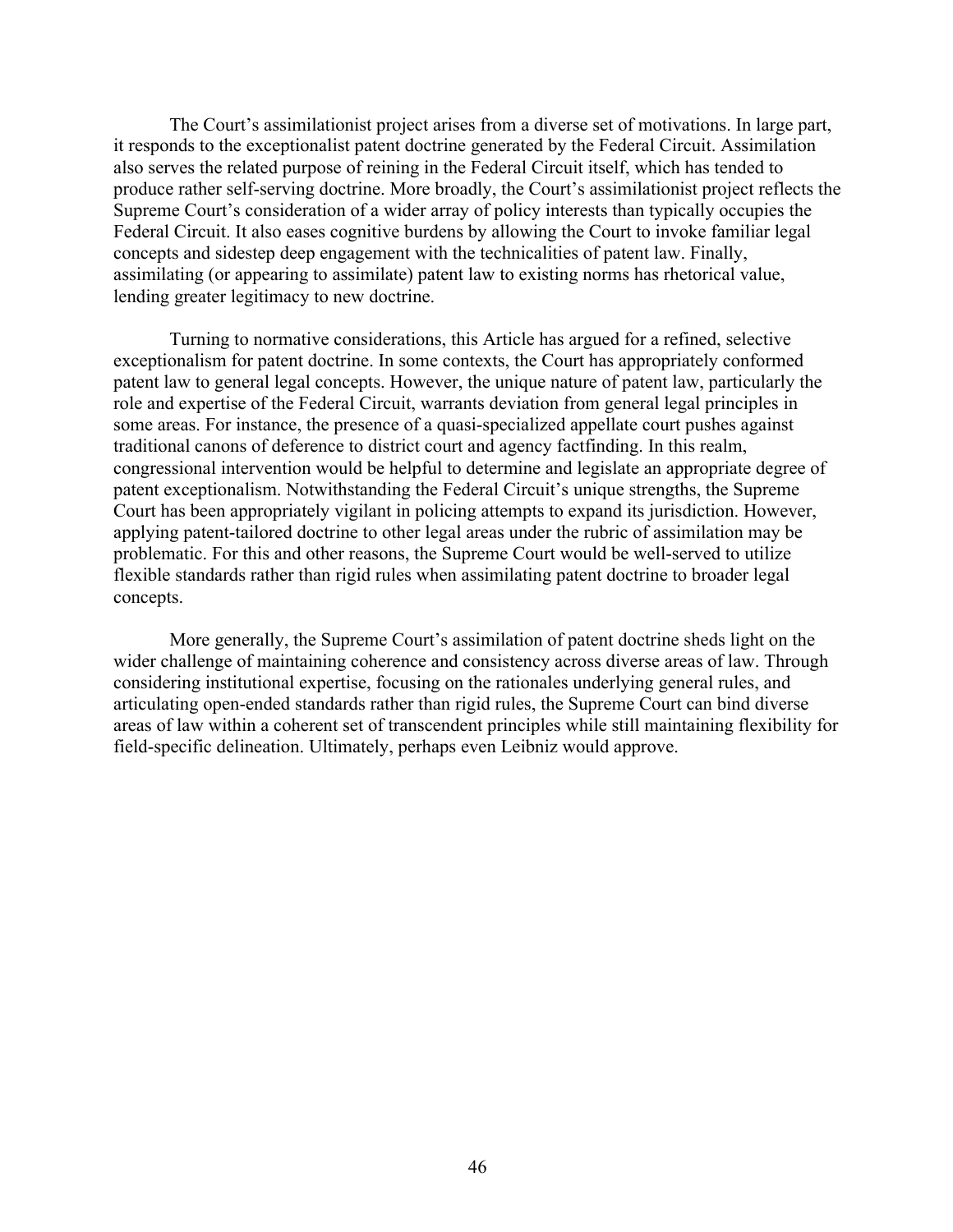The Court's assimilationist project arises from a diverse set of motivations. In large part, it responds to the exceptionalist patent doctrine generated by the Federal Circuit. Assimilation also serves the related purpose of reining in the Federal Circuit itself, which has tended to produce rather self-serving doctrine. More broadly, the Court's assimilationist project reflects the Supreme Court's consideration of a wider array of policy interests than typically occupies the Federal Circuit. It also eases cognitive burdens by allowing the Court to invoke familiar legal concepts and sidestep deep engagement with the technicalities of patent law. Finally, assimilating (or appearing to assimilate) patent law to existing norms has rhetorical value, lending greater legitimacy to new doctrine.

Turning to normative considerations, this Article has argued for a refined, selective exceptionalism for patent doctrine. In some contexts, the Court has appropriately conformed patent law to general legal concepts. However, the unique nature of patent law, particularly the role and expertise of the Federal Circuit, warrants deviation from general legal principles in some areas. For instance, the presence of a quasi-specialized appellate court pushes against traditional canons of deference to district court and agency factfinding. In this realm, congressional intervention would be helpful to determine and legislate an appropriate degree of patent exceptionalism. Notwithstanding the Federal Circuit's unique strengths, the Supreme Court has been appropriately vigilant in policing attempts to expand its jurisdiction. However, applying patent-tailored doctrine to other legal areas under the rubric of assimilation may be problematic. For this and other reasons, the Supreme Court would be well-served to utilize flexible standards rather than rigid rules when assimilating patent doctrine to broader legal concepts.

More generally, the Supreme Court's assimilation of patent doctrine sheds light on the wider challenge of maintaining coherence and consistency across diverse areas of law. Through considering institutional expertise, focusing on the rationales underlying general rules, and articulating open-ended standards rather than rigid rules, the Supreme Court can bind diverse areas of law within a coherent set of transcendent principles while still maintaining flexibility for field-specific delineation. Ultimately, perhaps even Leibniz would approve.